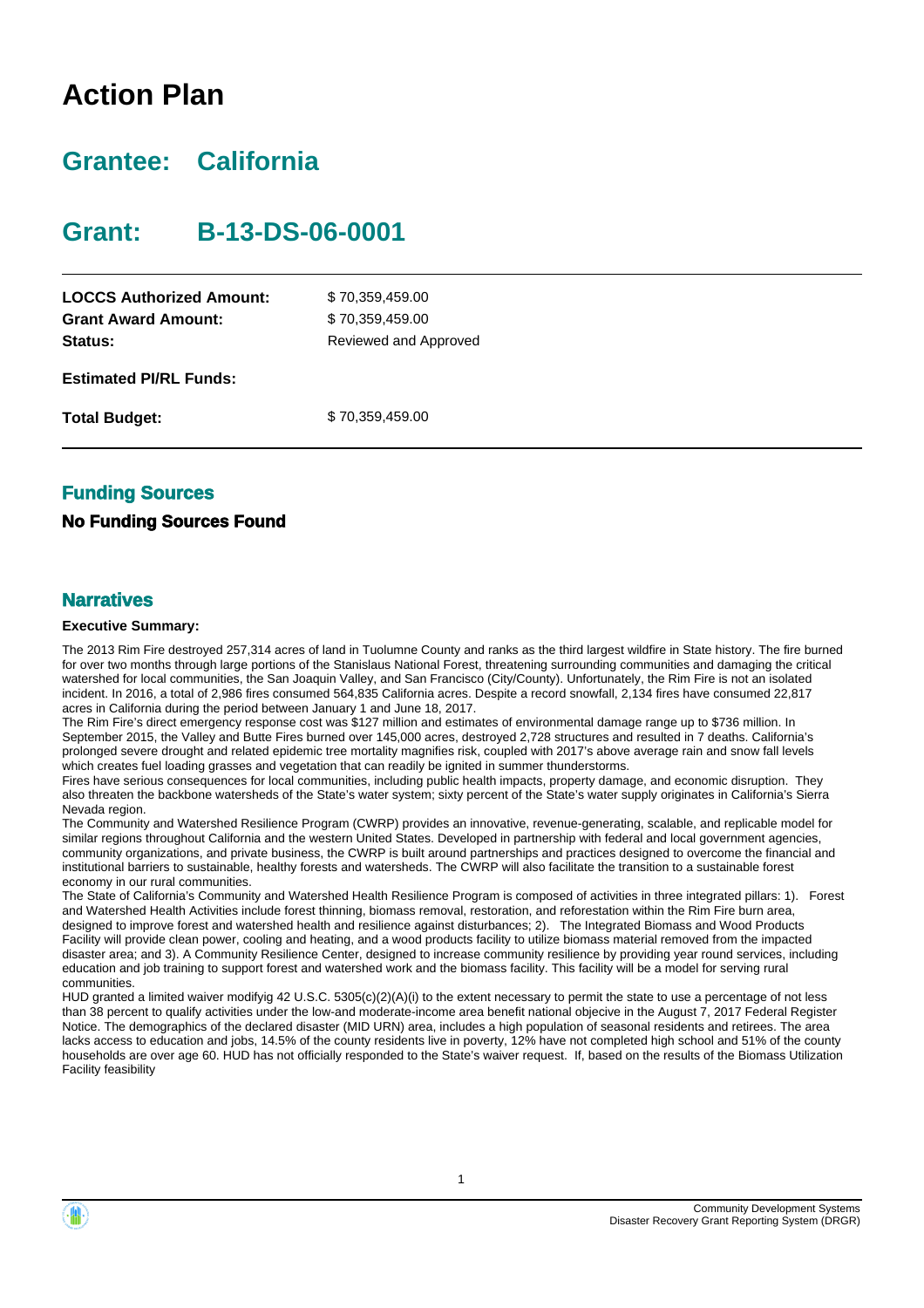# Action Plan

## Grantee: California

## Grant: B-13-DS-06-0001

| | |
|---|---|
| **LOCCS Authorized Amount:** | $ 70,359,459.00 |
| **Grant Award Amount:** | $ 70,359,459.00 |
| **Status:** | Reviewed and Approved |
| **Estimated PI/RL Funds:** | |
| **Total Budget:** | $ 70,359,459.00 |

### Funding Sources

**No Funding Sources Found**

### Narratives

**Executive Summary:**

The 2013 Rim Fire destroyed 257,314 acres of land in Tuolumne County and ranks as the third largest wildfire in State history. The fire burned for over two months through large portions of the Stanislaus National Forest, threatening surrounding communities and damaging the critical watershed for local communities, the San Joaquin Valley, and San Francisco (City/County). Unfortunately, the Rim Fire is not an isolated incident. In 2016, a total of 2,986 fires consumed 564,835 California acres. Despite a record snowfall, 2,134 fires have consumed 22,817 acres in California during the period between January 1 and June 18, 2017.

The Rim Fire's direct emergency response cost was $127 million and estimates of environmental damage range up to $736 million. In September 2015, the Valley and Butte Fires burned over 145,000 acres, destroyed 2,728 structures and resulted in 7 deaths. California's prolonged severe drought and related epidemic tree mortality magnifies risk, coupled with 2017's above average rain and snow fall levels which creates fuel loading grasses and vegetation that can readily be ignited in summer thunderstorms.

Fires have serious consequences for local communities, including public health impacts, property damage, and economic disruption. They also threaten the backbone watersheds of the State's water system; sixty percent of the State's water supply originates in California's Sierra Nevada region.

The Community and Watershed Resilience Program (CWRP) provides an innovative, revenue-generating, scalable, and replicable model for similar regions throughout California and the western United States. Developed in partnership with federal and local government agencies, community organizations, and private business, the CWRP is built around partnerships and practices designed to overcome the financial and institutional barriers to sustainable, healthy forests and watersheds. The CWRP will also facilitate the transition to a sustainable forest economy in our rural communities.

The State of California's Community and Watershed Health Resilience Program is composed of activities in three integrated pillars: 1). Forest and Watershed Health Activities include forest thinning, biomass removal, restoration, and reforestation within the Rim Fire burn area, designed to improve forest and watershed health and resilience against disturbances; 2). The Integrated Biomass and Wood Products Facility will provide clean power, cooling and heating, and a wood products facility to utilize biomass material removed from the impacted disaster area; and 3). A Community Resilience Center, designed to increase community resilience by providing year round services, including education and job training to support forest and watershed work and the biomass facility. This facility will be a model for serving rural communities.

HUD granted a limited waiver modifyig 42 U.S.C. 5305(c)(2)(A)(i) to the extent necessary to permit the state to use a percentage of not less than 38 percent to qualify activities under the low-and moderate-income area benefit national objecive in the August 7, 2017 Federal Register Notice. The demographics of the declared disaster (MID URN) area, includes a high population of seasonal residents and retirees. The area lacks access to education and jobs, 14.5% of the county residents live in poverty, 12% have not completed high school and 51% of the county households are over age 60. HUD has not officially responded to the State's waiver request. If, based on the results of the Biomass Utilization Facility feasibility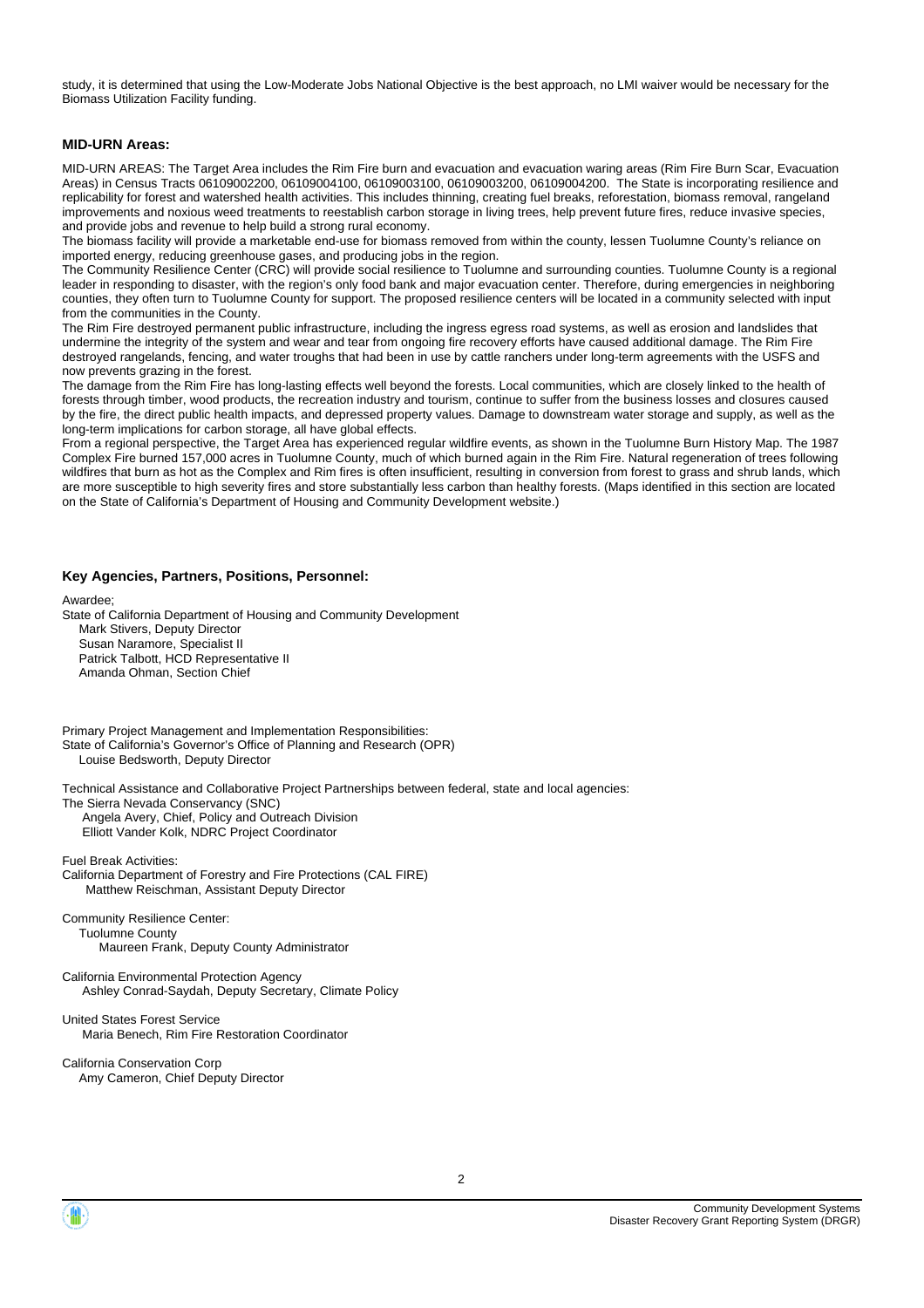study, it is determined that using the Low-Moderate Jobs National Objective is the best approach, no LMI waiver would be necessary for the Biomass Utilization Facility funding.

### MID-URN Areas:

MID-URN AREAS: The Target Area includes the Rim Fire burn and evacuation and evacuation waring areas (Rim Fire Burn Scar, Evacuation Areas) in Census Tracts 06109002200, 06109004100, 06109003100, 06109003200, 06109004200. The State is incorporating resilience and replicability for forest and watershed health activities. This includes thinning, creating fuel breaks, reforestation, biomass removal, rangeland improvements and noxious weed treatments to reestablish carbon storage in living trees, help prevent future fires, reduce invasive species, and provide jobs and revenue to help build a strong rural economy.

The biomass facility will provide a marketable end-use for biomass removed from within the county, lessen Tuolumne County's reliance on imported energy, reducing greenhouse gases, and producing jobs in the region.

The Community Resilience Center (CRC) will provide social resilience to Tuolumne and surrounding counties. Tuolumne County is a regional leader in responding to disaster, with the region's only food bank and major evacuation center. Therefore, during emergencies in neighboring counties, they often turn to Tuolumne County for support. The proposed resilience centers will be located in a community selected with input from the communities in the County.

The Rim Fire destroyed permanent public infrastructure, including the ingress egress road systems, as well as erosion and landslides that undermine the integrity of the system and wear and tear from ongoing fire recovery efforts have caused additional damage. The Rim Fire destroyed rangelands, fencing, and water troughs that had been in use by cattle ranchers under long-term agreements with the USFS and now prevents grazing in the forest.

The damage from the Rim Fire has long-lasting effects well beyond the forests. Local communities, which are closely linked to the health of forests through timber, wood products, the recreation industry and tourism, continue to suffer from the business losses and closures caused by the fire, the direct public health impacts, and depressed property values. Damage to downstream water storage and supply, as well as the long-term implications for carbon storage, all have global effects.

From a regional perspective, the Target Area has experienced regular wildfire events, as shown in the Tuolumne Burn History Map. The 1987 Complex Fire burned 157,000 acres in Tuolumne County, much of which burned again in the Rim Fire. Natural regeneration of trees following wildfires that burn as hot as the Complex and Rim fires is often insufficient, resulting in conversion from forest to grass and shrub lands, which are more susceptible to high severity fires and store substantially less carbon than healthy forests. (Maps identified in this section are located on the State of California's Department of Housing and Community Development website.)

### Key Agencies, Partners, Positions, Personnel:

Awardee;
State of California Department of Housing and Community Development
Mark Stivers, Deputy Director
Susan Naramore, Specialist II
Patrick Talbott, HCD Representative II
Amanda Ohman, Section Chief

Primary Project Management and Implementation Responsibilities:
State of California's Governor's Office of Planning and Research (OPR)
Louise Bedsworth, Deputy Director

Technical Assistance and Collaborative Project Partnerships between federal, state and local agencies:
The Sierra Nevada Conservancy (SNC)
Angela Avery, Chief, Policy and Outreach Division
Elliott Vander Kolk, NDRC Project Coordinator

Fuel Break Activities:
California Department of Forestry and Fire Protections (CAL FIRE)
Matthew Reischman, Assistant Deputy Director

Community Resilience Center:
Tuolumne County
Maureen Frank, Deputy County Administrator

California Environmental Protection Agency
Ashley Conrad-Saydah, Deputy Secretary, Climate Policy

United States Forest Service
Maria Benech, Rim Fire Restoration Coordinator

California Conservation Corp
Amy Cameron, Chief Deputy Director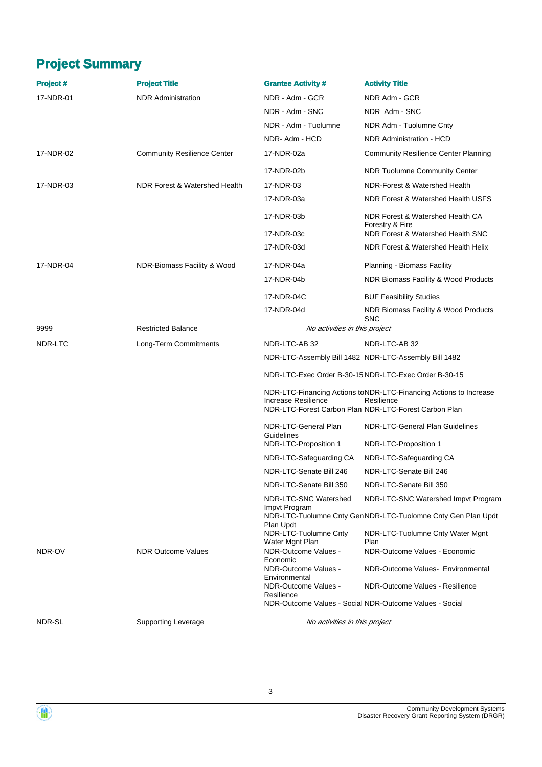## Project Summary

| Project # | Project Title | Grantee Activity # | Activity Title |
|---|---|---|---|
| 17-NDR-01 | NDR Administration | NDR - Adm - GCR | NDR Adm - GCR |
| | | NDR - Adm - SNC | NDR Adm - SNC |
| | | NDR - Adm - Tuolumne | NDR Adm - Tuolumne Cnty |
| | | NDR- Adm - HCD | NDR Administration - HCD |
| 17-NDR-02 | Community Resilience Center | 17-NDR-02a | Community Resilience Center Planning |
| | | 17-NDR-02b | NDR Tuolumne Community Center |
| 17-NDR-03 | NDR Forest & Watershed Health | 17-NDR-03 | NDR-Forest & Watershed Health |
| | | 17-NDR-03a | NDR Forest & Watershed Health USFS |
| | | 17-NDR-03b | NDR Forest & Watershed Health CA Forestry & Fire |
| | | 17-NDR-03c | NDR Forest & Watershed Health SNC |
| | | 17-NDR-03d | NDR Forest & Watershed Health Helix |
| 17-NDR-04 | NDR-Biomass Facility & Wood | 17-NDR-04a | Planning - Biomass Facility |
| | | 17-NDR-04b | NDR Biomass Facility & Wood Products |
| | | 17-NDR-04C | BUF Feasibility Studies |
| | | 17-NDR-04d | NDR Biomass Facility & Wood Products SNC |
| 9999 | Restricted Balance | *No activities in this project* | |
| NDR-LTC | Long-Term Commitments | NDR-LTC-AB 32 | NDR-LTC-AB 32 |
| | | NDR-LTC-Assembly Bill 1482 | NDR-LTC-Assembly Bill 1482 |
| | | NDR-LTC-Exec Order B-30-15 | NDR-LTC-Exec Order B-30-15 |
| | | NDR-LTC-Financing Actions to Increase Resilience | NDR-LTC-Financing Actions to Increase Resilience |
| | | NDR-LTC-Forest Carbon Plan | NDR-LTC-Forest Carbon Plan |
| | | NDR-LTC-General Plan Guidelines | NDR-LTC-General Plan Guidelines |
| | | NDR-LTC-Proposition 1 | NDR-LTC-Proposition 1 |
| | | NDR-LTC-Safeguarding CA | NDR-LTC-Safeguarding CA |
| | | NDR-LTC-Senate Bill 246 | NDR-LTC-Senate Bill 246 |
| | | NDR-LTC-Senate Bill 350 | NDR-LTC-Senate Bill 350 |
| | | NDR-LTC-SNC Watershed Impvt Program | NDR-LTC-SNC Watershed Impvt Program |
| | | NDR-LTC-Tuolumne Cnty Gen Plan Updt | NDR-LTC-Tuolumne Cnty Gen Plan Updt |
| | | NDR-LTC-Tuolumne Cnty Water Mgnt Plan | NDR-LTC-Tuolumne Cnty Water Mgnt Plan |
| NDR-OV | NDR Outcome Values | NDR-Outcome Values - Economic | NDR-Outcome Values - Economic |
| | | NDR-Outcome Values - Environmental | NDR-Outcome Values- Environmental |
| | | NDR-Outcome Values - Resilience | NDR-Outcome Values - Resilience |
| | | NDR-Outcome Values - Social | NDR-Outcome Values - Social |
| NDR-SL | Supporting Leverage | *No activities in this project* | |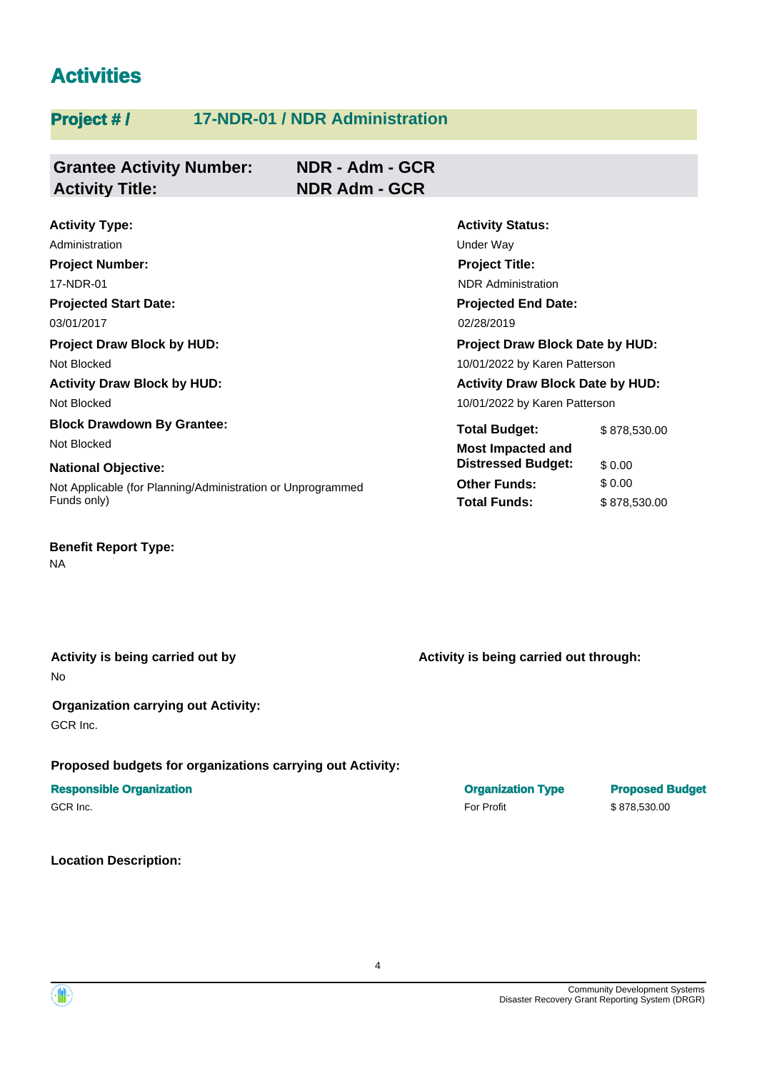# Activities

## Project # / 17-NDR-01 / NDR Administration

**Grantee Activity Number:** NDR - Adm - GCR
**Activity Title:** NDR Adm - GCR

**Activity Type:**
Administration

**Activity Status:**
Under Way

**Project Number:**
17-NDR-01

**Project Title:**
NDR Administration

**Projected Start Date:**
03/01/2017

**Projected End Date:**
02/28/2019

**Project Draw Block by HUD:**
Not Blocked

**Project Draw Block Date by HUD:**
10/01/2022 by Karen Patterson

**Activity Draw Block by HUD:**
Not Blocked

**Activity Draw Block Date by HUD:**
10/01/2022 by Karen Patterson

**Block Drawdown By Grantee:**
Not Blocked

**National Objective:**
Not Applicable (for Planning/Administration or Unprogrammed Funds only)

| | |
|---|---|
| **Total Budget:** | $ 878,530.00 |
| **Most Impacted and Distressed Budget:** | $ 0.00 |
| **Other Funds:** | $ 0.00 |
| **Total Funds:** | $ 878,530.00 |

**Benefit Report Type:**
NA

**Activity is being carried out by**
No

**Activity is being carried out through:**

**Organization carrying out Activity:**
GCR Inc.

**Proposed budgets for organizations carrying out Activity:**

| Responsible Organization | Organization Type | Proposed Budget |
|---|---|---|
| GCR Inc. | For Profit | $ 878,530.00 |

**Location Description:**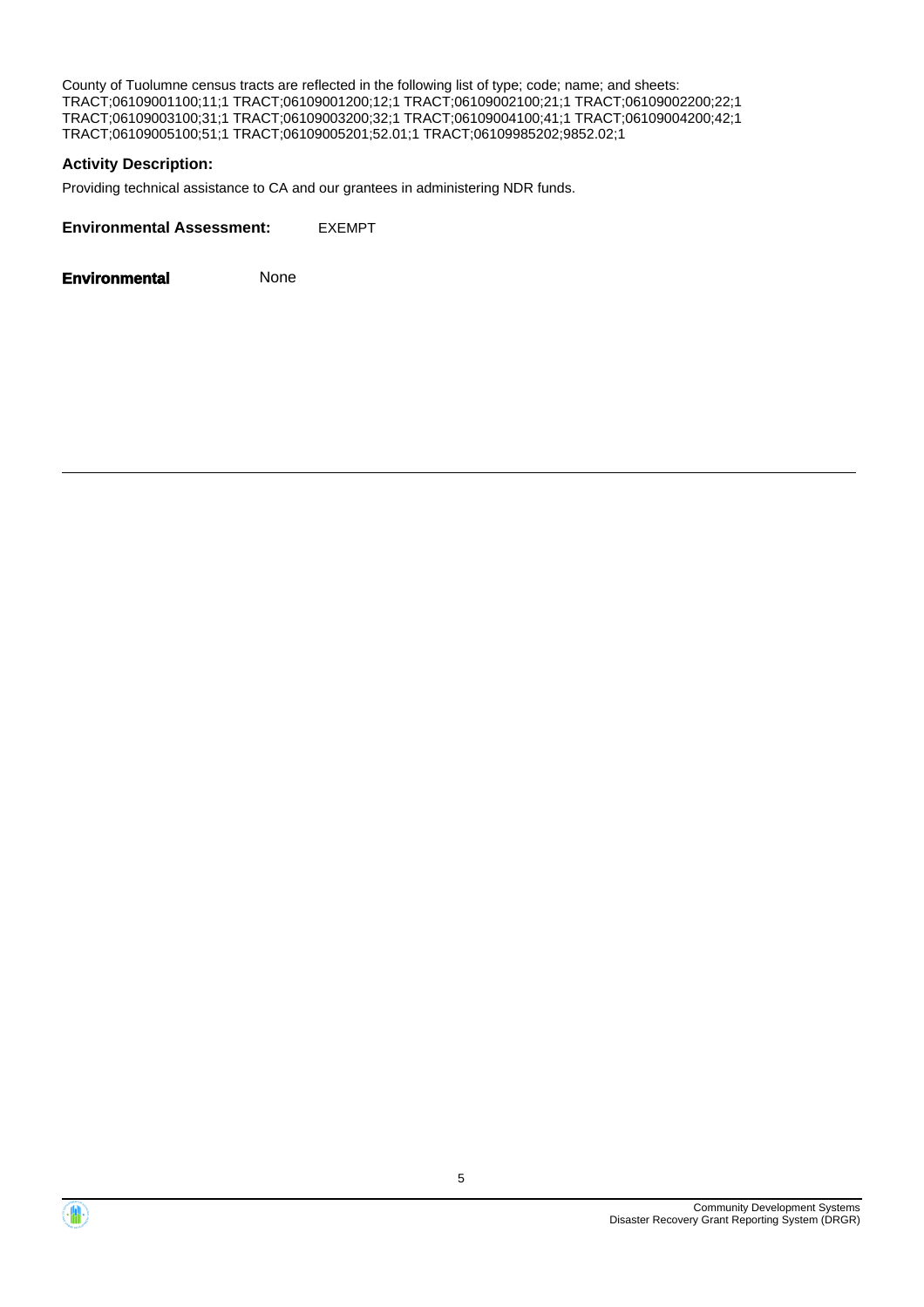County of Tuolumne census tracts are reflected in the following list of type; code; name; and sheets: TRACT;06109001100;11;1 TRACT;06109001200;12;1 TRACT;06109002100;21;1 TRACT;06109002200;22;1 TRACT;06109003100;31;1 TRACT;06109003200;32;1 TRACT;06109004100;41;1 TRACT;06109004200;42;1 TRACT;06109005100;51;1 TRACT;06109005201;52.01;1 TRACT;06109985202;9852.02;1

**Activity Description:**

Providing technical assistance to CA and our grantees in administering NDR funds.

**Environmental Assessment:** EXEMPT

**Environmental** None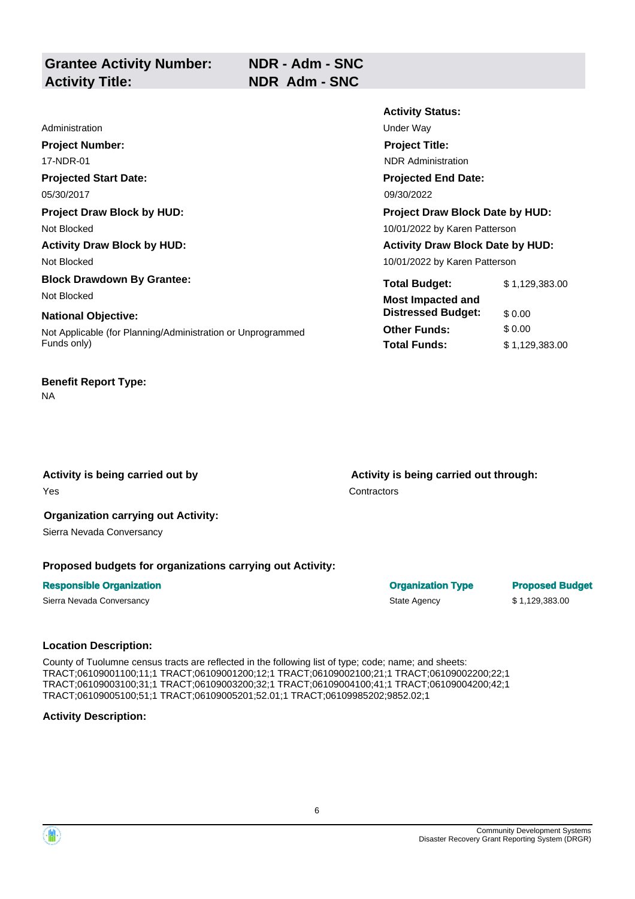| **Grantee Activity Number:** | **NDR - Adm - SNC** |
|---|---|
| **Activity Title:** | **NDR Adm - SNC** |

Administration

**Activity Status:**
Under Way

**Project Number:**
17-NDR-01

**Project Title:**
NDR Administration

**Projected Start Date:**
05/30/2017

**Projected End Date:**
09/30/2022

**Project Draw Block by HUD:**
Not Blocked

**Project Draw Block Date by HUD:**
10/01/2022 by Karen Patterson

**Activity Draw Block by HUD:**
Not Blocked

**Activity Draw Block Date by HUD:**
10/01/2022 by Karen Patterson

**Block Drawdown By Grantee:**
Not Blocked

**National Objective:**
Not Applicable (for Planning/Administration or Unprogrammed Funds only)

| | |
|---|---|
| **Total Budget:** | $ 1,129,383.00 |
| **Most Impacted and Distressed Budget:** | $ 0.00 |
| **Other Funds:** | $ 0.00 |
| **Total Funds:** | $ 1,129,383.00 |

**Benefit Report Type:**
NA

**Activity is being carried out by**
Yes

**Activity is being carried out through:**
Contractors

**Organization carrying out Activity:**
Sierra Nevada Conversancy

**Proposed budgets for organizations carrying out Activity:**

| Responsible Organization | Organization Type | Proposed Budget |
|---|---|---|
| Sierra Nevada Conversancy | State Agency | $ 1,129,383.00 |

**Location Description:**

County of Tuolumne census tracts are reflected in the following list of type; code; name; and sheets: TRACT;06109001100;11;1 TRACT;06109001200;12;1 TRACT;06109002100;21;1 TRACT;06109002200;22;1 TRACT;06109003100;31;1 TRACT;06109003200;32;1 TRACT;06109004100;41;1 TRACT;06109004200;42;1 TRACT;06109005100;51;1 TRACT;06109005201;52.01;1 TRACT;06109985202;9852.02;1

**Activity Description:**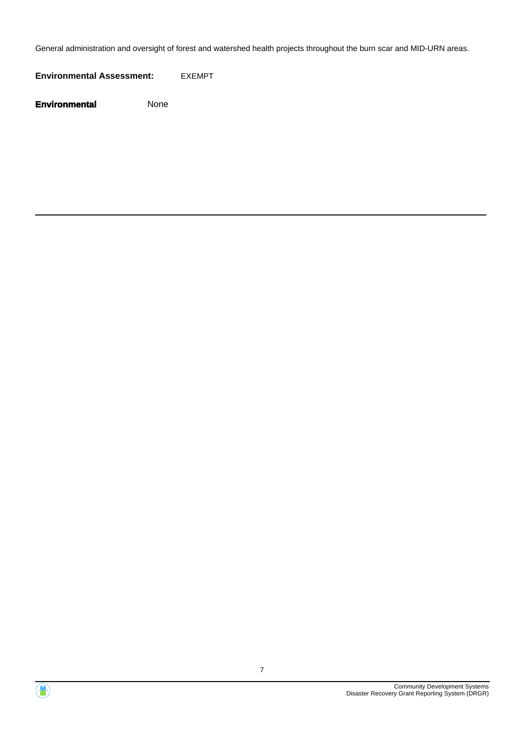General administration and oversight of forest and watershed health projects throughout the burn scar and MID-URN areas.

**Environmental Assessment:** EXEMPT

**Environmental** None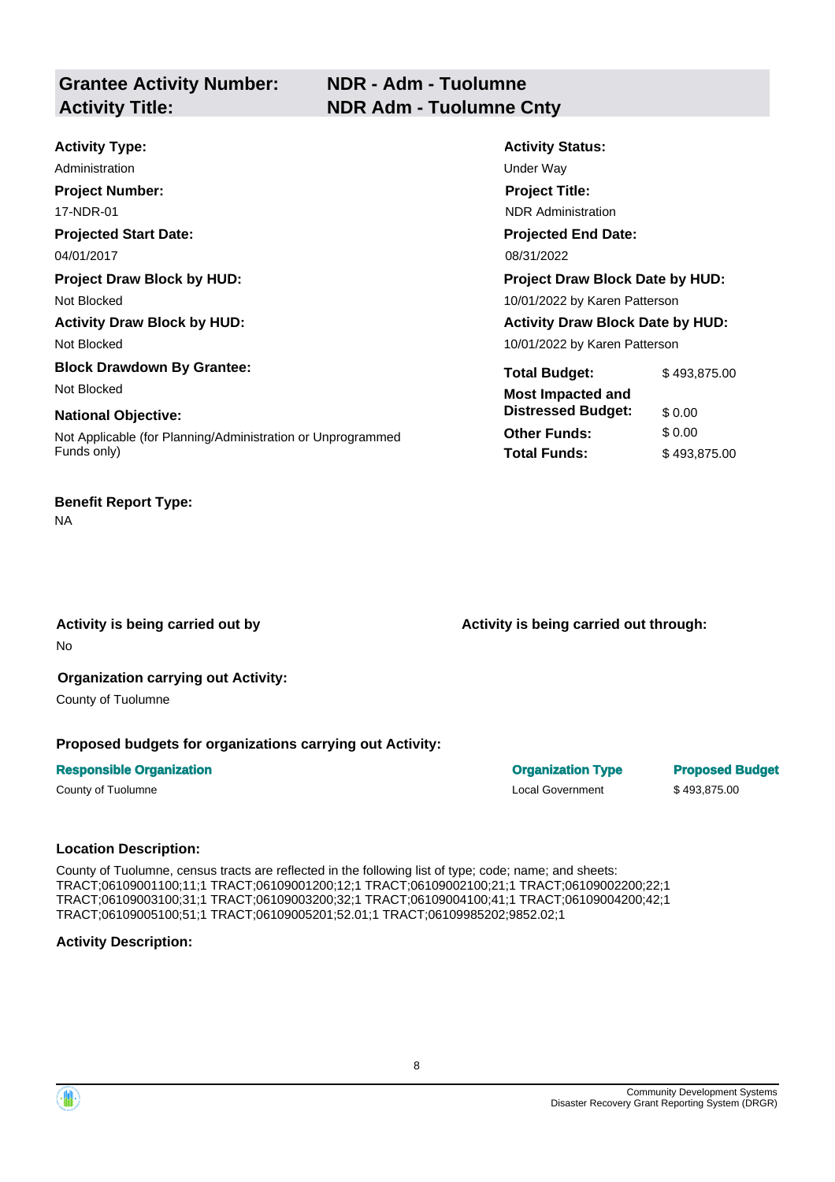## Grantee Activity Number: NDR - Adm - Tuolumne
## Activity Title: NDR Adm - Tuolumne Cnty

**Activity Type:**
Administration

**Project Number:**
17-NDR-01

**Projected Start Date:**
04/01/2017

**Project Draw Block by HUD:**
Not Blocked

**Activity Draw Block by HUD:**
Not Blocked

**Block Drawdown By Grantee:**
Not Blocked

**National Objective:**
Not Applicable (for Planning/Administration or Unprogrammed Funds only)

**Activity Status:**
Under Way

**Project Title:**
NDR Administration

**Projected End Date:**
08/31/2022

**Project Draw Block Date by HUD:**
10/01/2022 by Karen Patterson

**Activity Draw Block Date by HUD:**
10/01/2022 by Karen Patterson

| | |
|---|---|
| **Total Budget:** | $ 493,875.00 |
| **Most Impacted and Distressed Budget:** | $ 0.00 |
| **Other Funds:** | $ 0.00 |
| **Total Funds:** | $ 493,875.00 |

**Benefit Report Type:**
NA

**Activity is being carried out by**
No

**Activity is being carried out through:**

**Organization carrying out Activity:**
County of Tuolumne

**Proposed budgets for organizations carrying out Activity:**

| Responsible Organization | Organization Type | Proposed Budget |
|---|---|---|
| County of Tuolumne | Local Government | $ 493,875.00 |

**Location Description:**

County of Tuolumne, census tracts are reflected in the following list of type; code; name; and sheets: TRACT;06109001100;11;1 TRACT;06109001200;12;1 TRACT;06109002100;21;1 TRACT;06109002200;22;1 TRACT;06109003100;31;1 TRACT;06109003200;32;1 TRACT;06109004100;41;1 TRACT;06109004200;42;1 TRACT;06109005100;51;1 TRACT;06109005201;52.01;1 TRACT;06109985202;9852.02;1

**Activity Description:**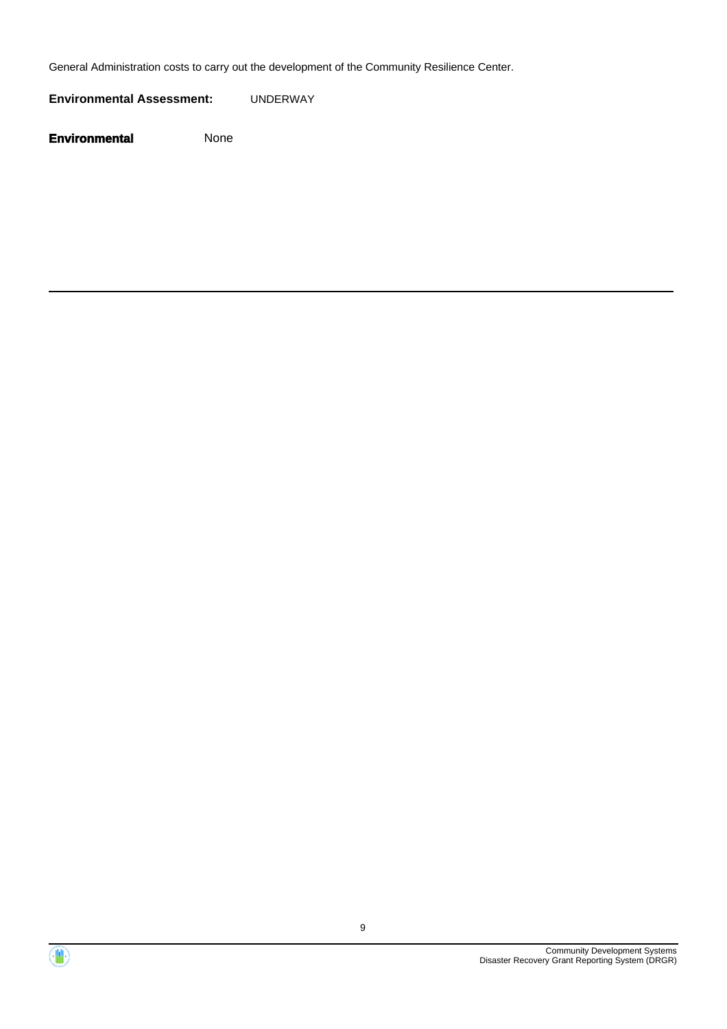General Administration costs to carry out the development of the Community Resilience Center.

**Environmental Assessment:** UNDERWAY

**Environmental** None

---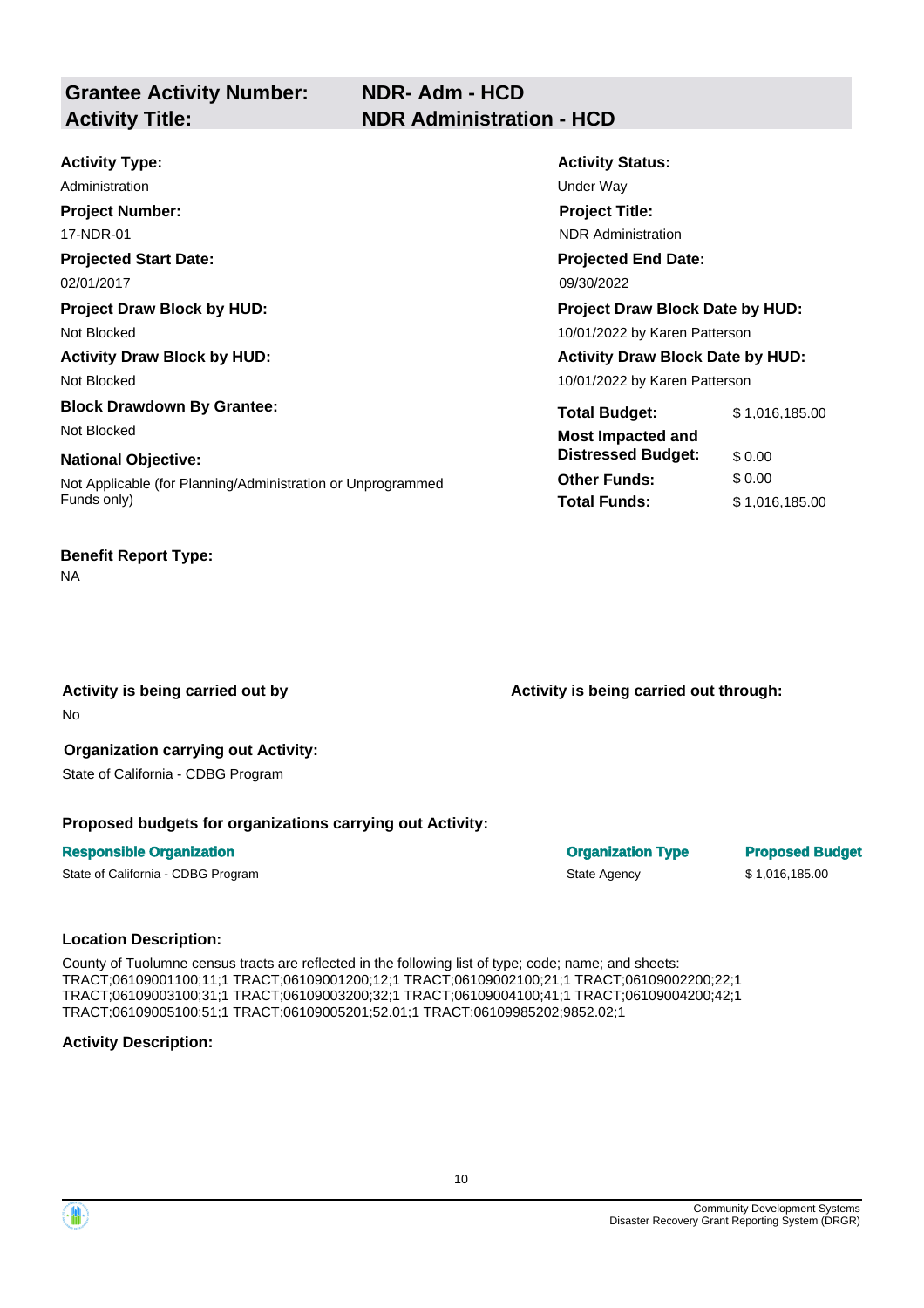| **Grantee Activity Number:** | **NDR- Adm - HCD** |
|---|---|
| **Activity Title:** | **NDR Administration - HCD** |

**Activity Type:**
Administration

**Activity Status:**
Under Way

**Project Number:**
17-NDR-01

**Project Title:**
NDR Administration

**Projected Start Date:**
02/01/2017

**Projected End Date:**
09/30/2022

**Project Draw Block by HUD:**
Not Blocked

**Project Draw Block Date by HUD:**
10/01/2022 by Karen Patterson

**Activity Draw Block by HUD:**
Not Blocked

**Activity Draw Block Date by HUD:**
10/01/2022 by Karen Patterson

**Block Drawdown By Grantee:**
Not Blocked

**National Objective:**
Not Applicable (for Planning/Administration or Unprogrammed Funds only)

| | |
|---|---|
| **Total Budget:** | $ 1,016,185.00 |
| **Most Impacted and Distressed Budget:** | $ 0.00 |
| **Other Funds:** | $ 0.00 |
| **Total Funds:** | $ 1,016,185.00 |

**Benefit Report Type:**
NA

**Activity is being carried out by**
No

**Activity is being carried out through:**

**Organization carrying out Activity:**
State of California - CDBG Program

**Proposed budgets for organizations carrying out Activity:**

| Responsible Organization | Organization Type | Proposed Budget |
|---|---|---|
| State of California - CDBG Program | State Agency | $ 1,016,185.00 |

**Location Description:**

County of Tuolumne census tracts are reflected in the following list of type; code; name; and sheets: TRACT;06109001100;11;1 TRACT;06109001200;12;1 TRACT;06109002100;21;1 TRACT;06109002200;22;1 TRACT;06109003100;31;1 TRACT;06109003200;32;1 TRACT;06109004100;41;1 TRACT;06109004200;42;1 TRACT;06109005100;51;1 TRACT;06109005201;52.01;1 TRACT;06109985202;9852.02;1

**Activity Description:**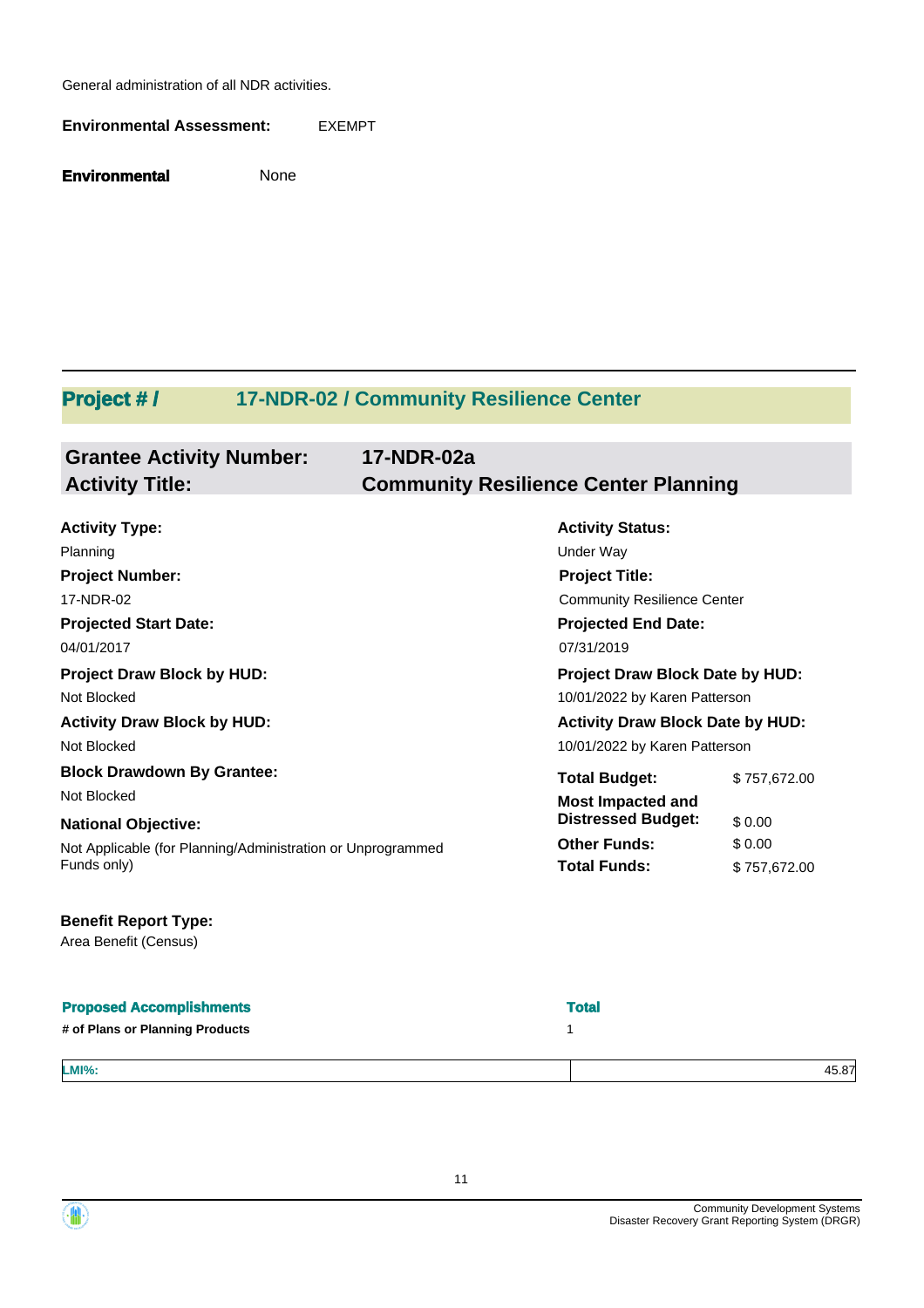General administration of all NDR activities.

**Environmental Assessment:** EXEMPT

**Environmental** None

---

## Project # / 17-NDR-02 / Community Resilience Center

### Grantee Activity Number: 17-NDR-02a
### Activity Title: Community Resilience Center Planning

**Activity Type:**
Planning

**Activity Status:**
Under Way

**Project Number:**
17-NDR-02

**Project Title:**
Community Resilience Center

**Projected Start Date:**
04/01/2017

**Projected End Date:**
07/31/2019

**Project Draw Block by HUD:**
Not Blocked

**Project Draw Block Date by HUD:**
10/01/2022 by Karen Patterson

**Activity Draw Block by HUD:**
Not Blocked

**Activity Draw Block Date by HUD:**
10/01/2022 by Karen Patterson

**Block Drawdown By Grantee:**
Not Blocked

**National Objective:**
Not Applicable (for Planning/Administration or Unprogrammed Funds only)

| | |
|---|---|
| **Total Budget:** | $ 757,672.00 |
| **Most Impacted and Distressed Budget:** | $ 0.00 |
| **Other Funds:** | $ 0.00 |
| **Total Funds:** | $ 757,672.00 |

**Benefit Report Type:**
Area Benefit (Census)

| Proposed Accomplishments | Total |
|---|---|
| # of Plans or Planning Products | 1 |

| | |
|---|---|
| LMI%: | 45.87 |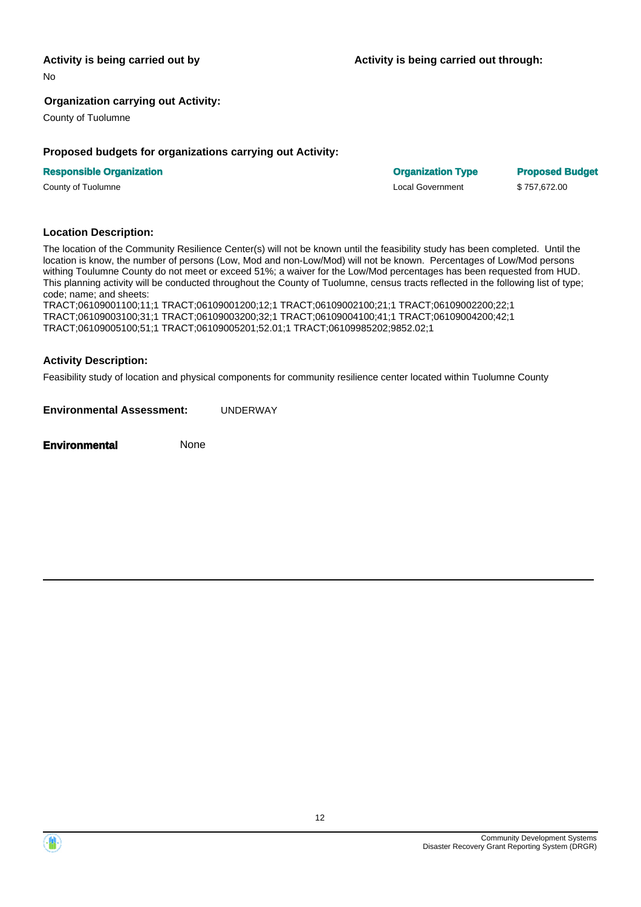**Activity is being carried out by**

No

**Activity is being carried out through:**

**Organization carrying out Activity:**

County of Tuolumne

**Proposed budgets for organizations carrying out Activity:**

| Responsible Organization | Organization Type | Proposed Budget |
| --- | --- | --- |
| County of Tuolumne | Local Government | $ 757,672.00 |

**Location Description:**

The location of the Community Resilience Center(s) will not be known until the feasibility study has been completed. Until the location is know, the number of persons (Low, Mod and non-Low/Mod) will not be known. Percentages of Low/Mod persons withing Toulumne County do not meet or exceed 51%; a waiver for the Low/Mod percentages has been requested from HUD. This planning activity will be conducted throughout the County of Tuolumne, census tracts reflected in the following list of type; code; name; and sheets:
TRACT;06109001100;11;1 TRACT;06109001200;12;1 TRACT;06109002100;21;1 TRACT;06109002200;22;1 TRACT;06109003100;31;1 TRACT;06109003200;32;1 TRACT;06109004100;41;1 TRACT;06109004200;42;1 TRACT;06109005100;51;1 TRACT;06109005201;52.01;1 TRACT;06109985202;9852.02;1

**Activity Description:**

Feasibility study of location and physical components for community resilience center located within Tuolumne County

**Environmental Assessment:** UNDERWAY

**Environmental** None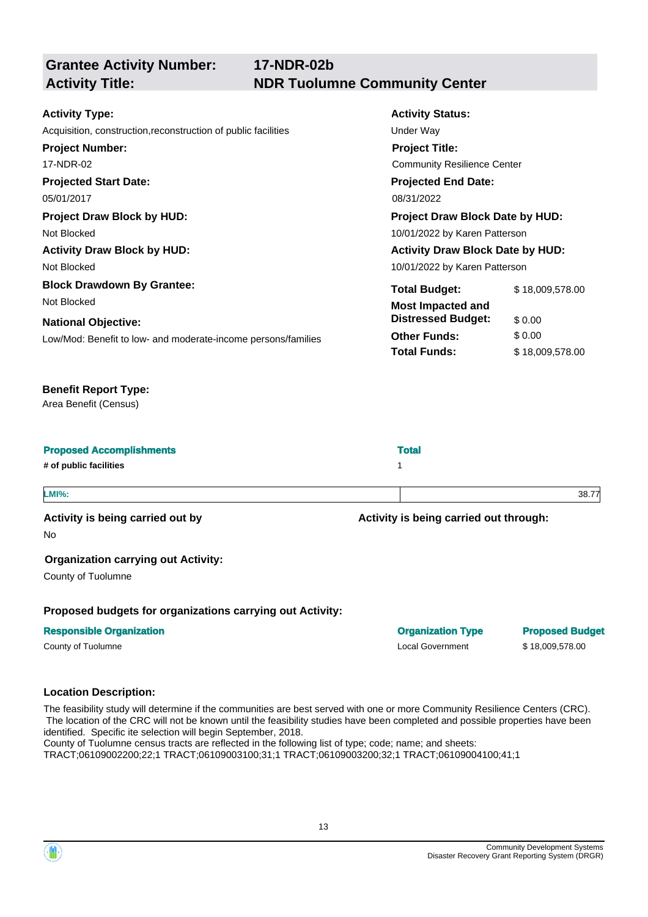## Grantee Activity Number: 17-NDR-02b
## Activity Title: NDR Tuolumne Community Center

**Activity Type:**
Acquisition, construction,reconstruction of public facilities

**Activity Status:**
Under Way

**Project Number:**
17-NDR-02

**Project Title:**
Community Resilience Center

**Projected Start Date:**
05/01/2017

**Projected End Date:**
08/31/2022

**Project Draw Block by HUD:**
Not Blocked

**Project Draw Block Date by HUD:**
10/01/2022 by Karen Patterson

**Activity Draw Block by HUD:**
Not Blocked

**Activity Draw Block Date by HUD:**
10/01/2022 by Karen Patterson

**Block Drawdown By Grantee:**
Not Blocked

**National Objective:**
Low/Mod: Benefit to low- and moderate-income persons/families

| | |
|---|---|
| **Total Budget:** | $ 18,009,578.00 |
| **Most Impacted and Distressed Budget:** | $ 0.00 |
| **Other Funds:** | $ 0.00 |
| **Total Funds:** | $ 18,009,578.00 |

**Benefit Report Type:**
Area Benefit (Census)

| Proposed Accomplishments | Total |
|---|---|
| # of public facilities | 1 |

| LMI%: | 38.77 |
|---|---|

**Activity is being carried out by**
No

**Activity is being carried out through:**

**Organization carrying out Activity:**
County of Tuolumne

**Proposed budgets for organizations carrying out Activity:**

| Responsible Organization | Organization Type | Proposed Budget |
|---|---|---|
| County of Tuolumne | Local Government | $ 18,009,578.00 |

**Location Description:**

The feasibility study will determine if the communities are best served with one or more Community Resilience Centers (CRC). The location of the CRC will not be known until the feasibility studies have been completed and possible properties have been identified. Specific ite selection will begin September, 2018.
County of Tuolumne census tracts are reflected in the following list of type; code; name; and sheets:
TRACT;06109002200;22;1 TRACT;06109003100;31;1 TRACT;06109003200;32;1 TRACT;06109004100;41;1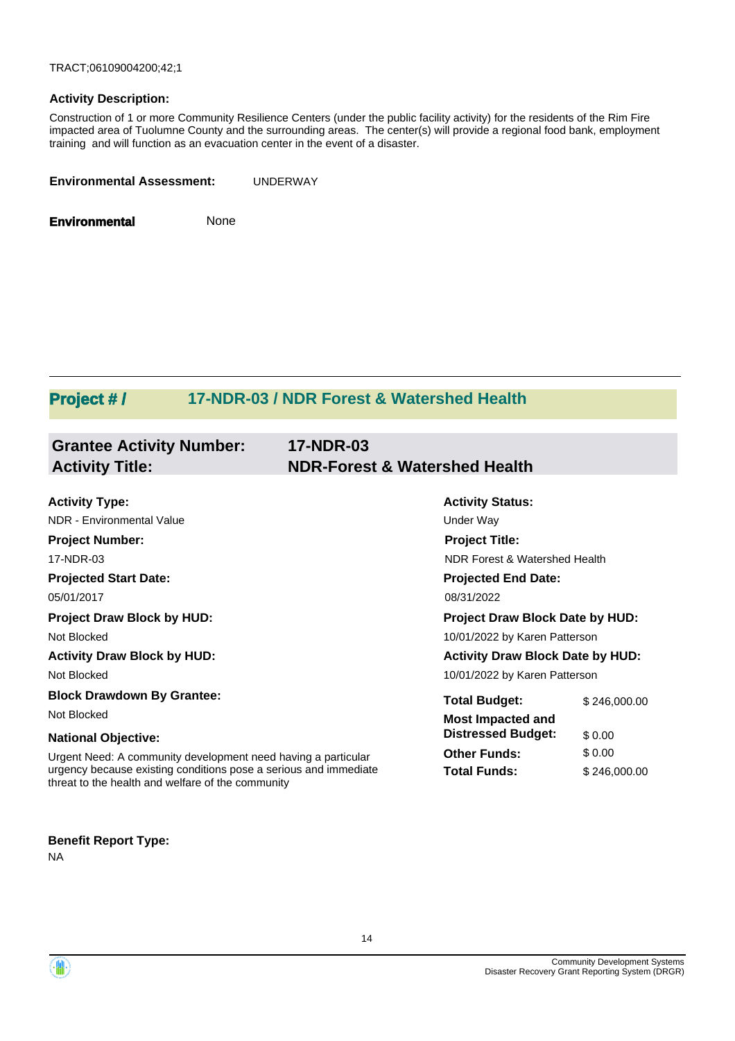TRACT;06109004200;42;1

**Activity Description:**

Construction of 1 or more Community Resilience Centers (under the public facility activity) for the residents of the Rim Fire impacted area of Tuolumne County and the surrounding areas. The center(s) will provide a regional food bank, employment training and will function as an evacuation center in the event of a disaster.

**Environmental Assessment:** UNDERWAY

**Environmental** None

## Project # / 17-NDR-03 / NDR Forest & Watershed Health

### Grantee Activity Number: 17-NDR-03
### Activity Title: NDR-Forest & Watershed Health

**Activity Type:**
NDR - Environmental Value

**Activity Status:**
Under Way

**Project Number:**
17-NDR-03

**Project Title:**
NDR Forest & Watershed Health

**Projected Start Date:**
05/01/2017

**Projected End Date:**
08/31/2022

**Project Draw Block by HUD:**
Not Blocked

**Project Draw Block Date by HUD:**
10/01/2022 by Karen Patterson

**Activity Draw Block by HUD:**
Not Blocked

**Activity Draw Block Date by HUD:**
10/01/2022 by Karen Patterson

**Block Drawdown By Grantee:**
Not Blocked

| | |
|---|---|
| **Total Budget:** | $ 246,000.00 |
| **Most Impacted and Distressed Budget:** | $ 0.00 |
| **Other Funds:** | $ 0.00 |
| **Total Funds:** | $ 246,000.00 |

**National Objective:**

Urgent Need: A community development need having a particular urgency because existing conditions pose a serious and immediate threat to the health and welfare of the community

**Benefit Report Type:**
NA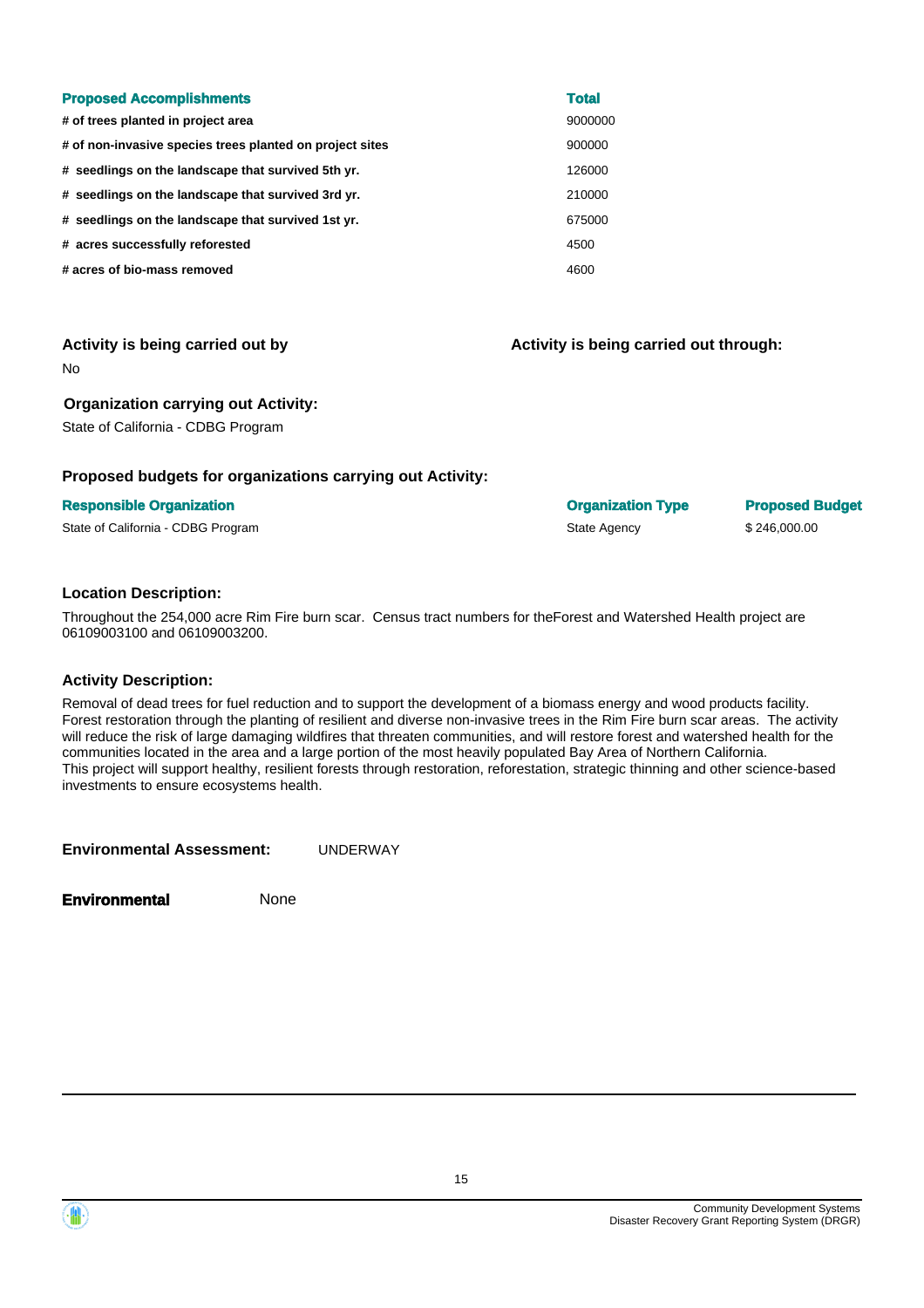| Proposed Accomplishments | Total |
| --- | --- |
| # of trees planted in project area | 9000000 |
| # of non-invasive species trees planted on project sites | 900000 |
| # seedlings on the landscape that survived 5th yr. | 126000 |
| # seedlings on the landscape that survived 3rd yr. | 210000 |
| # seedlings on the landscape that survived 1st yr. | 675000 |
| # acres successfully reforested | 4500 |
| # acres of bio-mass removed | 4600 |

### Activity is being carried out by

No

### Activity is being carried out through:

### Organization carrying out Activity:

State of California - CDBG Program

### Proposed budgets for organizations carrying out Activity:

| Responsible Organization | Organization Type | Proposed Budget |
| --- | --- | --- |
| State of California - CDBG Program | State Agency | $ 246,000.00 |

### Location Description:

Throughout the 254,000 acre Rim Fire burn scar. Census tract numbers for theForest and Watershed Health project are 06109003100 and 06109003200.

### Activity Description:

Removal of dead trees for fuel reduction and to support the development of a biomass energy and wood products facility. Forest restoration through the planting of resilient and diverse non-invasive trees in the Rim Fire burn scar areas. The activity will reduce the risk of large damaging wildfires that threaten communities, and will restore forest and watershed health for the communities located in the area and a large portion of the most heavily populated Bay Area of Northern California.
This project will support healthy, resilient forests through restoration, reforestation, strategic thinning and other science-based investments to ensure ecosystems health.

**Environmental Assessment:** UNDERWAY

**Environmental** None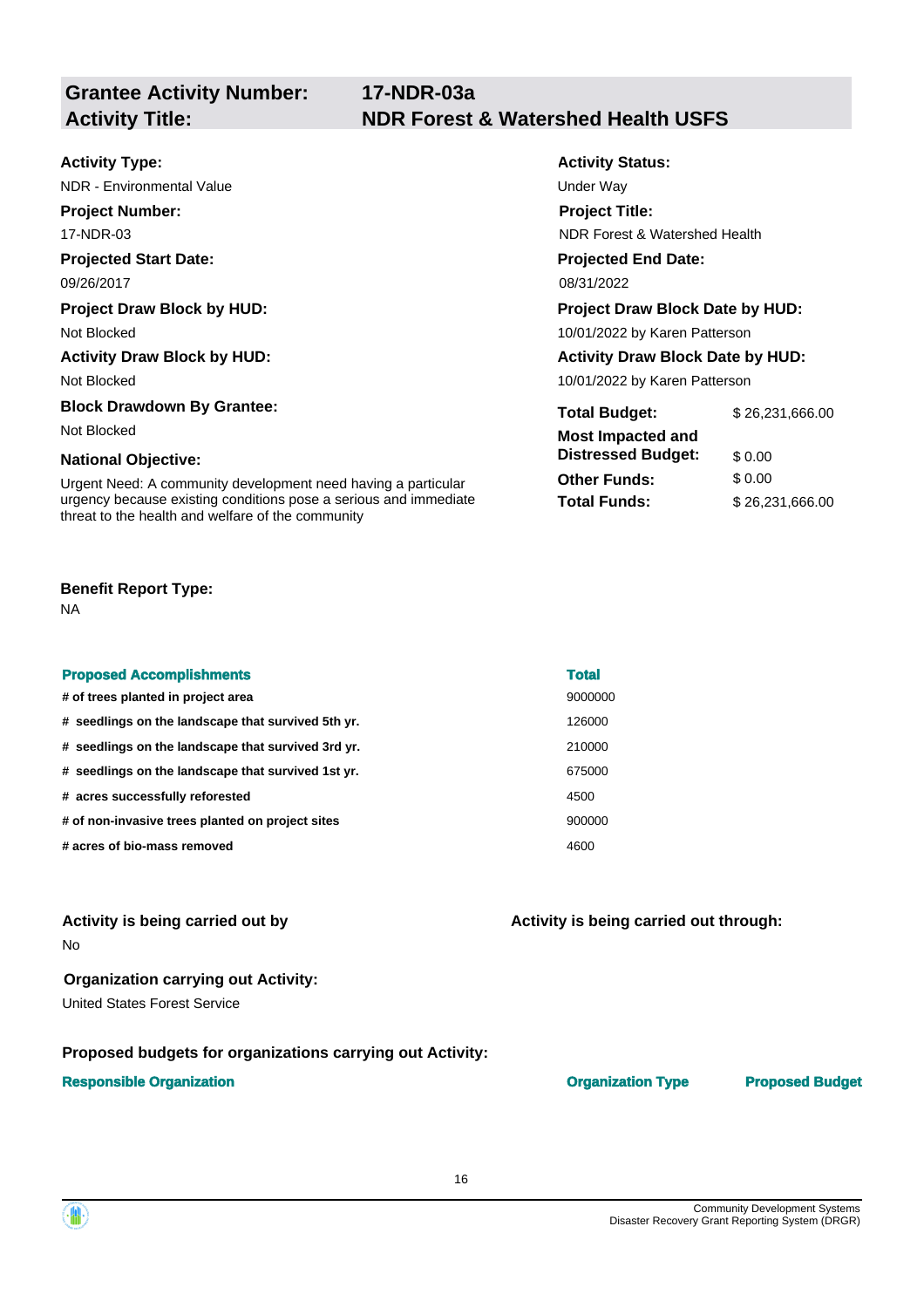## Grantee Activity Number: 17-NDR-03a
## Activity Title: NDR Forest & Watershed Health USFS

**Activity Type:**
NDR - Environmental Value

**Activity Status:**
Under Way

**Project Number:**
17-NDR-03

**Project Title:**
NDR Forest & Watershed Health

**Projected Start Date:**
09/26/2017

**Projected End Date:**
08/31/2022

**Project Draw Block by HUD:**
Not Blocked

**Project Draw Block Date by HUD:**
10/01/2022 by Karen Patterson

**Activity Draw Block by HUD:**
Not Blocked

**Activity Draw Block Date by HUD:**
10/01/2022 by Karen Patterson

**Block Drawdown By Grantee:**
Not Blocked

**National Objective:**
Urgent Need: A community development need having a particular urgency because existing conditions pose a serious and immediate threat to the health and welfare of the community

| | |
|---|---|
| **Total Budget:** | $ 26,231,666.00 |
| **Most Impacted and Distressed Budget:** | $ 0.00 |
| **Other Funds:** | $ 0.00 |
| **Total Funds:** | $ 26,231,666.00 |

**Benefit Report Type:**
NA

| Proposed Accomplishments | Total |
|---|---|
| # of trees planted in project area | 9000000 |
| # seedlings on the landscape that survived 5th yr. | 126000 |
| # seedlings on the landscape that survived 3rd yr. | 210000 |
| # seedlings on the landscape that survived 1st yr. | 675000 |
| # acres successfully reforested | 4500 |
| # of non-invasive trees planted on project sites | 900000 |
| # acres of bio-mass removed | 4600 |

**Activity is being carried out by**
No

**Activity is being carried out through:**

**Organization carrying out Activity:**
United States Forest Service

**Proposed budgets for organizations carrying out Activity:**

| Responsible Organization | Organization Type | Proposed Budget |
|---|---|---|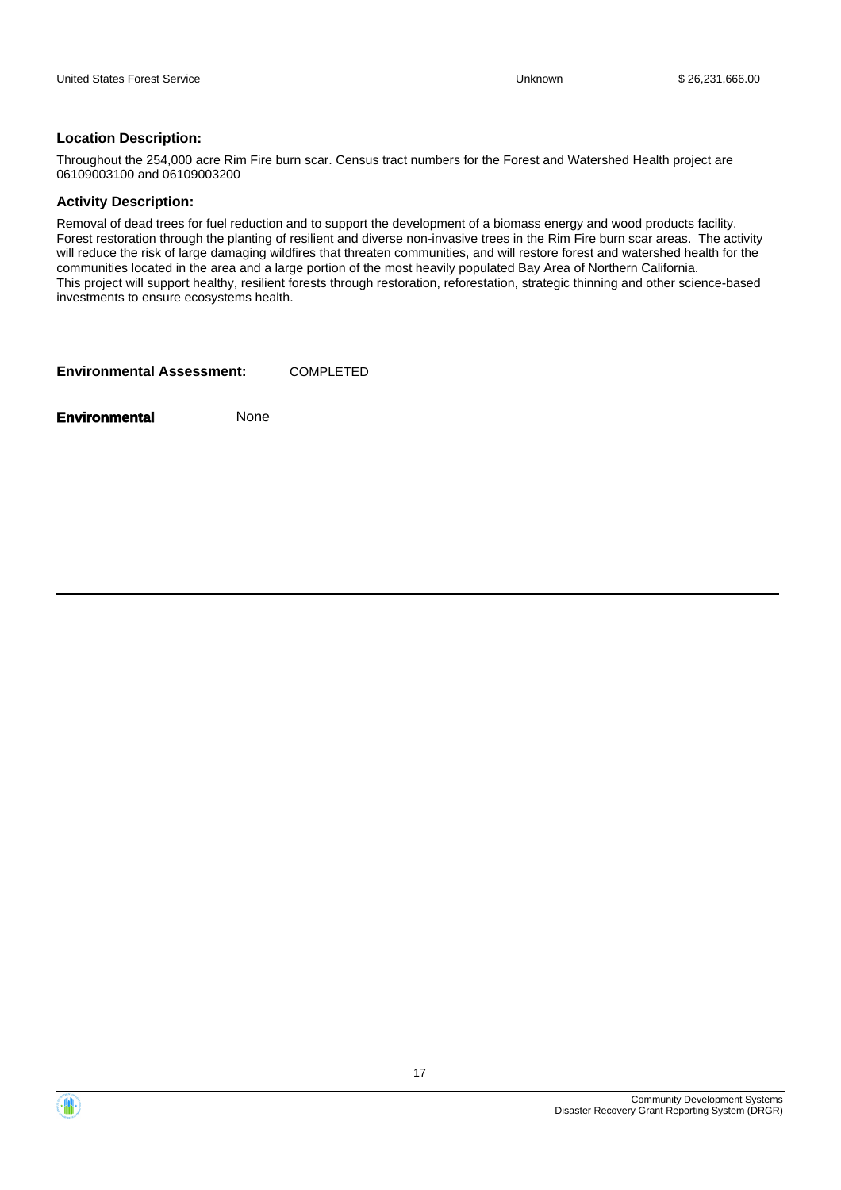| United States Forest Service | Unknown | $ 26,231,666.00 |
|---|---|---|

**Location Description:**

Throughout the 254,000 acre Rim Fire burn scar. Census tract numbers for the Forest and Watershed Health project are 06109003100 and 06109003200

**Activity Description:**

Removal of dead trees for fuel reduction and to support the development of a biomass energy and wood products facility. Forest restoration through the planting of resilient and diverse non-invasive trees in the Rim Fire burn scar areas. The activity will reduce the risk of large damaging wildfires that threaten communities, and will restore forest and watershed health for the communities located in the area and a large portion of the most heavily populated Bay Area of Northern California.
This project will support healthy, resilient forests through restoration, reforestation, strategic thinning and other science-based investments to ensure ecosystems health.

**Environmental Assessment:** COMPLETED

**Environmental** None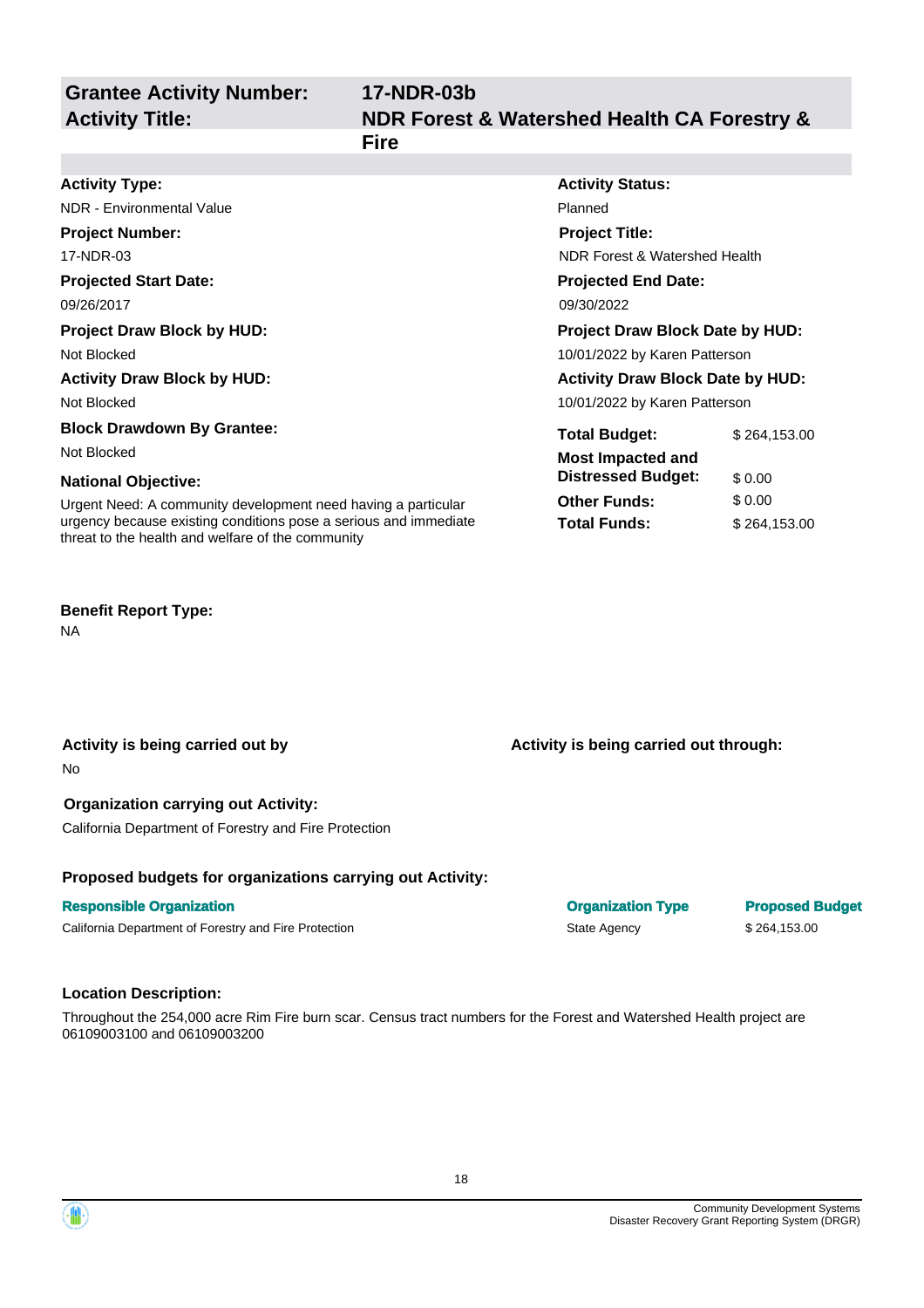**Grantee Activity Number:** 17-NDR-03b
**Activity Title:** NDR Forest & Watershed Health CA Forestry & Fire

**Activity Type:**
NDR - Environmental Value

**Activity Status:**
Planned

**Project Number:**
17-NDR-03

**Project Title:**
NDR Forest & Watershed Health

**Projected Start Date:**
09/26/2017

**Projected End Date:**
09/30/2022

**Project Draw Block by HUD:**
Not Blocked

**Project Draw Block Date by HUD:**
10/01/2022 by Karen Patterson

**Activity Draw Block by HUD:**
Not Blocked

**Activity Draw Block Date by HUD:**
10/01/2022 by Karen Patterson

**Block Drawdown By Grantee:**
Not Blocked

**National Objective:**
Urgent Need: A community development need having a particular urgency because existing conditions pose a serious and immediate threat to the health and welfare of the community

| | |
|---|---|
| **Total Budget:** | $ 264,153.00 |
| **Most Impacted and Distressed Budget:** | $ 0.00 |
| **Other Funds:** | $ 0.00 |
| **Total Funds:** | $ 264,153.00 |

**Benefit Report Type:**
NA

**Activity is being carried out by**
No

**Activity is being carried out through:**

**Organization carrying out Activity:**
California Department of Forestry and Fire Protection

**Proposed budgets for organizations carrying out Activity:**

| Responsible Organization | Organization Type | Proposed Budget |
|---|---|---|
| California Department of Forestry and Fire Protection | State Agency | $ 264,153.00 |

**Location Description:**

Throughout the 254,000 acre Rim Fire burn scar. Census tract numbers for the Forest and Watershed Health project are 06109003100 and 06109003200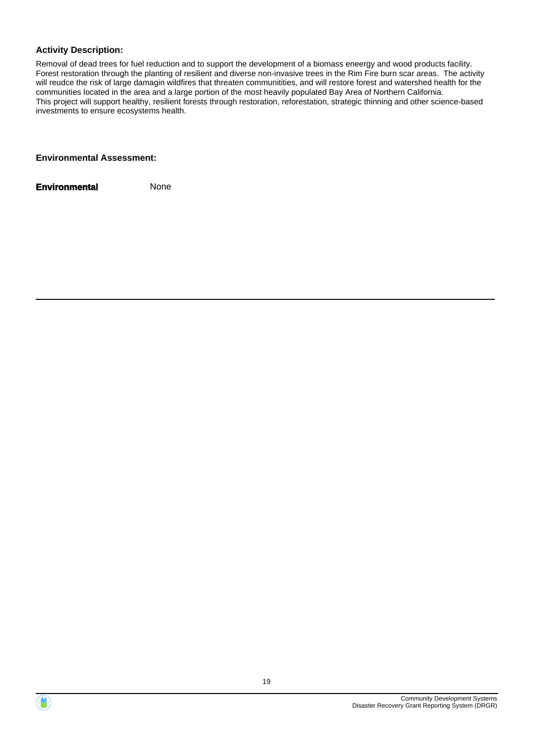**Activity Description:**

Removal of dead trees for fuel reduction and to support the development of a biomass eneergy and wood products facility. Forest restoration through the planting of resilient and diverse non-invasive trees in the Rim Fire burn scar areas. The activity will reudce the risk of large damagin wildfires that threaten communitities, and will restore forest and watershed health for the communities located in the area and a large portion of the most heavily populated Bay Area of Northern California.
This project will support healthy, resilient forests through restoration, reforestation, strategic thinning and other science-based investments to ensure ecosystems health.

**Environmental Assessment:**

**Environmental** None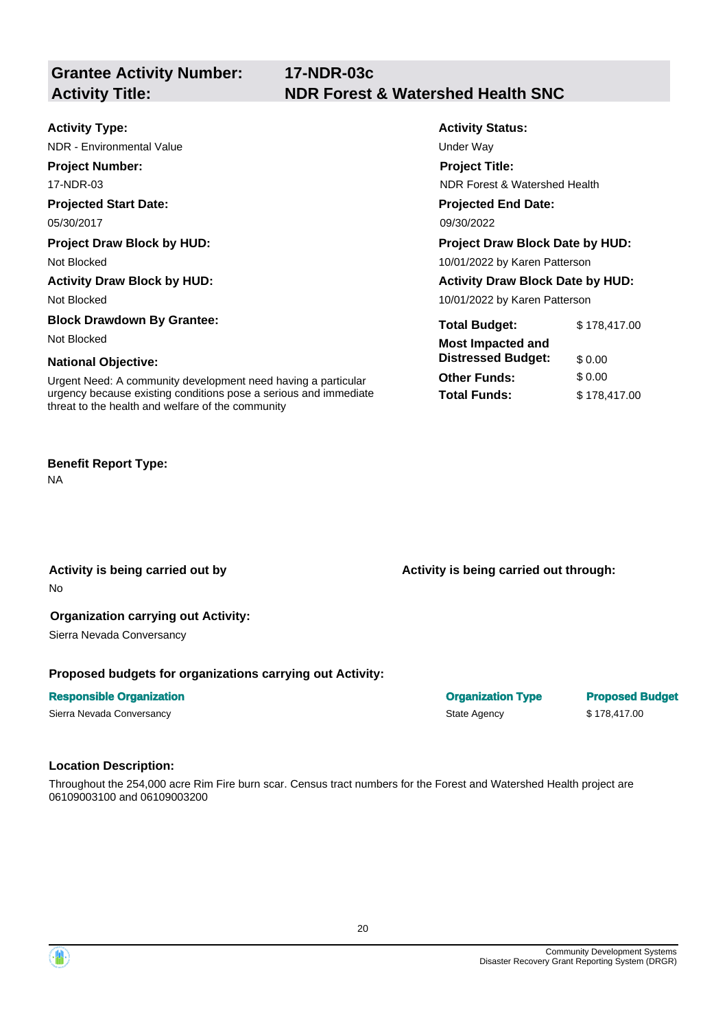## Grantee Activity Number: 17-NDR-03c
## Activity Title: NDR Forest & Watershed Health SNC

**Activity Type:**
NDR - Environmental Value

**Activity Status:**
Under Way

**Project Number:**
17-NDR-03

**Project Title:**
NDR Forest & Watershed Health

**Projected Start Date:**
05/30/2017

**Projected End Date:**
09/30/2022

**Project Draw Block by HUD:**
Not Blocked

**Project Draw Block Date by HUD:**
10/01/2022 by Karen Patterson

**Activity Draw Block by HUD:**
Not Blocked

**Activity Draw Block Date by HUD:**
10/01/2022 by Karen Patterson

**Block Drawdown By Grantee:**
Not Blocked

**National Objective:**
Urgent Need: A community development need having a particular urgency because existing conditions pose a serious and immediate threat to the health and welfare of the community

| | |
|---|---|
| **Total Budget:** | $ 178,417.00 |
| **Most Impacted and Distressed Budget:** | $ 0.00 |
| **Other Funds:** | $ 0.00 |
| **Total Funds:** | $ 178,417.00 |

**Benefit Report Type:**
NA

**Activity is being carried out by**
No

**Activity is being carried out through:**

**Organization carrying out Activity:**
Sierra Nevada Conversancy

**Proposed budgets for organizations carrying out Activity:**

| Responsible Organization | Organization Type | Proposed Budget |
|---|---|---|
| Sierra Nevada Conversancy | State Agency | $ 178,417.00 |

**Location Description:**
Throughout the 254,000 acre Rim Fire burn scar. Census tract numbers for the Forest and Watershed Health project are 06109003100 and 06109003200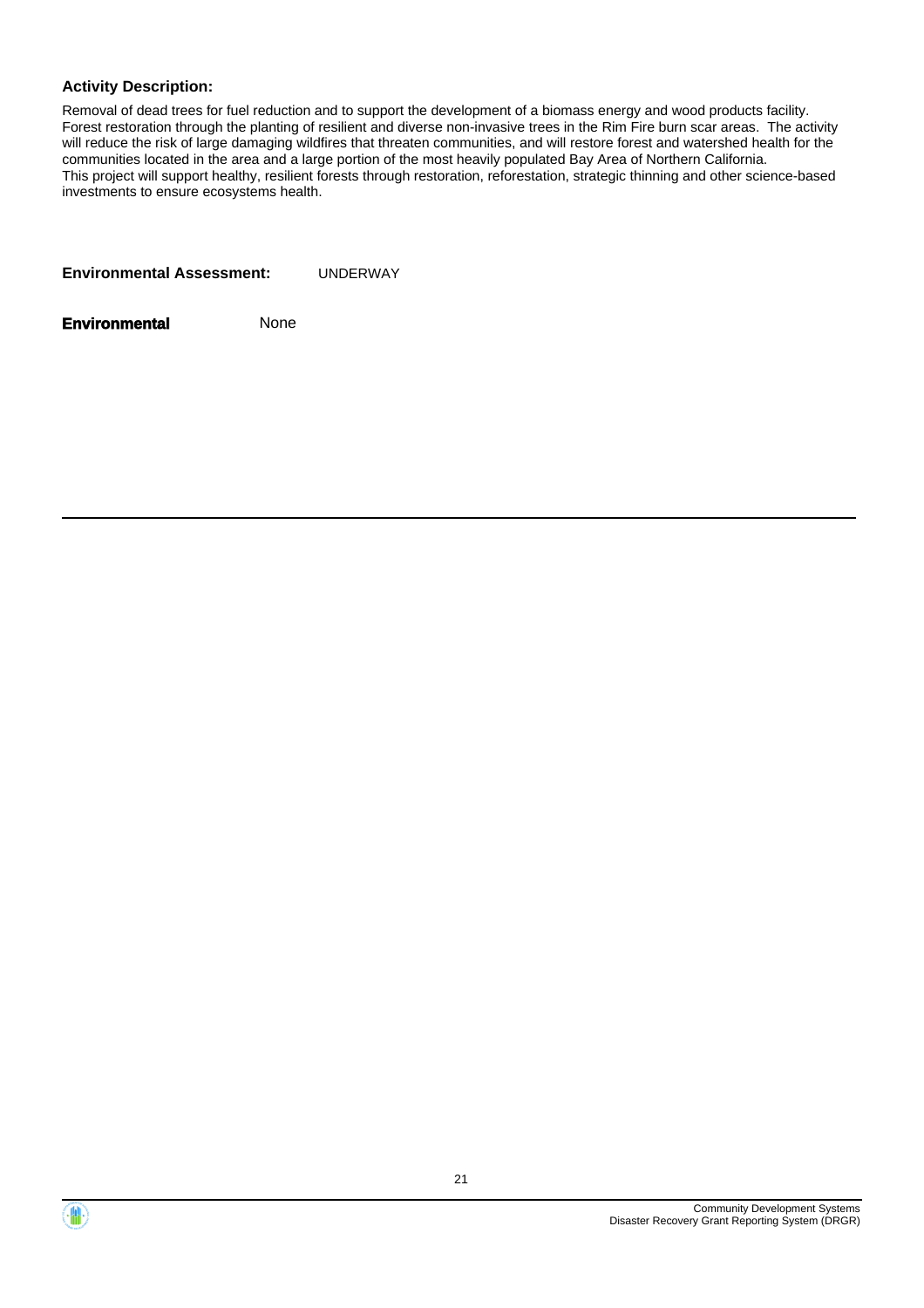**Activity Description:**

Removal of dead trees for fuel reduction and to support the development of a biomass energy and wood products facility. Forest restoration through the planting of resilient and diverse non-invasive trees in the Rim Fire burn scar areas. The activity will reduce the risk of large damaging wildfires that threaten communities, and will restore forest and watershed health for the communities located in the area and a large portion of the most heavily populated Bay Area of Northern California. This project will support healthy, resilient forests through restoration, reforestation, strategic thinning and other science-based investments to ensure ecosystems health.

**Environmental Assessment:** UNDERWAY

**Environmental** None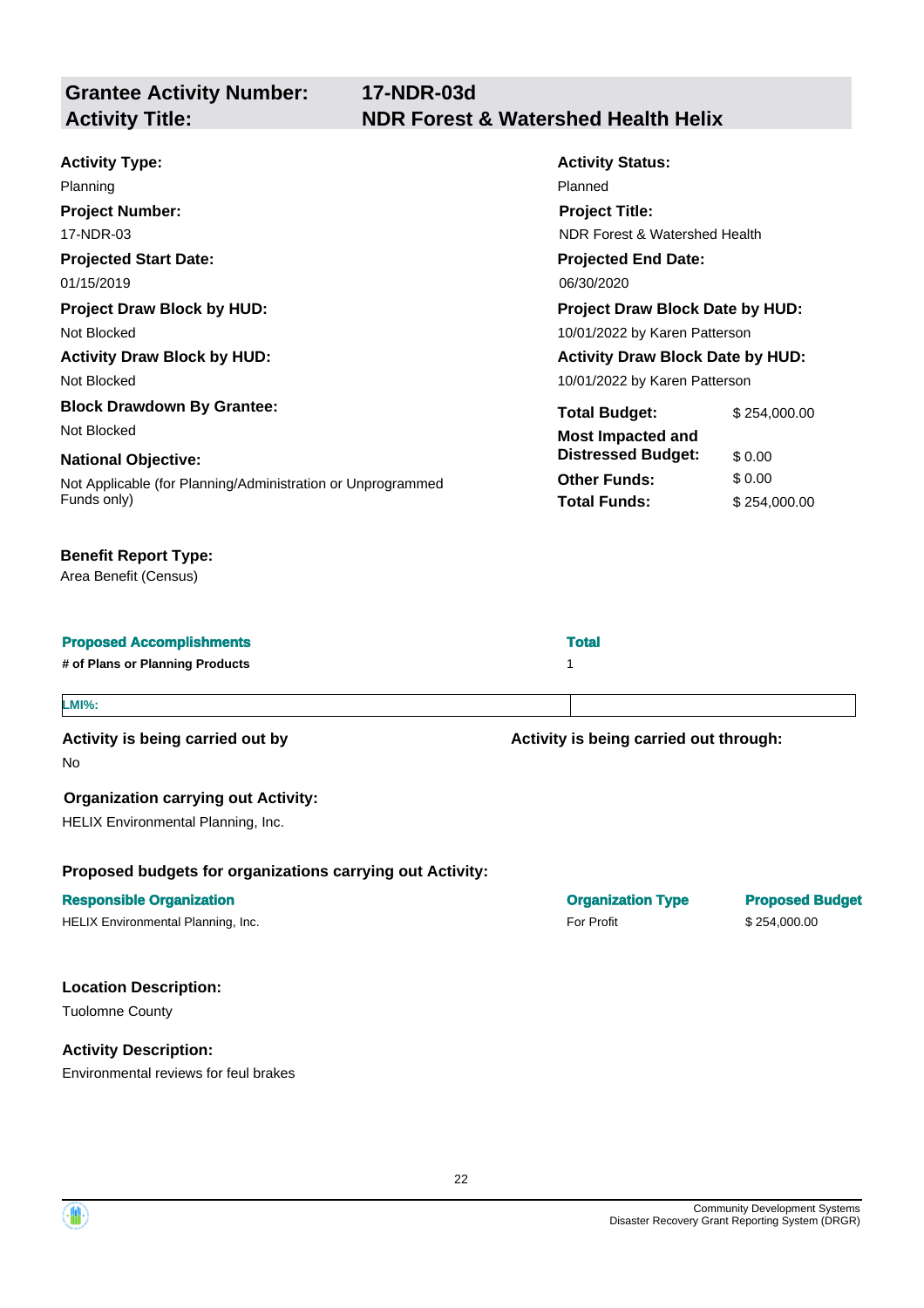## Grantee Activity Number: 17-NDR-03d
## Activity Title: NDR Forest & Watershed Health Helix

**Activity Type:**
Planning

**Activity Status:**
Planned

**Project Number:**
17-NDR-03

**Project Title:**
NDR Forest & Watershed Health

**Projected Start Date:**
01/15/2019

**Projected End Date:**
06/30/2020

**Project Draw Block by HUD:**
Not Blocked

**Project Draw Block Date by HUD:**
10/01/2022 by Karen Patterson

**Activity Draw Block by HUD:**
Not Blocked

**Activity Draw Block Date by HUD:**
10/01/2022 by Karen Patterson

**Block Drawdown By Grantee:**
Not Blocked

**National Objective:**
Not Applicable (for Planning/Administration or Unprogrammed Funds only)

| | |
|---|---|
| **Total Budget:** | $ 254,000.00 |
| **Most Impacted and Distressed Budget:** | $ 0.00 |
| **Other Funds:** | $ 0.00 |
| **Total Funds:** | $ 254,000.00 |

**Benefit Report Type:**
Area Benefit (Census)

| Proposed Accomplishments | Total |
|---|---|
| # of Plans or Planning Products | 1 |

| LMI%: | |
|---|---|

**Activity is being carried out by**
No

**Activity is being carried out through:**

**Organization carrying out Activity:**
HELIX Environmental Planning, Inc.

**Proposed budgets for organizations carrying out Activity:**

| Responsible Organization | Organization Type | Proposed Budget |
|---|---|---|
| HELIX Environmental Planning, Inc. | For Profit | $ 254,000.00 |

**Location Description:**
Tuolomne County

**Activity Description:**
Environmental reviews for feul brakes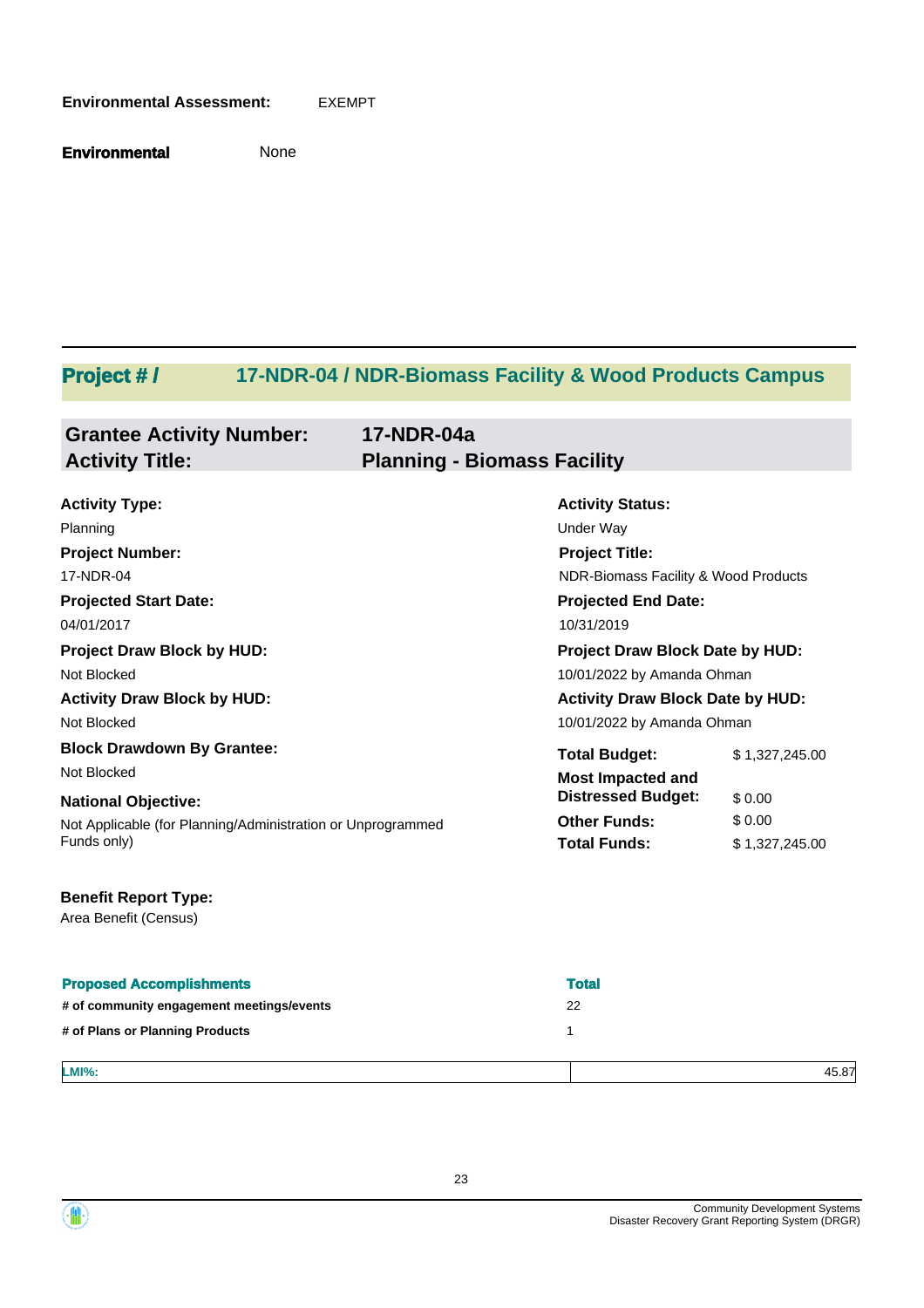**Environmental Assessment:** EXEMPT

**Environmental** None

## Project # / 17-NDR-04 / NDR-Biomass Facility & Wood Products Campus

**Grantee Activity Number:** 17-NDR-04a
**Activity Title:** Planning - Biomass Facility

**Activity Type:**
Planning

**Activity Status:**
Under Way

**Project Number:**
17-NDR-04

**Project Title:**
NDR-Biomass Facility & Wood Products

**Projected Start Date:**
04/01/2017

**Projected End Date:**
10/31/2019

**Project Draw Block by HUD:**
Not Blocked

**Project Draw Block Date by HUD:**
10/01/2022 by Amanda Ohman

**Activity Draw Block by HUD:**
Not Blocked

**Activity Draw Block Date by HUD:**
10/01/2022 by Amanda Ohman

**Block Drawdown By Grantee:**
Not Blocked

**National Objective:**
Not Applicable (for Planning/Administration or Unprogrammed Funds only)

| | |
|---|---|
| **Total Budget:** | $ 1,327,245.00 |
| **Most Impacted and Distressed Budget:** | $ 0.00 |
| **Other Funds:** | $ 0.00 |
| **Total Funds:** | $ 1,327,245.00 |

**Benefit Report Type:**
Area Benefit (Census)

| Proposed Accomplishments | Total |
|---|---|
| # of community engagement meetings/events | 22 |
| # of Plans or Planning Products | 1 |

| | |
|---|---|
| **LMI%:** | 45.87 |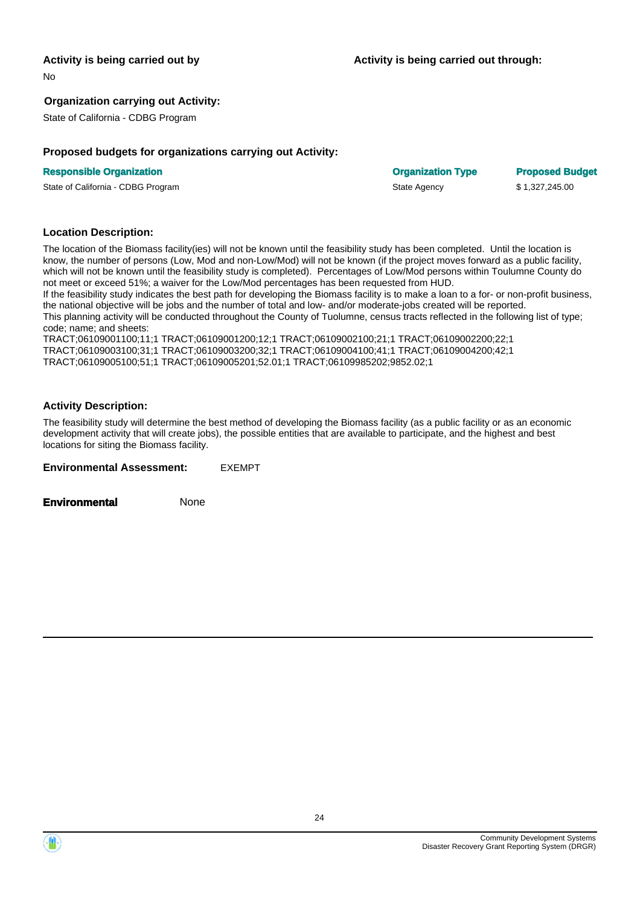**Activity is being carried out by**

No

**Activity is being carried out through:**

**Organization carrying out Activity:**

State of California - CDBG Program

**Proposed budgets for organizations carrying out Activity:**

| Responsible Organization | Organization Type | Proposed Budget |
|---|---|---|
| State of California - CDBG Program | State Agency | $ 1,327,245.00 |

**Location Description:**

The location of the Biomass facility(ies) will not be known until the feasibility study has been completed. Until the location is know, the number of persons (Low, Mod and non-Low/Mod) will not be known (if the project moves forward as a public facility, which will not be known until the feasibility study is completed). Percentages of Low/Mod persons within Toulumne County do not meet or exceed 51%; a waiver for the Low/Mod percentages has been requested from HUD.
If the feasibility study indicates the best path for developing the Biomass facility is to make a loan to a for- or non-profit business, the national objective will be jobs and the number of total and low- and/or moderate-jobs created will be reported.
This planning activity will be conducted throughout the County of Tuolumne, census tracts reflected in the following list of type; code; name; and sheets:
TRACT;06109001100;11;1 TRACT;06109001200;12;1 TRACT;06109002100;21;1 TRACT;06109002200;22;1 TRACT;06109003100;31;1 TRACT;06109003200;32;1 TRACT;06109004100;41;1 TRACT;06109004200;42;1 TRACT;06109005100;51;1 TRACT;06109005201;52.01;1 TRACT;06109985202;9852.02;1

**Activity Description:**

The feasibility study will determine the best method of developing the Biomass facility (as a public facility or as an economic development activity that will create jobs), the possible entities that are available to participate, and the highest and best locations for siting the Biomass facility.

**Environmental Assessment:** EXEMPT

**Environmental** None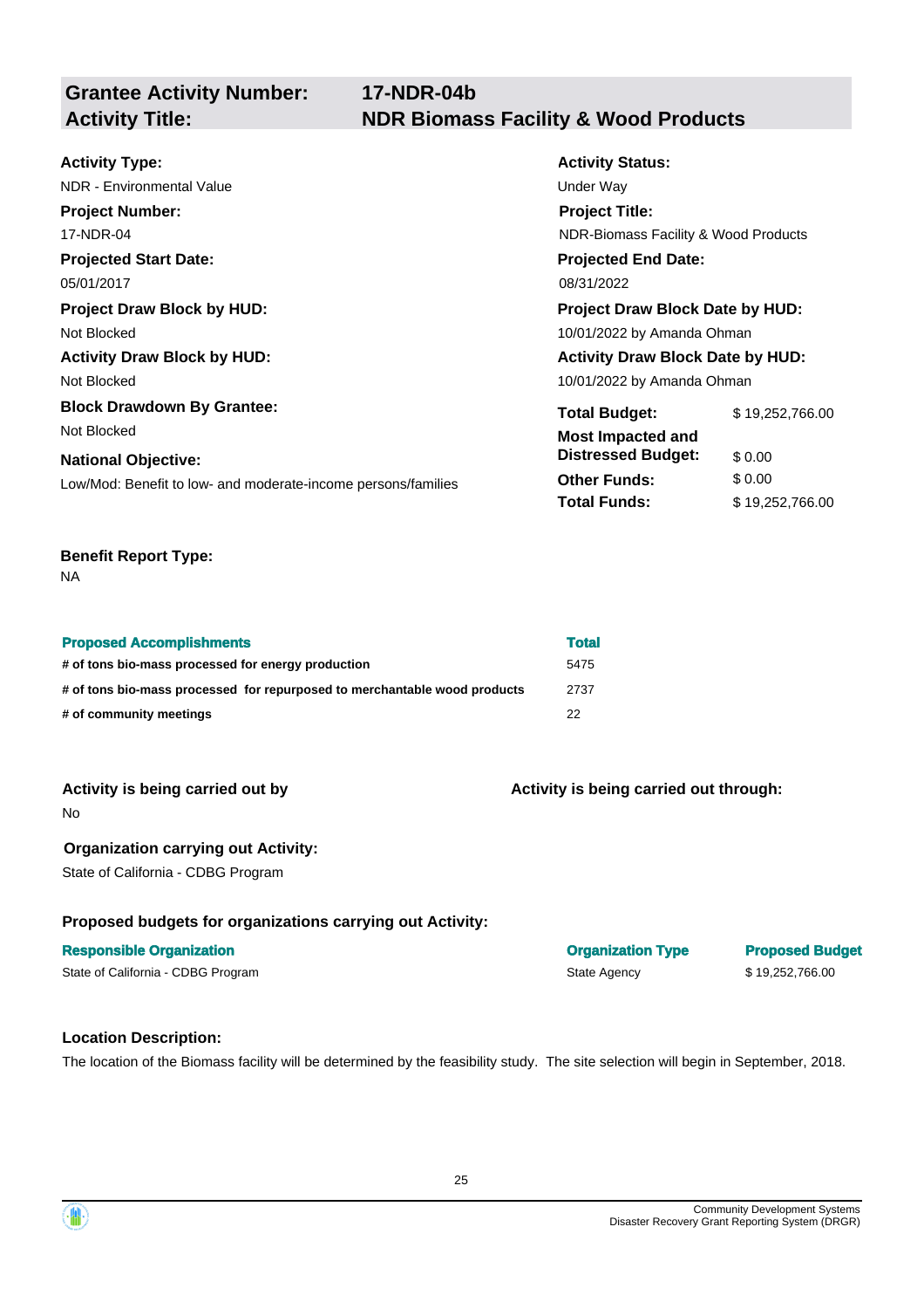## Grantee Activity Number: 17-NDR-04b
## Activity Title: NDR Biomass Facility & Wood Products

**Activity Type:**
NDR - Environmental Value

**Activity Status:**
Under Way

**Project Number:**
17-NDR-04

**Project Title:**
NDR-Biomass Facility & Wood Products

**Projected Start Date:**
05/01/2017

**Projected End Date:**
08/31/2022

**Project Draw Block by HUD:**
Not Blocked

**Project Draw Block Date by HUD:**
10/01/2022 by Amanda Ohman

**Activity Draw Block by HUD:**
Not Blocked

**Activity Draw Block Date by HUD:**
10/01/2022 by Amanda Ohman

**Block Drawdown By Grantee:**
Not Blocked

**National Objective:**
Low/Mod: Benefit to low- and moderate-income persons/families

| | |
|---|---|
| **Total Budget:** | $ 19,252,766.00 |
| **Most Impacted and Distressed Budget:** | $ 0.00 |
| **Other Funds:** | $ 0.00 |
| **Total Funds:** | $ 19,252,766.00 |

**Benefit Report Type:**
NA

| Proposed Accomplishments | Total |
|---|---|
| # of tons bio-mass processed for energy production | 5475 |
| # of tons bio-mass processed for repurposed to merchantable wood products | 2737 |
| # of community meetings | 22 |

**Activity is being carried out by**
No

**Activity is being carried out through:**

**Organization carrying out Activity:**
State of California - CDBG Program

**Proposed budgets for organizations carrying out Activity:**

| Responsible Organization | Organization Type | Proposed Budget |
|---|---|---|
| State of California - CDBG Program | State Agency | $ 19,252,766.00 |

**Location Description:**
The location of the Biomass facility will be determined by the feasibility study. The site selection will begin in September, 2018.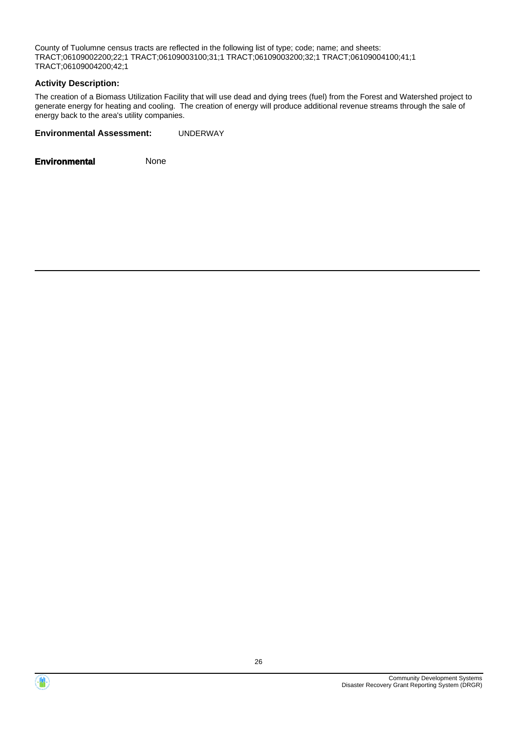County of Tuolumne census tracts are reflected in the following list of type; code; name; and sheets: TRACT;06109002200;22;1 TRACT;06109003100;31;1 TRACT;06109003200;32;1 TRACT;06109004100;41;1 TRACT;06109004200;42;1

**Activity Description:**

The creation of a Biomass Utilization Facility that will use dead and dying trees (fuel) from the Forest and Watershed project to generate energy for heating and cooling. The creation of energy will produce additional revenue streams through the sale of energy back to the area's utility companies.

**Environmental Assessment:** UNDERWAY

**Environmental** None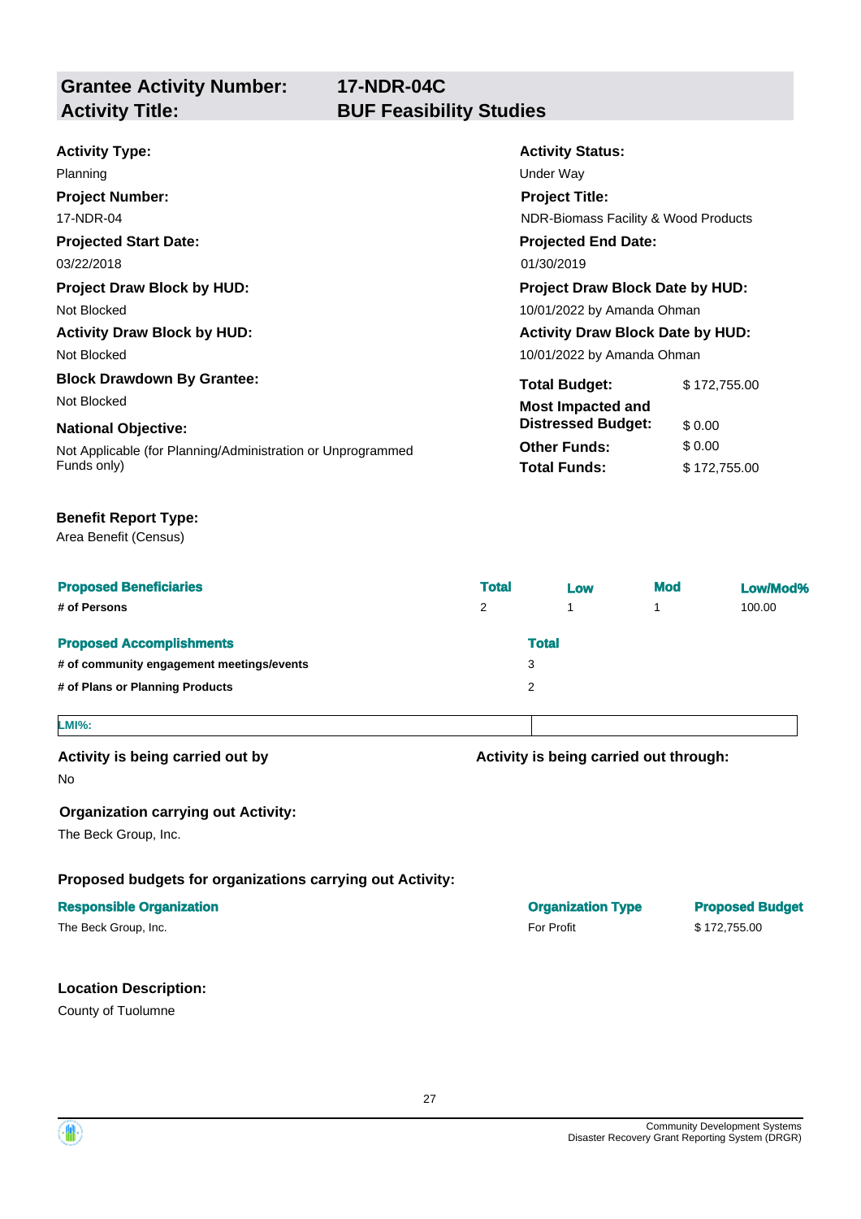## Grantee Activity Number: 17-NDR-04C
## Activity Title: BUF Feasibility Studies

**Activity Type:**
Planning

**Activity Status:**
Under Way

**Project Number:**
17-NDR-04

**Project Title:**
NDR-Biomass Facility & Wood Products

**Projected Start Date:**
03/22/2018

**Projected End Date:**
01/30/2019

**Project Draw Block by HUD:**
Not Blocked

**Project Draw Block Date by HUD:**
10/01/2022 by Amanda Ohman

**Activity Draw Block by HUD:**
Not Blocked

**Activity Draw Block Date by HUD:**
10/01/2022 by Amanda Ohman

**Block Drawdown By Grantee:**
Not Blocked

**National Objective:**
Not Applicable (for Planning/Administration or Unprogrammed Funds only)

| | |
|---|---|
| **Total Budget:** | $ 172,755.00 |
| **Most Impacted and Distressed Budget:** | $ 0.00 |
| **Other Funds:** | $ 0.00 |
| **Total Funds:** | $ 172,755.00 |

**Benefit Report Type:**
Area Benefit (Census)

| Proposed Beneficiaries | Total | Low | Mod | Low/Mod% |
|---|---|---|---|---|
| # of Persons | 2 | 1 | 1 | 100.00 |

| Proposed Accomplishments | Total |
|---|---|
| # of community engagement meetings/events | 3 |
| # of Plans or Planning Products | 2 |

| LMI%: | |
|---|---|

**Activity is being carried out by**
No

**Activity is being carried out through:**

**Organization carrying out Activity:**
The Beck Group, Inc.

**Proposed budgets for organizations carrying out Activity:**

| Responsible Organization | Organization Type | Proposed Budget |
|---|---|---|
| The Beck Group, Inc. | For Profit | $ 172,755.00 |

**Location Description:**
County of Tuolumne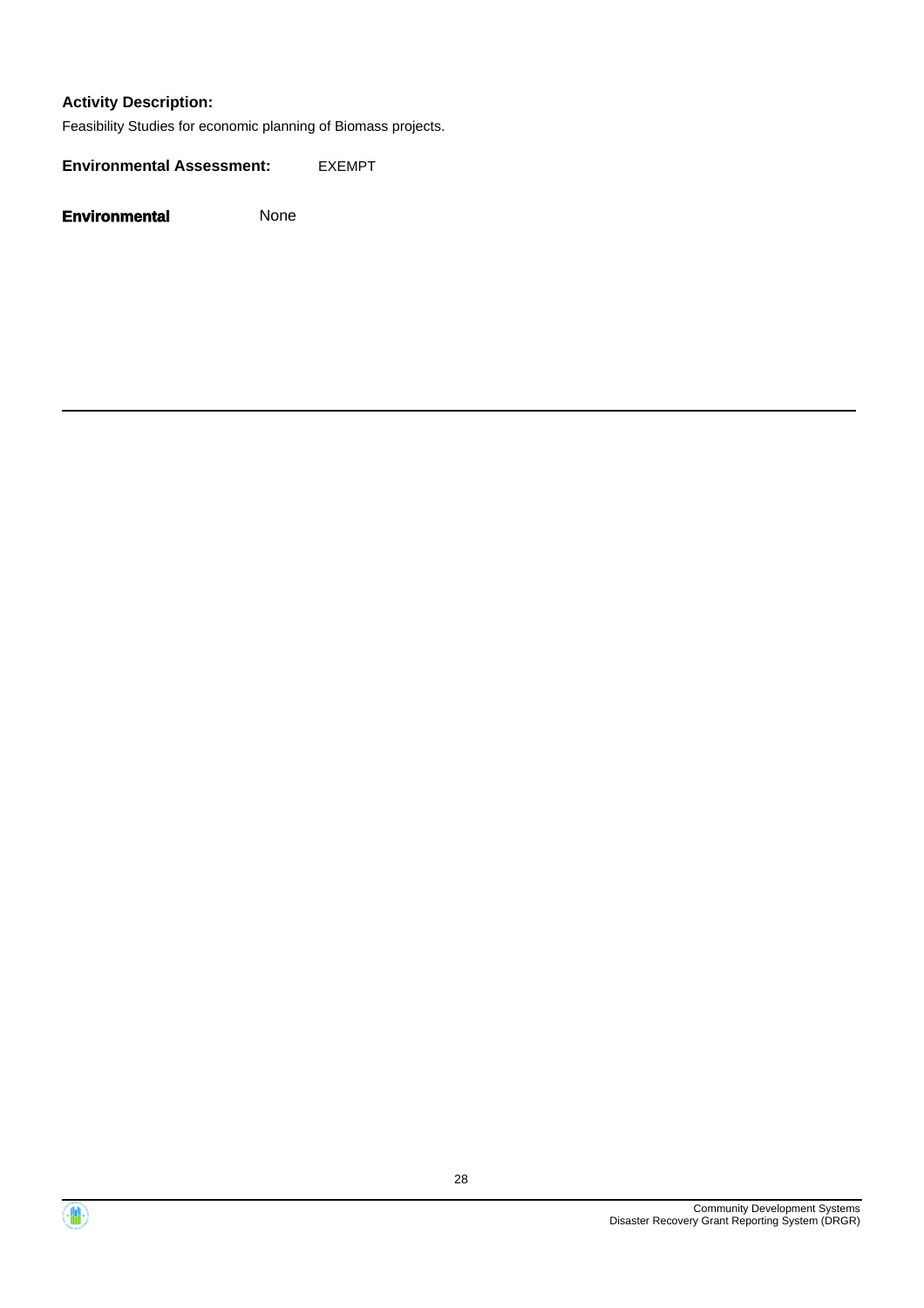**Activity Description:**

Feasibility Studies for economic planning of Biomass projects.

**Environmental Assessment:** EXEMPT

**Environmental** None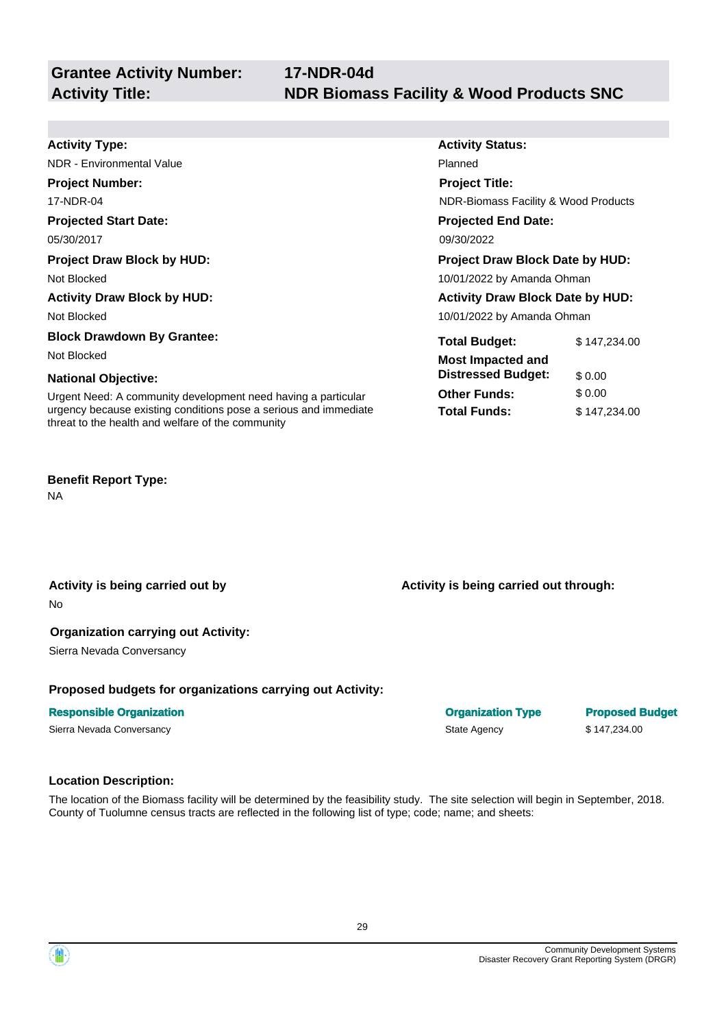## Grantee Activity Number: 17-NDR-04d
## Activity Title: NDR Biomass Facility & Wood Products SNC

**Activity Type:**
NDR - Environmental Value

**Activity Status:**
Planned

**Project Number:**
17-NDR-04

**Project Title:**
NDR-Biomass Facility & Wood Products

**Projected Start Date:**
05/30/2017

**Projected End Date:**
09/30/2022

**Project Draw Block by HUD:**
Not Blocked

**Project Draw Block Date by HUD:**
10/01/2022 by Amanda Ohman

**Activity Draw Block by HUD:**
Not Blocked

**Activity Draw Block Date by HUD:**
10/01/2022 by Amanda Ohman

**Block Drawdown By Grantee:**
Not Blocked

**National Objective:**
Urgent Need: A community development need having a particular urgency because existing conditions pose a serious and immediate threat to the health and welfare of the community

| | |
|---|---|
| **Total Budget:** | $ 147,234.00 |
| **Most Impacted and Distressed Budget:** | $ 0.00 |
| **Other Funds:** | $ 0.00 |
| **Total Funds:** | $ 147,234.00 |

**Benefit Report Type:**
NA

**Activity is being carried out by**
No

**Activity is being carried out through:**

**Organization carrying out Activity:**
Sierra Nevada Conversancy

**Proposed budgets for organizations carrying out Activity:**

| Responsible Organization | Organization Type | Proposed Budget |
|---|---|---|
| Sierra Nevada Conversancy | State Agency | $ 147,234.00 |

**Location Description:**

The location of the Biomass facility will be determined by the feasibility study. The site selection will begin in September, 2018. County of Tuolumne census tracts are reflected in the following list of type; code; name; and sheets: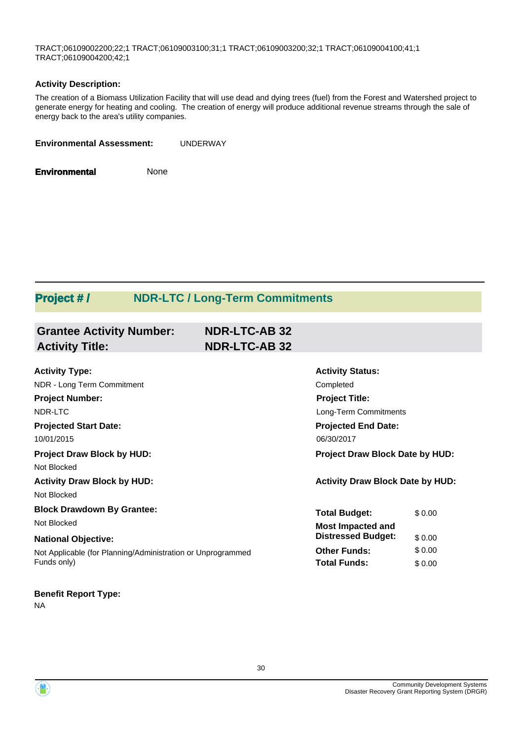TRACT;06109002200;22;1 TRACT;06109003100;31;1 TRACT;06109003200;32;1 TRACT;06109004100;41;1 TRACT;06109004200;42;1

**Activity Description:**

The creation of a Biomass Utilization Facility that will use dead and dying trees (fuel) from the Forest and Watershed project to generate energy for heating and cooling. The creation of energy will produce additional revenue streams through the sale of energy back to the area's utility companies.

**Environmental Assessment:** UNDERWAY

**Environmental** None

## Project # / NDR-LTC / Long-Term Commitments

### Grantee Activity Number: NDR-LTC-AB 32
### Activity Title: NDR-LTC-AB 32

**Activity Type:**
NDR - Long Term Commitment

**Activity Status:**
Completed

**Project Number:**
NDR-LTC

**Project Title:**
Long-Term Commitments

**Projected Start Date:**
10/01/2015

**Projected End Date:**
06/30/2017

**Project Draw Block by HUD:**
Not Blocked

**Project Draw Block Date by HUD:**

**Activity Draw Block by HUD:**
Not Blocked

**Activity Draw Block Date by HUD:**

**Block Drawdown By Grantee:**
Not Blocked

**National Objective:**
Not Applicable (for Planning/Administration or Unprogrammed Funds only)

| | |
|---|---|
| **Total Budget:** | $ 0.00 |
| **Most Impacted and Distressed Budget:** | $ 0.00 |
| **Other Funds:** | $ 0.00 |
| **Total Funds:** | $ 0.00 |

**Benefit Report Type:**
NA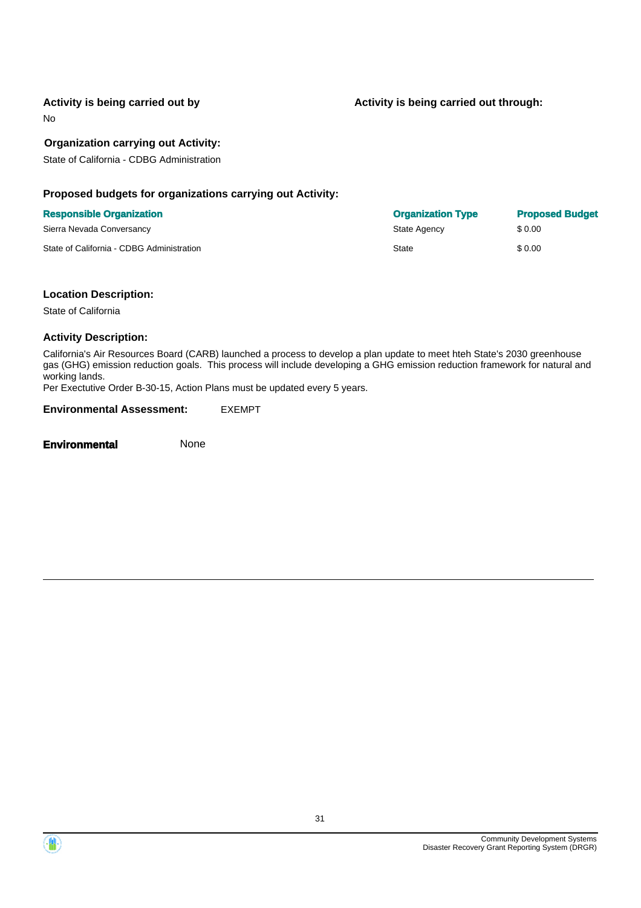**Activity is being carried out by**

No

**Activity is being carried out through:**

**Organization carrying out Activity:**

State of California - CDBG Administration

**Proposed budgets for organizations carrying out Activity:**

| Responsible Organization | Organization Type | Proposed Budget |
| --- | --- | --- |
| Sierra Nevada Conversancy | State Agency | $ 0.00 |
| State of California - CDBG Administration | State | $ 0.00 |

**Location Description:**

State of California

**Activity Description:**

California's Air Resources Board (CARB) launched a process to develop a plan update to meet hteh State's 2030 greenhouse gas (GHG) emission reduction goals. This process will include developing a GHG emission reduction framework for natural and working lands.
Per Exectutive Order B-30-15, Action Plans must be updated every 5 years.

**Environmental Assessment:** EXEMPT

**Environmental** None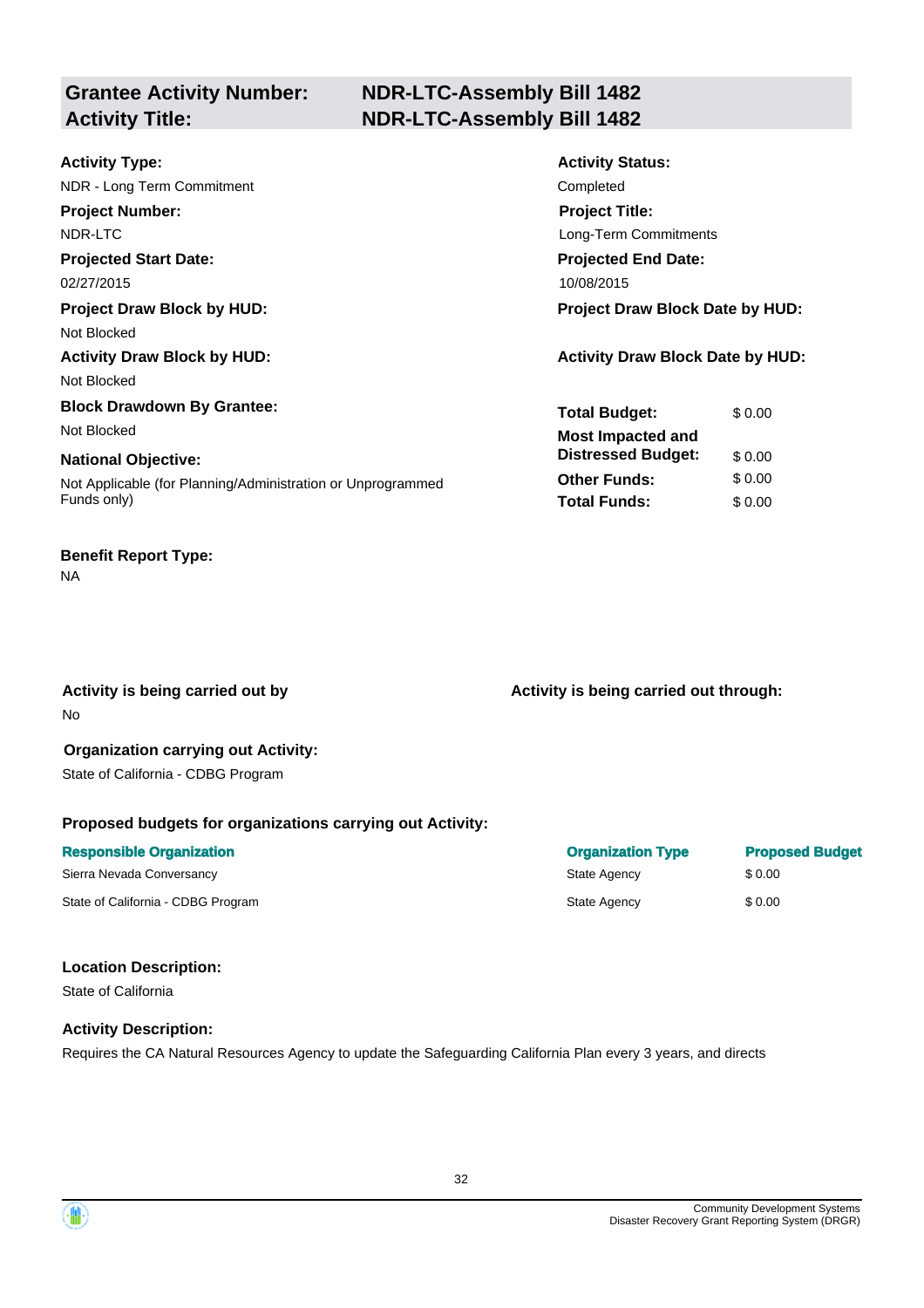## Grantee Activity Number: NDR-LTC-Assembly Bill 1482
## Activity Title: NDR-LTC-Assembly Bill 1482

**Activity Type:**
NDR - Long Term Commitment

**Activity Status:**
Completed

**Project Number:**
NDR-LTC

**Project Title:**
Long-Term Commitments

**Projected Start Date:**
02/27/2015

**Projected End Date:**
10/08/2015

**Project Draw Block by HUD:**
Not Blocked

**Project Draw Block Date by HUD:**

**Activity Draw Block by HUD:**
Not Blocked

**Activity Draw Block Date by HUD:**

**Block Drawdown By Grantee:**
Not Blocked

**National Objective:**
Not Applicable (for Planning/Administration or Unprogrammed Funds only)

| | |
|---|---|
| **Total Budget:** | $ 0.00 |
| **Most Impacted and Distressed Budget:** | $ 0.00 |
| **Other Funds:** | $ 0.00 |
| **Total Funds:** | $ 0.00 |

**Benefit Report Type:**
NA

**Activity is being carried out by**
No

**Activity is being carried out through:**

**Organization carrying out Activity:**
State of California - CDBG Program

**Proposed budgets for organizations carrying out Activity:**

| Responsible Organization | Organization Type | Proposed Budget |
|---|---|---|
| Sierra Nevada Conversancy | State Agency | $ 0.00 |
| State of California - CDBG Program | State Agency | $ 0.00 |

**Location Description:**
State of California

**Activity Description:**
Requires the CA Natural Resources Agency to update the Safeguarding California Plan every 3 years, and directs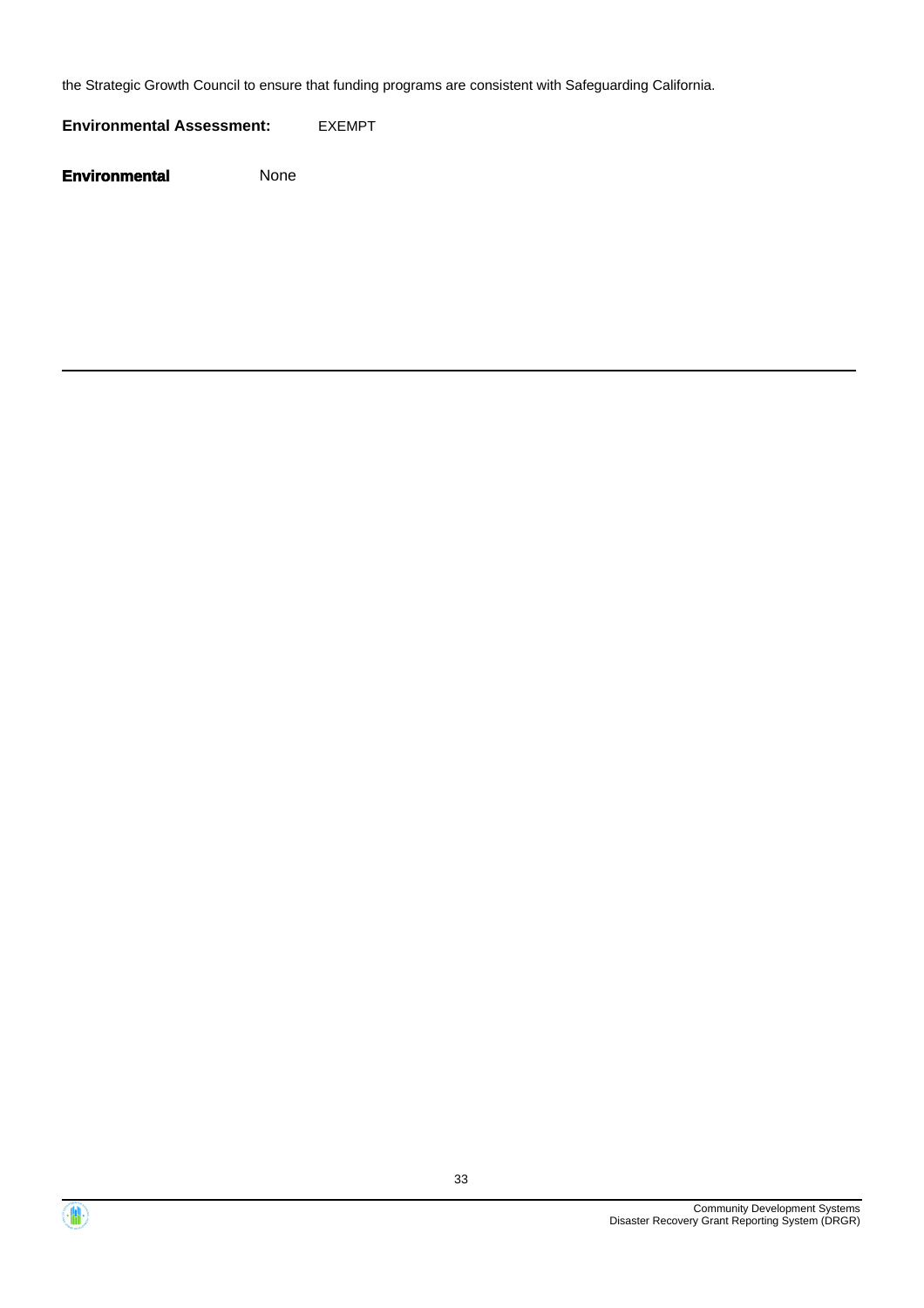the Strategic Growth Council to ensure that funding programs are consistent with Safeguarding California.

**Environmental Assessment:** EXEMPT

**Environmental** None

---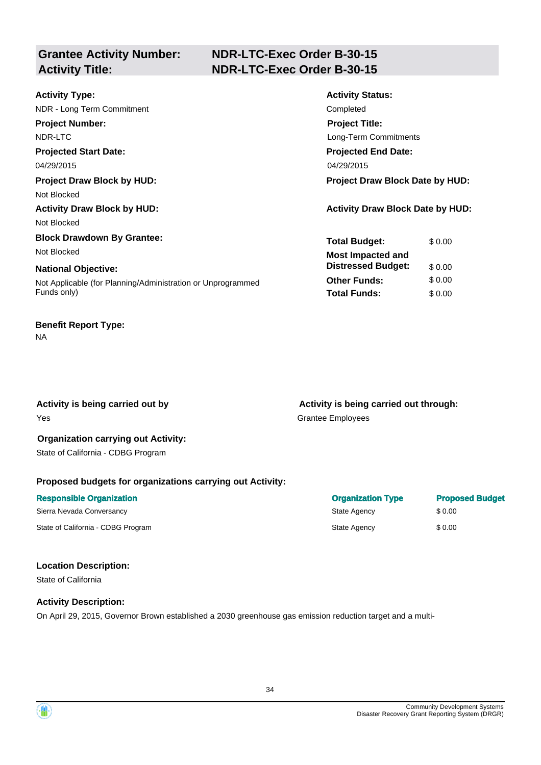## Grantee Activity Number: NDR-LTC-Exec Order B-30-15
## Activity Title: NDR-LTC-Exec Order B-30-15

**Activity Type:**
NDR - Long Term Commitment

**Activity Status:**
Completed

**Project Number:**
NDR-LTC

**Project Title:**
Long-Term Commitments

**Projected Start Date:**
04/29/2015

**Projected End Date:**
04/29/2015

**Project Draw Block by HUD:**
Not Blocked

**Project Draw Block Date by HUD:**

**Activity Draw Block by HUD:**
Not Blocked

**Activity Draw Block Date by HUD:**

**Block Drawdown By Grantee:**
Not Blocked

**National Objective:**
Not Applicable (for Planning/Administration or Unprogrammed Funds only)

| | |
|---|---|
| **Total Budget:** | $ 0.00 |
| **Most Impacted and Distressed Budget:** | $ 0.00 |
| **Other Funds:** | $ 0.00 |
| **Total Funds:** | $ 0.00 |

**Benefit Report Type:**
NA

**Activity is being carried out by**
Yes

**Activity is being carried out through:**
Grantee Employees

**Organization carrying out Activity:**
State of California - CDBG Program

**Proposed budgets for organizations carrying out Activity:**

| Responsible Organization | Organization Type | Proposed Budget |
|---|---|---|
| Sierra Nevada Conversancy | State Agency | $ 0.00 |
| State of California - CDBG Program | State Agency | $ 0.00 |

**Location Description:**
State of California

**Activity Description:**
On April 29, 2015, Governor Brown established a 2030 greenhouse gas emission reduction target and a multi-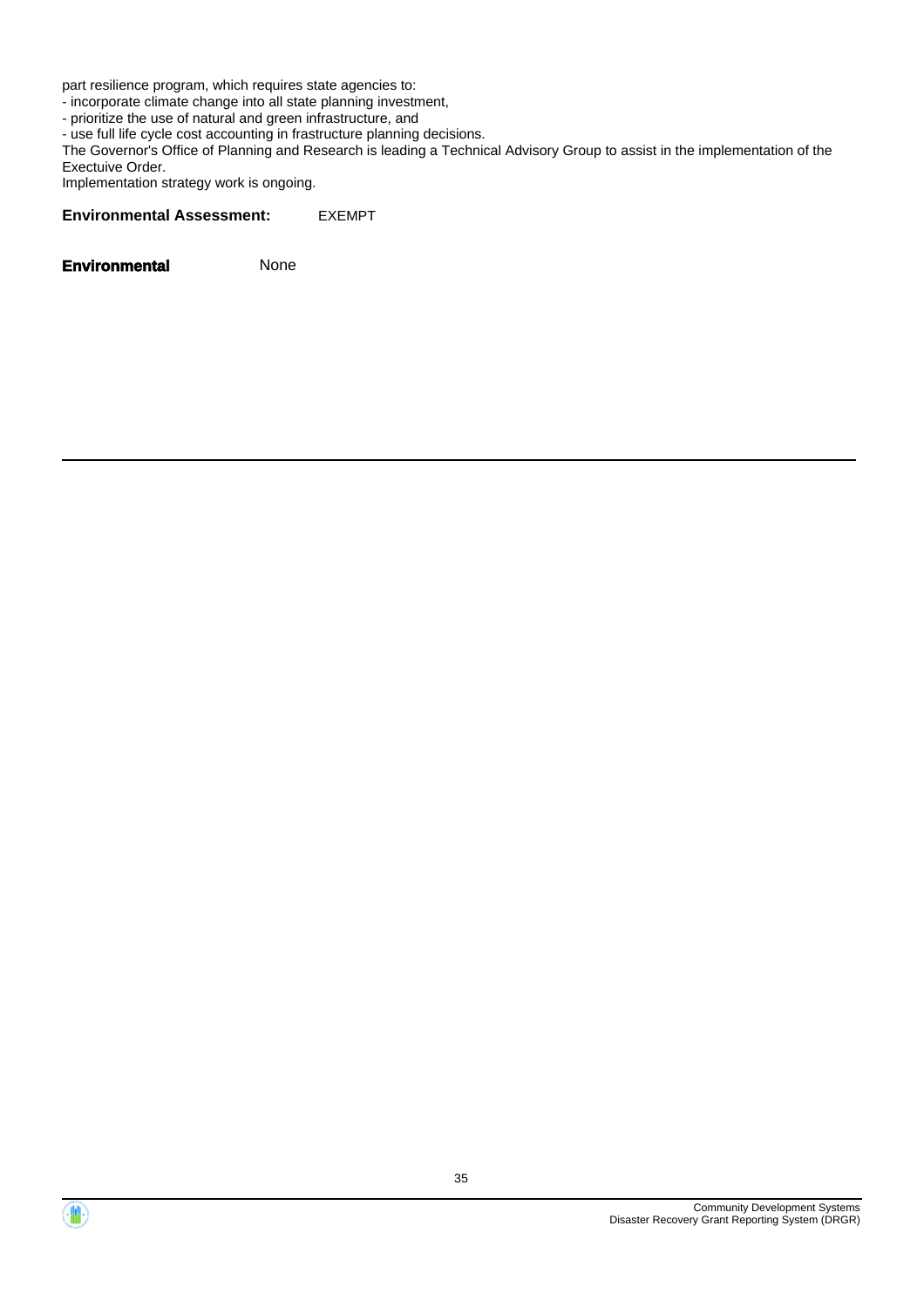part resilience program, which requires state agencies to:
- incorporate climate change into all state planning investment,
- prioritize the use of natural and green infrastructure, and
- use full life cycle cost accounting in frastructure planning decisions.

The Governor's Office of Planning and Research is leading a Technical Advisory Group to assist in the implementation of the Exectuive Order.
Implementation strategy work is ongoing.

**Environmental Assessment:** EXEMPT

**Environmental** None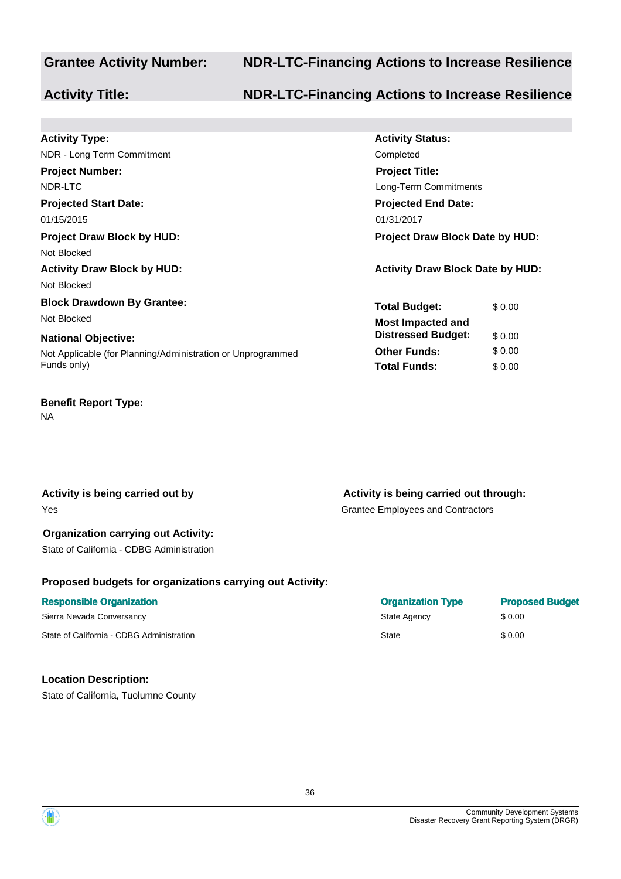**Grantee Activity Number:** NDR-LTC-Financing Actions to Increase Resilience

**Activity Title:** NDR-LTC-Financing Actions to Increase Resilience

**Activity Type:**
NDR - Long Term Commitment

**Activity Status:**
Completed

**Project Number:**
NDR-LTC

**Project Title:**
Long-Term Commitments

**Projected Start Date:**
01/15/2015

**Projected End Date:**
01/31/2017

**Project Draw Block by HUD:**
Not Blocked

**Project Draw Block Date by HUD:**

**Activity Draw Block by HUD:**
Not Blocked

**Activity Draw Block Date by HUD:**

**Block Drawdown By Grantee:**
Not Blocked

**National Objective:**
Not Applicable (for Planning/Administration or Unprogrammed Funds only)

| | |
|---|---|
| **Total Budget:** | $ 0.00 |
| **Most Impacted and Distressed Budget:** | $ 0.00 |
| **Other Funds:** | $ 0.00 |
| **Total Funds:** | $ 0.00 |

**Benefit Report Type:**
NA

**Activity is being carried out by**
Yes

**Activity is being carried out through:**
Grantee Employees and Contractors

**Organization carrying out Activity:**
State of California - CDBG Administration

**Proposed budgets for organizations carrying out Activity:**

| Responsible Organization | Organization Type | Proposed Budget |
|---|---|---|
| Sierra Nevada Conversancy | State Agency | $ 0.00 |
| State of California - CDBG Administration | State | $ 0.00 |

**Location Description:**
State of California, Tuolumne County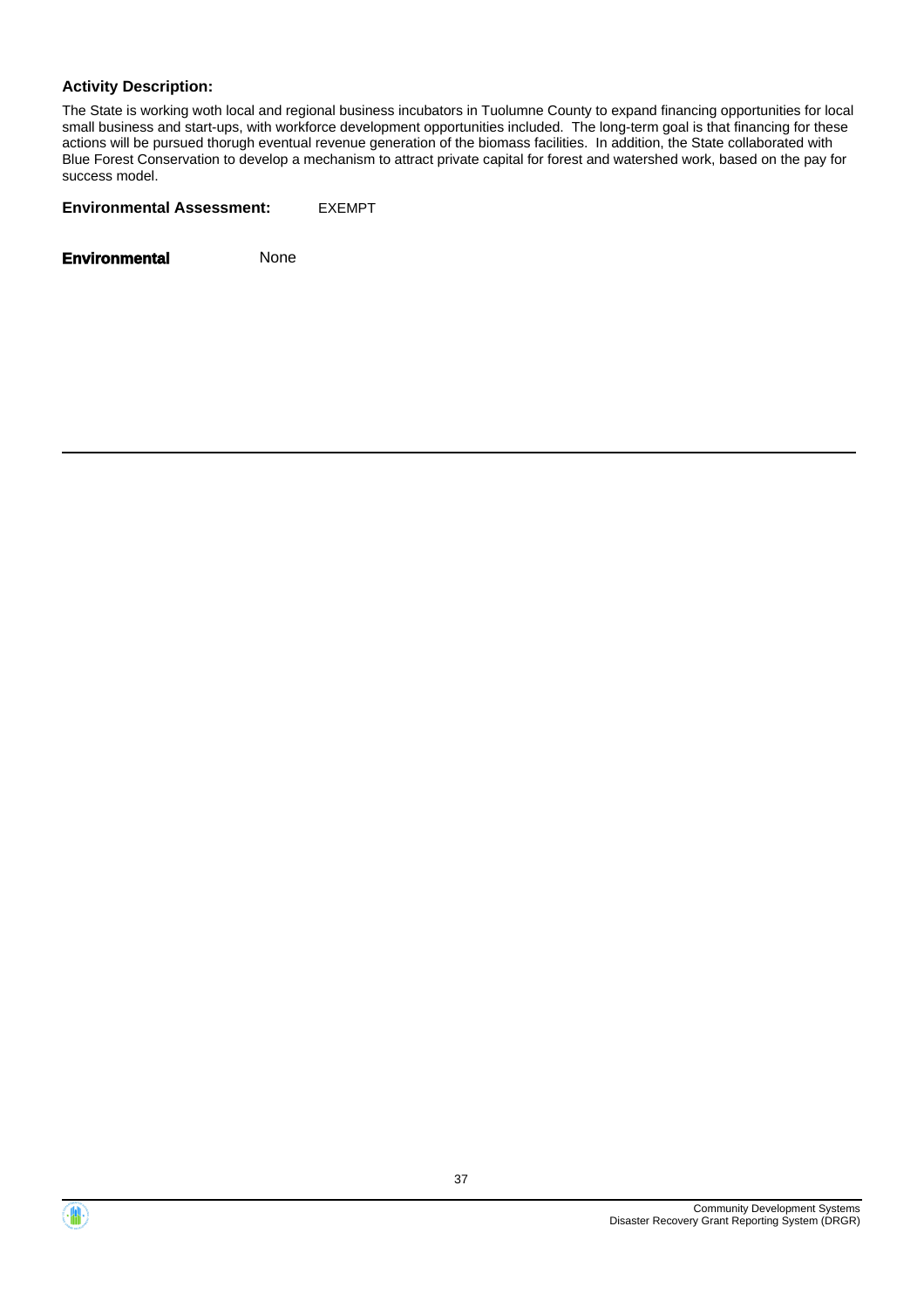**Activity Description:**

The State is working woth local and regional business incubators in Tuolumne County to expand financing opportunities for local small business and start-ups, with workforce development opportunities included. The long-term goal is that financing for these actions will be pursued thorugh eventual revenue generation of the biomass facilities. In addition, the State collaborated with Blue Forest Conservation to develop a mechanism to attract private capital for forest and watershed work, based on the pay for success model.

**Environmental Assessment:** EXEMPT

**Environmental** None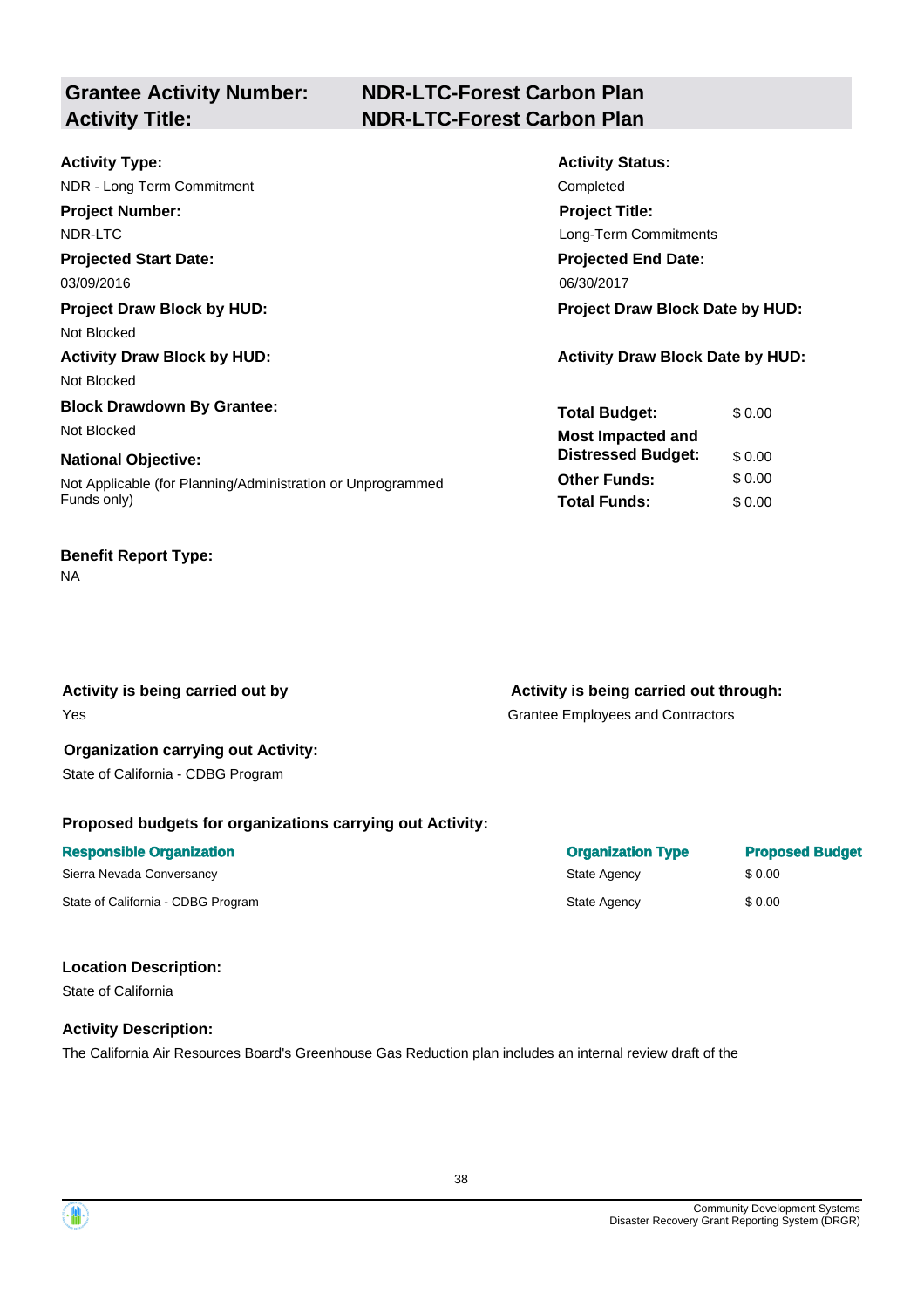## Grantee Activity Number: NDR-LTC-Forest Carbon Plan
## Activity Title: NDR-LTC-Forest Carbon Plan

**Activity Type:**
NDR - Long Term Commitment

**Activity Status:**
Completed

**Project Number:**
NDR-LTC

**Project Title:**
Long-Term Commitments

**Projected Start Date:**
03/09/2016

**Projected End Date:**
06/30/2017

**Project Draw Block by HUD:**
Not Blocked

**Project Draw Block Date by HUD:**

**Activity Draw Block by HUD:**
Not Blocked

**Activity Draw Block Date by HUD:**

**Block Drawdown By Grantee:**
Not Blocked

**National Objective:**
Not Applicable (for Planning/Administration or Unprogrammed Funds only)

| | |
|---|---|
| **Total Budget:** | $ 0.00 |
| **Most Impacted and Distressed Budget:** | $ 0.00 |
| **Other Funds:** | $ 0.00 |
| **Total Funds:** | $ 0.00 |

**Benefit Report Type:**
NA

**Activity is being carried out by**
Yes

**Activity is being carried out through:**
Grantee Employees and Contractors

**Organization carrying out Activity:**
State of California - CDBG Program

**Proposed budgets for organizations carrying out Activity:**

| Responsible Organization | Organization Type | Proposed Budget |
|---|---|---|
| Sierra Nevada Conversancy | State Agency | $ 0.00 |
| State of California - CDBG Program | State Agency | $ 0.00 |

**Location Description:**
State of California

**Activity Description:**
The California Air Resources Board's Greenhouse Gas Reduction plan includes an internal review draft of the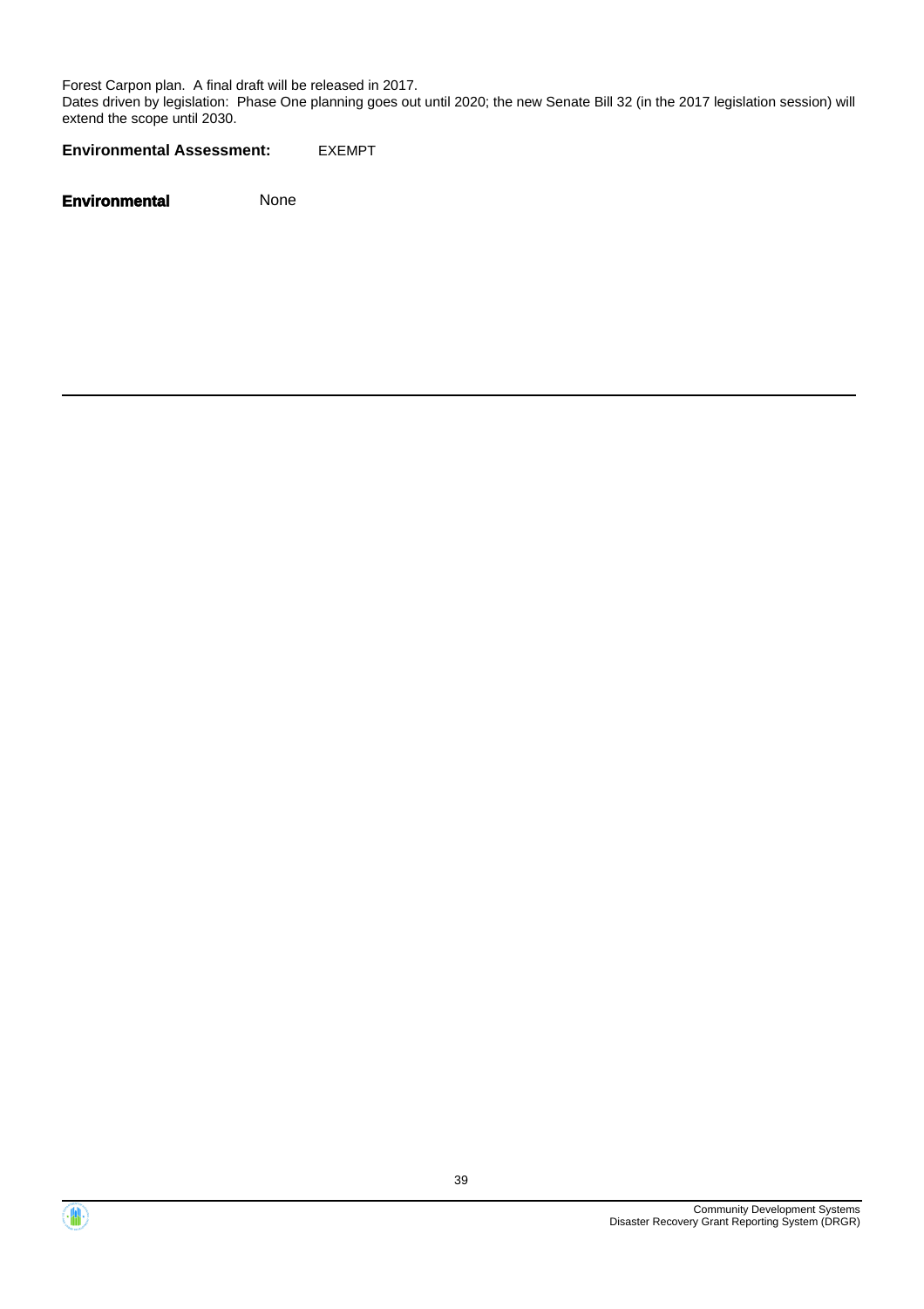Forest Carpon plan. A final draft will be released in 2017.
Dates driven by legislation: Phase One planning goes out until 2020; the new Senate Bill 32 (in the 2017 legislation session) will extend the scope until 2030.

**Environmental Assessment:** EXEMPT

**Environmental** None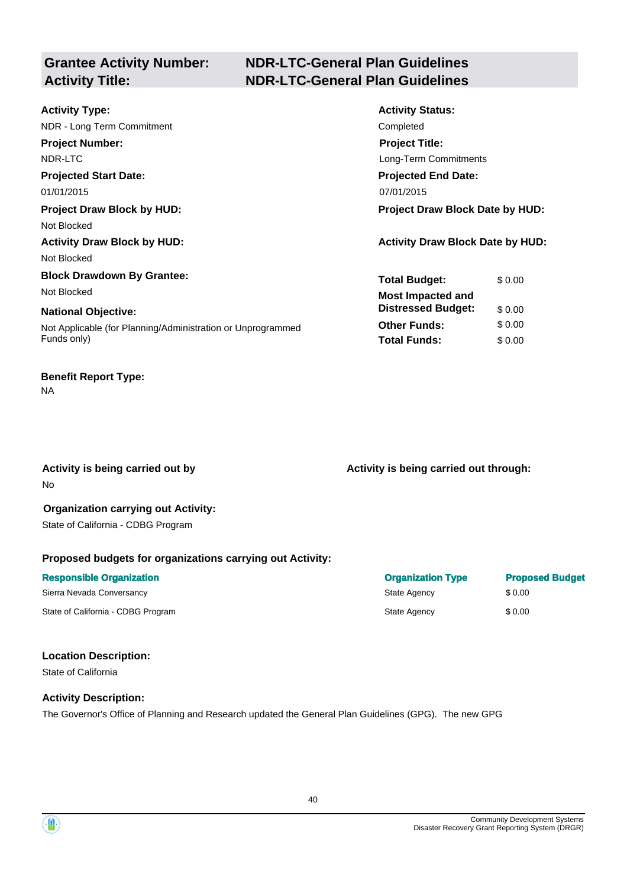| **Grantee Activity Number:** | **NDR-LTC-General Plan Guidelines** |
|---|---|
| **Activity Title:** | **NDR-LTC-General Plan Guidelines** |

**Activity Type:**
NDR - Long Term Commitment

**Activity Status:**
Completed

**Project Number:**
NDR-LTC

**Project Title:**
Long-Term Commitments

**Projected Start Date:**
01/01/2015

**Projected End Date:**
07/01/2015

**Project Draw Block by HUD:**
Not Blocked

**Project Draw Block Date by HUD:**

**Activity Draw Block by HUD:**
Not Blocked

**Activity Draw Block Date by HUD:**

**Block Drawdown By Grantee:**
Not Blocked

**National Objective:**
Not Applicable (for Planning/Administration or Unprogrammed Funds only)

| | |
|---|---|
| **Total Budget:** | $ 0.00 |
| **Most Impacted and Distressed Budget:** | $ 0.00 |
| **Other Funds:** | $ 0.00 |
| **Total Funds:** | $ 0.00 |

**Benefit Report Type:**
NA

**Activity is being carried out by**
No

**Activity is being carried out through:**

**Organization carrying out Activity:**
State of California - CDBG Program

**Proposed budgets for organizations carrying out Activity:**

| Responsible Organization | Organization Type | Proposed Budget |
|---|---|---|
| Sierra Nevada Conversancy | State Agency | $ 0.00 |
| State of California - CDBG Program | State Agency | $ 0.00 |

**Location Description:**
State of California

**Activity Description:**
The Governor's Office of Planning and Research updated the General Plan Guidelines (GPG). The new GPG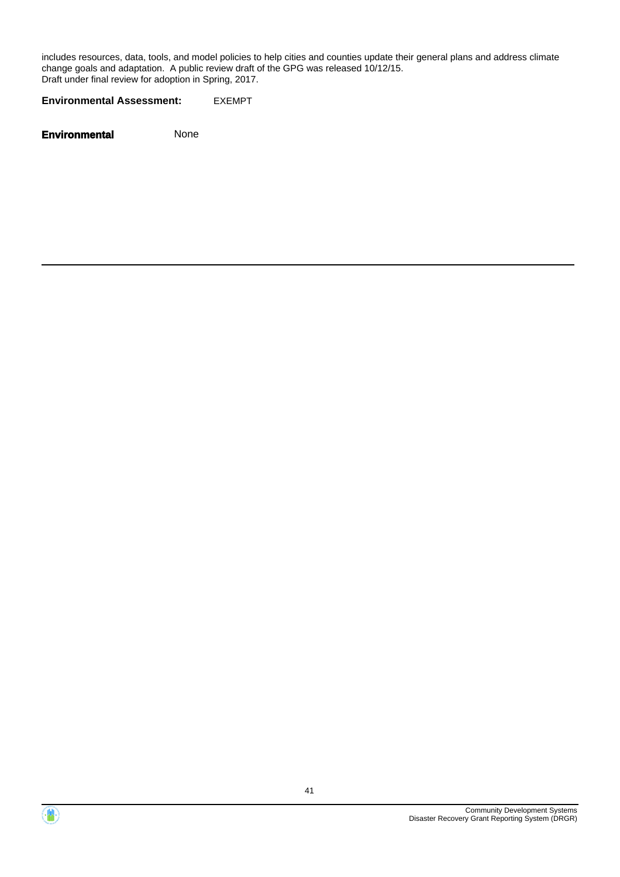includes resources, data, tools, and model policies to help cities and counties update their general plans and address climate change goals and adaptation. A public review draft of the GPG was released 10/12/15.
Draft under final review for adoption in Spring, 2017.

**Environmental Assessment:** EXEMPT

**Environmental** None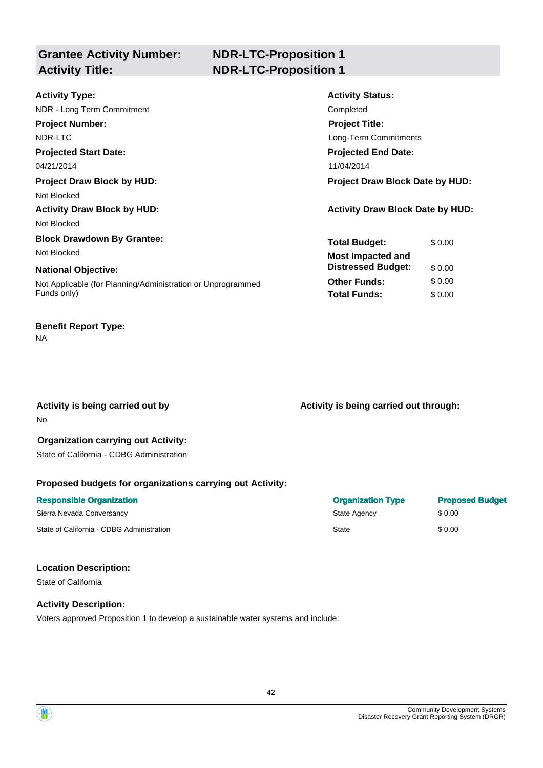## Grantee Activity Number: NDR-LTC-Proposition 1
## Activity Title: NDR-LTC-Proposition 1

**Activity Type:**
NDR - Long Term Commitment

**Activity Status:**
Completed

**Project Number:**
NDR-LTC

**Project Title:**
Long-Term Commitments

**Projected Start Date:**
04/21/2014

**Projected End Date:**
11/04/2014

**Project Draw Block by HUD:**
Not Blocked

**Project Draw Block Date by HUD:**

**Activity Draw Block by HUD:**
Not Blocked

**Activity Draw Block Date by HUD:**

**Block Drawdown By Grantee:**
Not Blocked

**National Objective:**
Not Applicable (for Planning/Administration or Unprogrammed Funds only)

| | |
|---|---|
| **Total Budget:** | $ 0.00 |
| **Most Impacted and Distressed Budget:** | $ 0.00 |
| **Other Funds:** | $ 0.00 |
| **Total Funds:** | $ 0.00 |

**Benefit Report Type:**
NA

**Activity is being carried out by**
No

**Activity is being carried out through:**

**Organization carrying out Activity:**
State of California - CDBG Administration

**Proposed budgets for organizations carrying out Activity:**

| Responsible Organization | Organization Type | Proposed Budget |
|---|---|---|
| Sierra Nevada Conversancy | State Agency | $ 0.00 |
| State of California - CDBG Administration | State | $ 0.00 |

**Location Description:**
State of California

**Activity Description:**
Voters approved Proposition 1 to develop a sustainable water systems and include: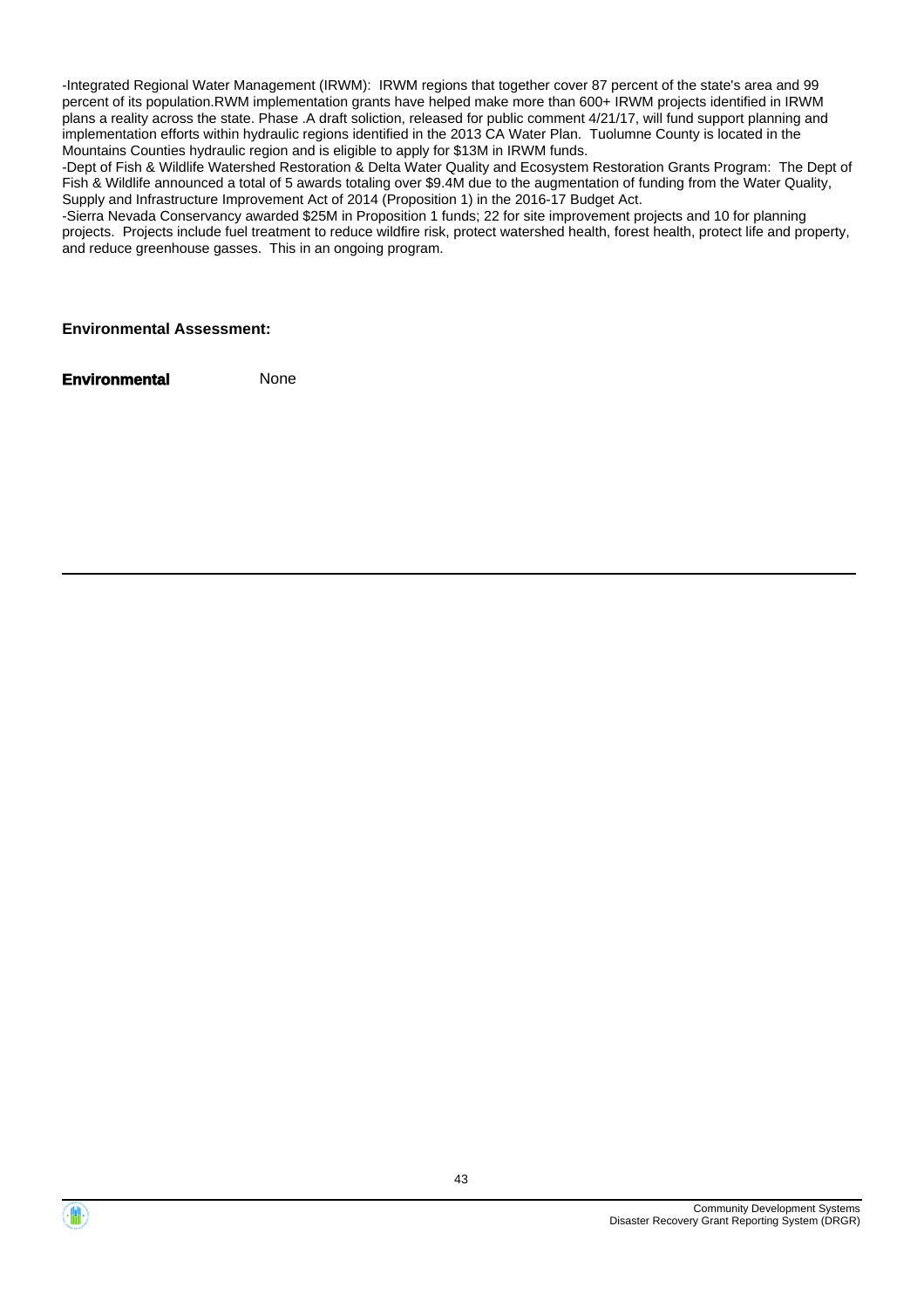-Integrated Regional Water Management (IRWM): IRWM regions that together cover 87 percent of the state's area and 99 percent of its population.RWM implementation grants have helped make more than 600+ IRWM projects identified in IRWM plans a reality across the state. Phase .A draft soliction, released for public comment 4/21/17, will fund support planning and implementation efforts within hydraulic regions identified in the 2013 CA Water Plan. Tuolumne County is located in the Mountains Counties hydraulic region and is eligible to apply for $13M in IRWM funds.
-Dept of Fish & Wildlife Watershed Restoration & Delta Water Quality and Ecosystem Restoration Grants Program: The Dept of Fish & Wildlife announced a total of 5 awards totaling over $9.4M due to the augmentation of funding from the Water Quality, Supply and Infrastructure Improvement Act of 2014 (Proposition 1) in the 2016-17 Budget Act.
-Sierra Nevada Conservancy awarded $25M in Proposition 1 funds; 22 for site improvement projects and 10 for planning projects. Projects include fuel treatment to reduce wildfire risk, protect watershed health, forest health, protect life and property, and reduce greenhouse gasses. This in an ongoing program.

**Environmental Assessment:**

| **Environmental** | None |
|---|---|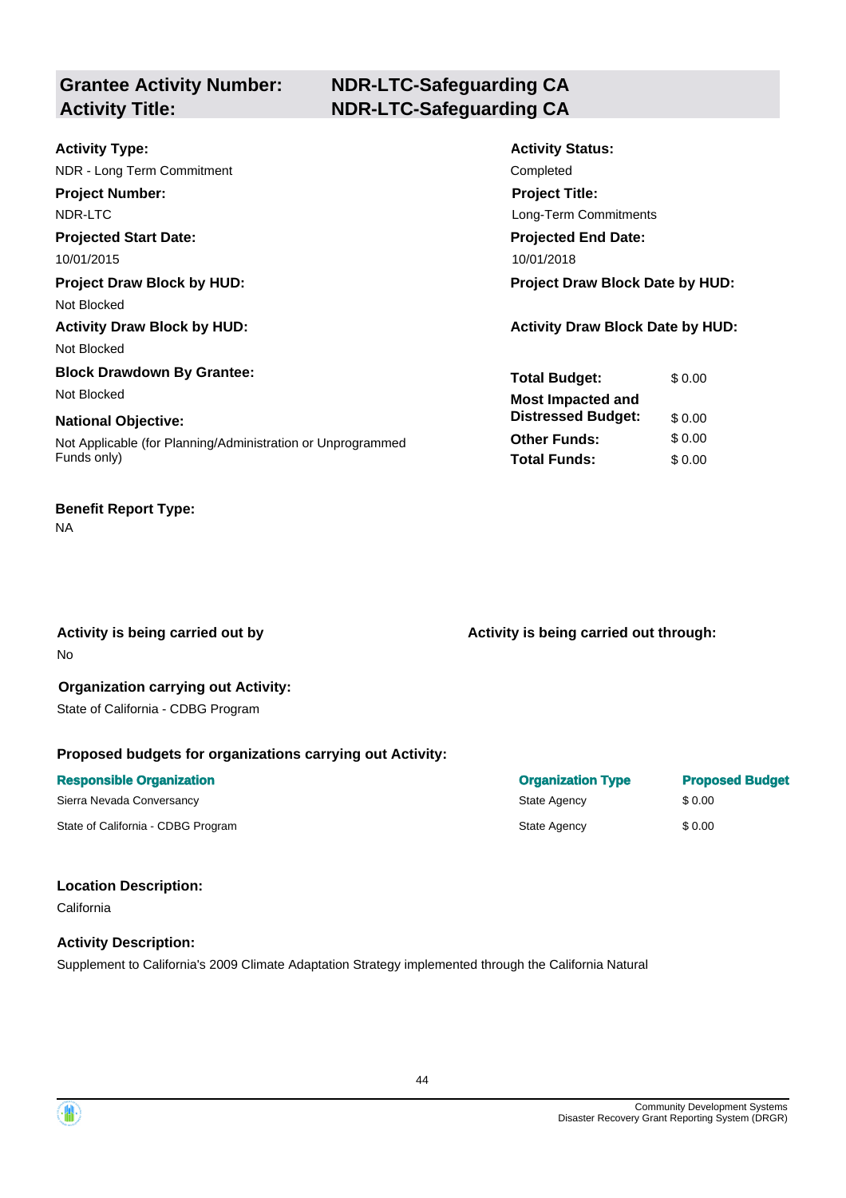## Grantee Activity Number: NDR-LTC-Safeguarding CA
## Activity Title: NDR-LTC-Safeguarding CA

**Activity Type:**
NDR - Long Term Commitment

**Activity Status:**
Completed

**Project Number:**
NDR-LTC

**Project Title:**
Long-Term Commitments

**Projected Start Date:**
10/01/2015

**Projected End Date:**
10/01/2018

**Project Draw Block by HUD:**
Not Blocked

**Project Draw Block Date by HUD:**

**Activity Draw Block by HUD:**
Not Blocked

**Activity Draw Block Date by HUD:**

**Block Drawdown By Grantee:**
Not Blocked

**National Objective:**
Not Applicable (for Planning/Administration or Unprogrammed Funds only)

| | |
|---|---|
| **Total Budget:** | $ 0.00 |
| **Most Impacted and Distressed Budget:** | $ 0.00 |
| **Other Funds:** | $ 0.00 |
| **Total Funds:** | $ 0.00 |

**Benefit Report Type:**
NA

**Activity is being carried out by**
No

**Activity is being carried out through:**

**Organization carrying out Activity:**
State of California - CDBG Program

**Proposed budgets for organizations carrying out Activity:**

| Responsible Organization | Organization Type | Proposed Budget |
|---|---|---|
| Sierra Nevada Conversancy | State Agency | $ 0.00 |
| State of California - CDBG Program | State Agency | $ 0.00 |

**Location Description:**
California

**Activity Description:**
Supplement to California's 2009 Climate Adaptation Strategy implemented through the California Natural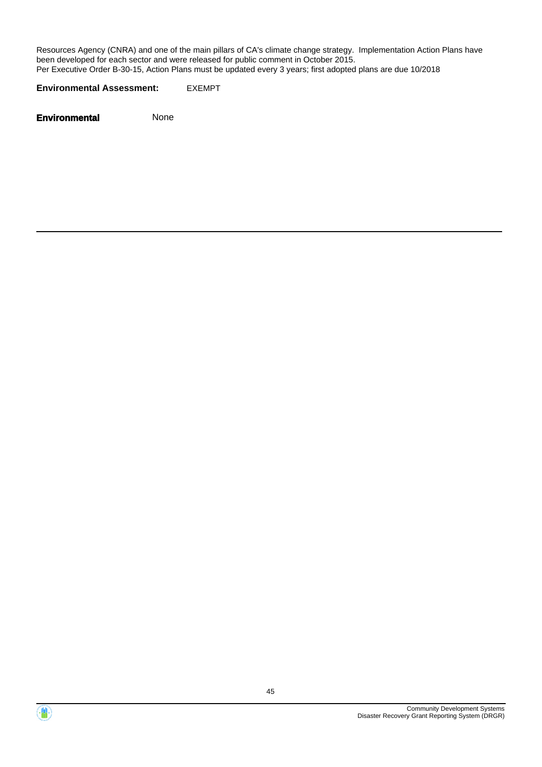Resources Agency (CNRA) and one of the main pillars of CA's climate change strategy. Implementation Action Plans have been developed for each sector and were released for public comment in October 2015.
Per Executive Order B-30-15, Action Plans must be updated every 3 years; first adopted plans are due 10/2018

**Environmental Assessment:** EXEMPT

**Environmental** None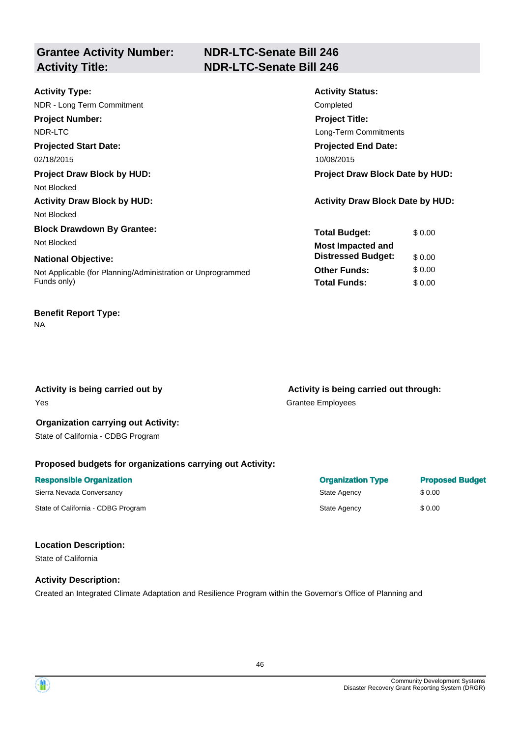## Grantee Activity Number: NDR-LTC-Senate Bill 246
## Activity Title: NDR-LTC-Senate Bill 246

**Activity Type:**
NDR - Long Term Commitment

**Activity Status:**
Completed

**Project Number:**
NDR-LTC

**Project Title:**
Long-Term Commitments

**Projected Start Date:**
02/18/2015

**Projected End Date:**
10/08/2015

**Project Draw Block by HUD:**
Not Blocked

**Project Draw Block Date by HUD:**

**Activity Draw Block by HUD:**
Not Blocked

**Activity Draw Block Date by HUD:**

**Block Drawdown By Grantee:**
Not Blocked

**National Objective:**
Not Applicable (for Planning/Administration or Unprogrammed Funds only)

| | |
|---|---|
| **Total Budget:** | $ 0.00 |
| **Most Impacted and Distressed Budget:** | $ 0.00 |
| **Other Funds:** | $ 0.00 |
| **Total Funds:** | $ 0.00 |

**Benefit Report Type:**
NA

**Activity is being carried out by**
Yes

**Activity is being carried out through:**
Grantee Employees

**Organization carrying out Activity:**
State of California - CDBG Program

**Proposed budgets for organizations carrying out Activity:**

| Responsible Organization | Organization Type | Proposed Budget |
|---|---|---|
| Sierra Nevada Conversancy | State Agency | $ 0.00 |
| State of California - CDBG Program | State Agency | $ 0.00 |

**Location Description:**
State of California

**Activity Description:**
Created an Integrated Climate Adaptation and Resilience Program within the Governor's Office of Planning and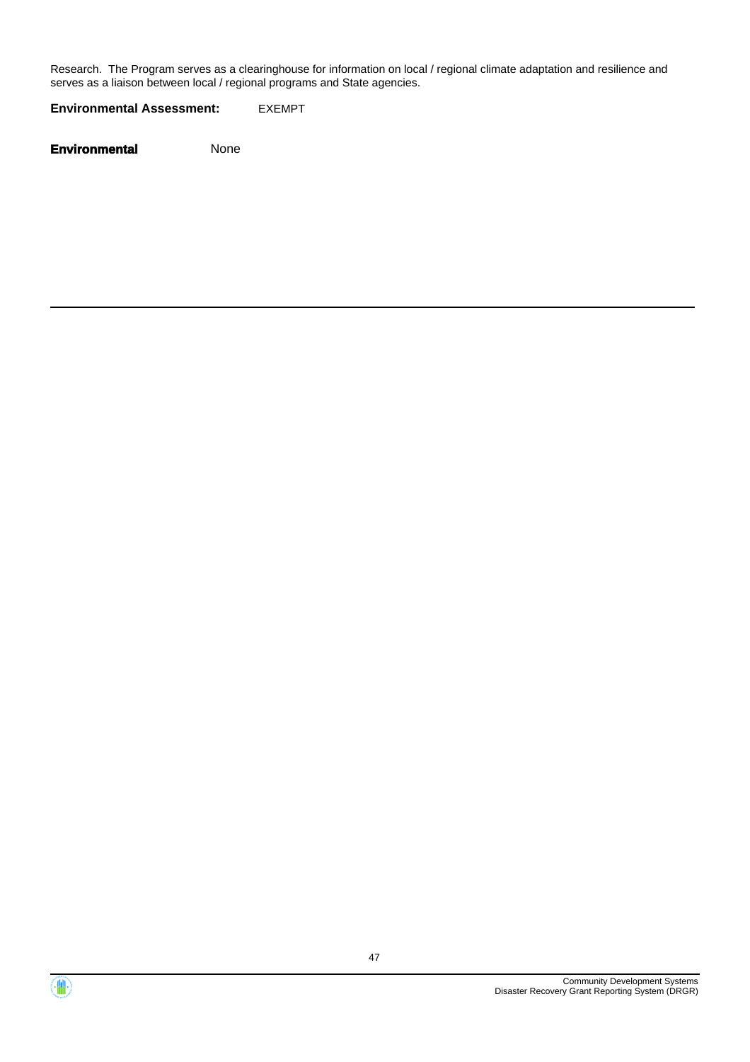Research.  The Program serves as a clearinghouse for information on local / regional climate adaptation and resilience and serves as a liaison between local / regional programs and State agencies.

**Environmental Assessment:** EXEMPT

**Environmental** None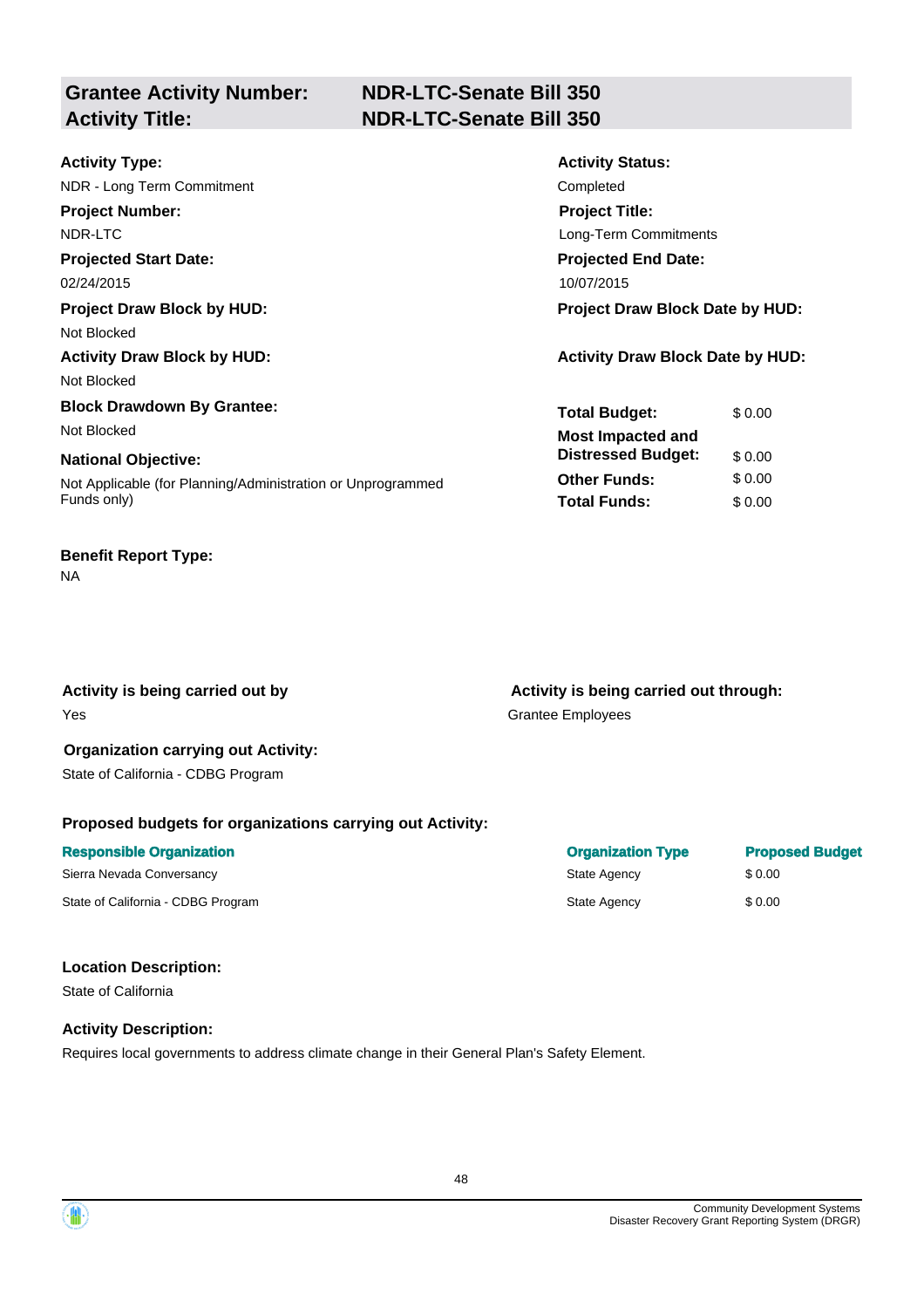## Grantee Activity Number: NDR-LTC-Senate Bill 350
## Activity Title: NDR-LTC-Senate Bill 350

**Activity Type:**
NDR - Long Term Commitment

**Activity Status:**
Completed

**Project Number:**
NDR-LTC

**Project Title:**
Long-Term Commitments

**Projected Start Date:**
02/24/2015

**Projected End Date:**
10/07/2015

**Project Draw Block by HUD:**
Not Blocked

**Project Draw Block Date by HUD:**

**Activity Draw Block by HUD:**
Not Blocked

**Activity Draw Block Date by HUD:**

**Block Drawdown By Grantee:**
Not Blocked

**National Objective:**
Not Applicable (for Planning/Administration or Unprogrammed Funds only)

| | |
|---|---|
| **Total Budget:** | $ 0.00 |
| **Most Impacted and Distressed Budget:** | $ 0.00 |
| **Other Funds:** | $ 0.00 |
| **Total Funds:** | $ 0.00 |

**Benefit Report Type:**
NA

**Activity is being carried out by**
Yes

**Activity is being carried out through:**
Grantee Employees

**Organization carrying out Activity:**
State of California - CDBG Program

**Proposed budgets for organizations carrying out Activity:**

| Responsible Organization | Organization Type | Proposed Budget |
|---|---|---|
| Sierra Nevada Conversancy | State Agency | $ 0.00 |
| State of California - CDBG Program | State Agency | $ 0.00 |

**Location Description:**
State of California

**Activity Description:**
Requires local governments to address climate change in their General Plan's Safety Element.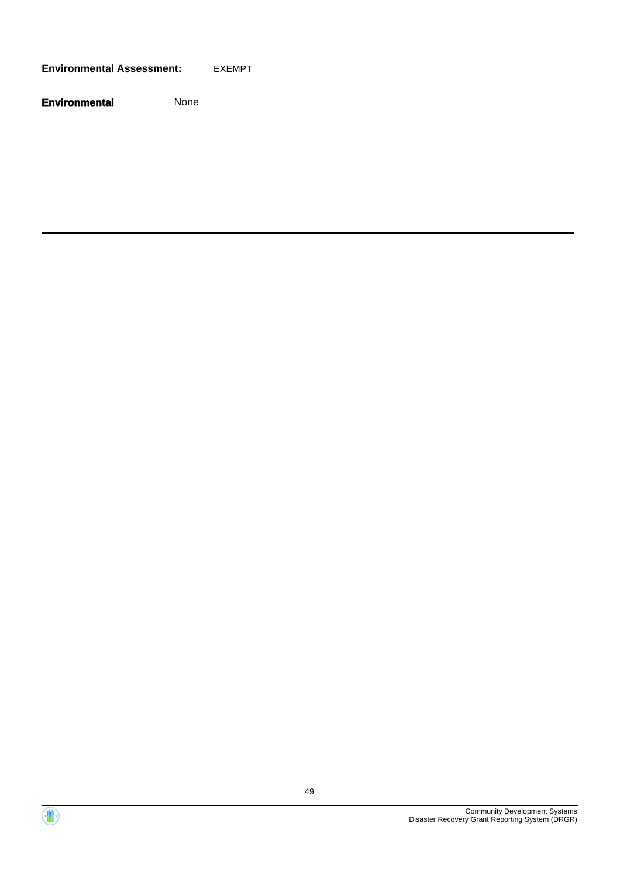**Environmental Assessment:** EXEMPT

**Environmental** None

---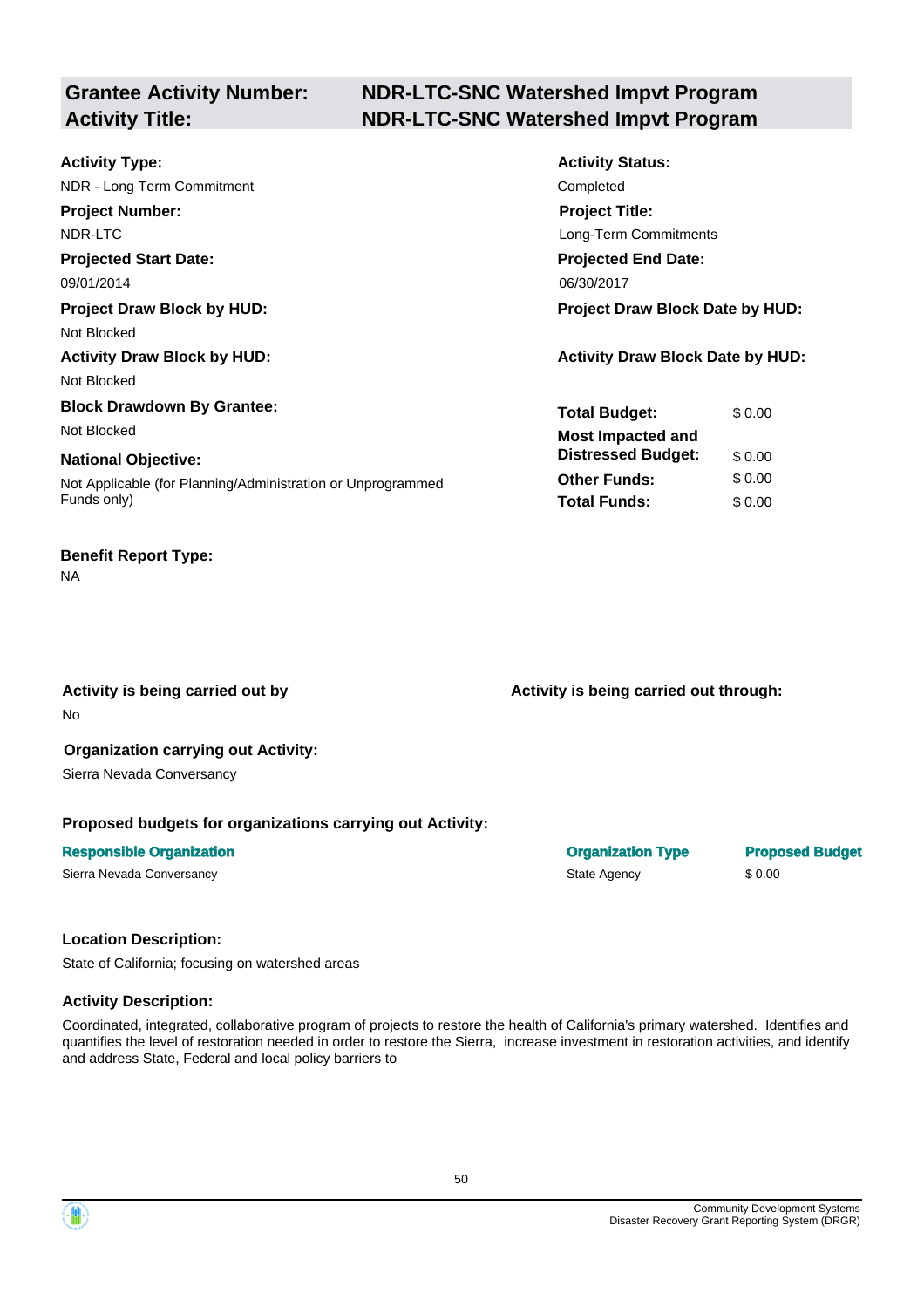| **Grantee Activity Number:** | **NDR-LTC-SNC Watershed Impvt Program** |
|---|---|
| **Activity Title:** | **NDR-LTC-SNC Watershed Impvt Program** |

**Activity Type:**
NDR - Long Term Commitment

**Activity Status:**
Completed

**Project Number:**
NDR-LTC

**Project Title:**
Long-Term Commitments

**Projected Start Date:**
09/01/2014

**Projected End Date:**
06/30/2017

**Project Draw Block by HUD:**
Not Blocked

**Project Draw Block Date by HUD:**

**Activity Draw Block by HUD:**
Not Blocked

**Activity Draw Block Date by HUD:**

**Block Drawdown By Grantee:**
Not Blocked

**National Objective:**
Not Applicable (for Planning/Administration or Unprogrammed Funds only)

| | |
|---|---|
| **Total Budget:** | $ 0.00 |
| **Most Impacted and Distressed Budget:** | $ 0.00 |
| **Other Funds:** | $ 0.00 |
| **Total Funds:** | $ 0.00 |

**Benefit Report Type:**
NA

**Activity is being carried out by**
No

**Activity is being carried out through:**

**Organization carrying out Activity:**
Sierra Nevada Conversancy

**Proposed budgets for organizations carrying out Activity:**

| Responsible Organization | Organization Type | Proposed Budget |
|---|---|---|
| Sierra Nevada Conversancy | State Agency | $ 0.00 |

**Location Description:**

State of California; focusing on watershed areas

**Activity Description:**

Coordinated, integrated, collaborative program of projects to restore the health of California's primary watershed. Identifies and quantifies the level of restoration needed in order to restore the Sierra, increase investment in restoration activities, and identify and address State, Federal and local policy barriers to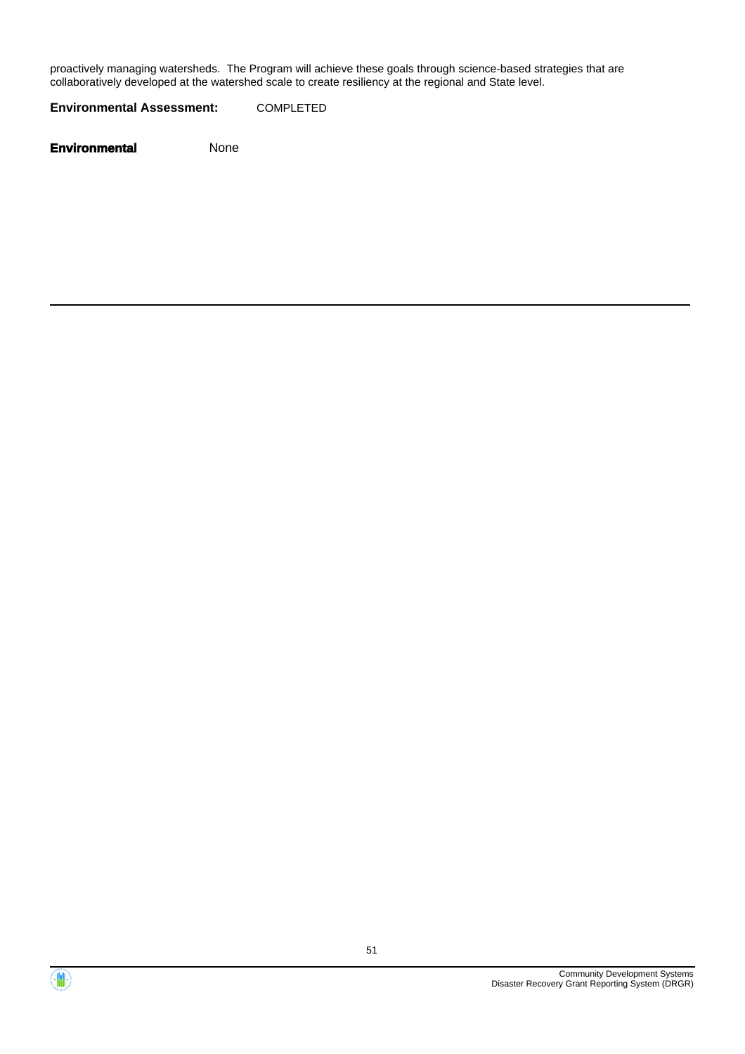proactively managing watersheds. The Program will achieve these goals through science-based strategies that are collaboratively developed at the watershed scale to create resiliency at the regional and State level.

**Environmental Assessment:** COMPLETED

**Environmental** None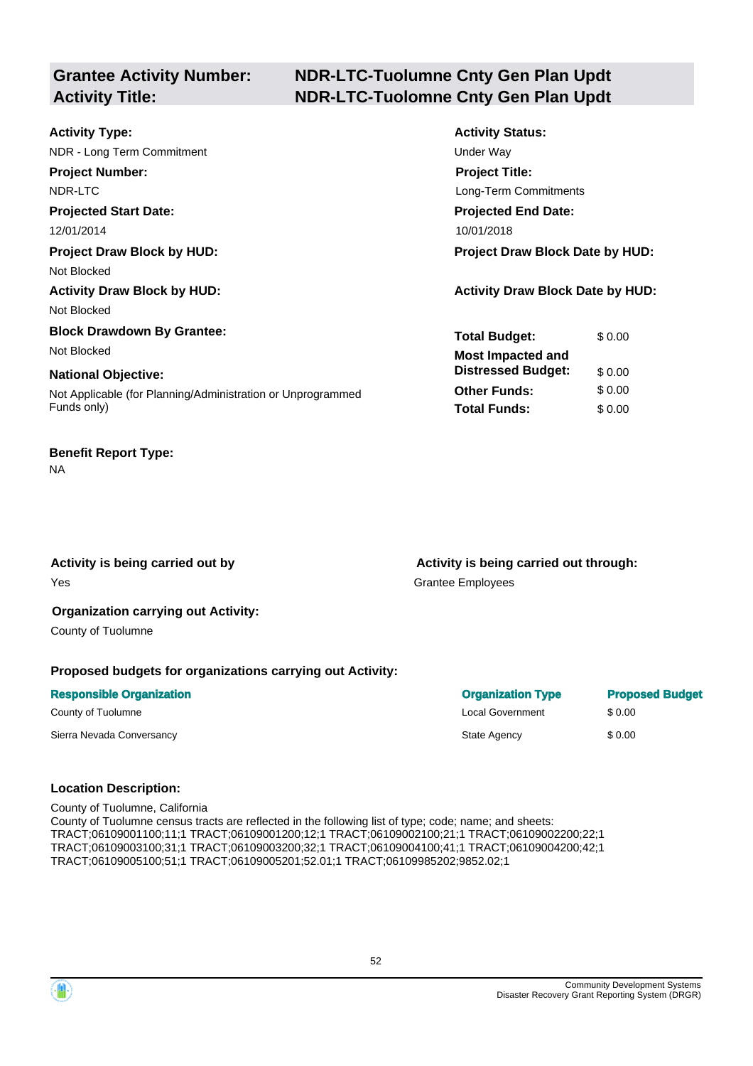## Grantee Activity Number: NDR-LTC-Tuolumne Cnty Gen Plan Updt
## Activity Title: NDR-LTC-Tuolumne Cnty Gen Plan Updt

**Activity Type:**
NDR - Long Term Commitment

**Activity Status:**
Under Way

**Project Number:**
NDR-LTC

**Project Title:**
Long-Term Commitments

**Projected Start Date:**
12/01/2014

**Projected End Date:**
10/01/2018

**Project Draw Block by HUD:**
Not Blocked

**Project Draw Block Date by HUD:**

**Activity Draw Block by HUD:**
Not Blocked

**Activity Draw Block Date by HUD:**

**Block Drawdown By Grantee:**
Not Blocked

**National Objective:**
Not Applicable (for Planning/Administration or Unprogrammed Funds only)

| | |
|---|---|
| **Total Budget:** | $ 0.00 |
| **Most Impacted and Distressed Budget:** | $ 0.00 |
| **Other Funds:** | $ 0.00 |
| **Total Funds:** | $ 0.00 |

**Benefit Report Type:**
NA

**Activity is being carried out by**
Yes

**Activity is being carried out through:**
Grantee Employees

**Organization carrying out Activity:**
County of Tuolumne

**Proposed budgets for organizations carrying out Activity:**

| Responsible Organization | Organization Type | Proposed Budget |
|---|---|---|
| County of Tuolumne | Local Government | $ 0.00 |
| Sierra Nevada Conversancy | State Agency | $ 0.00 |

**Location Description:**

County of Tuolumne, California
County of Tuolumne census tracts are reflected in the following list of type; code; name; and sheets: TRACT;06109001100;11;1 TRACT;06109001200;12;1 TRACT;06109002100;21;1 TRACT;06109002200;22;1 TRACT;06109003100;31;1 TRACT;06109003200;32;1 TRACT;06109004100;41;1 TRACT;06109004200;42;1 TRACT;06109005100;51;1 TRACT;06109005201;52.01;1 TRACT;06109985202;9852.02;1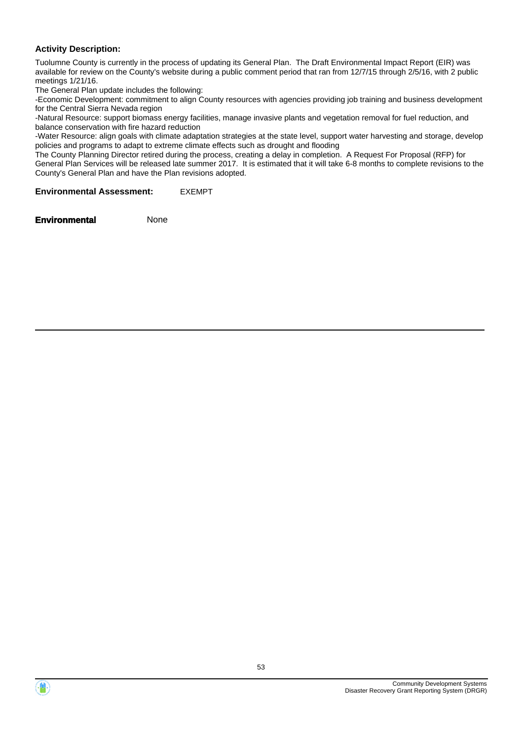**Activity Description:**

Tuolumne County is currently in the process of updating its General Plan. The Draft Environmental Impact Report (EIR) was available for review on the County's website during a public comment period that ran from 12/7/15 through 2/5/16, with 2 public meetings 1/21/16.

The General Plan update includes the following:

-Economic Development: commitment to align County resources with agencies providing job training and business development for the Central Sierra Nevada region

-Natural Resource: support biomass energy facilities, manage invasive plants and vegetation removal for fuel reduction, and balance conservation with fire hazard reduction

-Water Resource: align goals with climate adaptation strategies at the state level, support water harvesting and storage, develop policies and programs to adapt to extreme climate effects such as drought and flooding

The County Planning Director retired during the process, creating a delay in completion. A Request For Proposal (RFP) for General Plan Services will be released late summer 2017. It is estimated that it will take 6-8 months to complete revisions to the County's General Plan and have the Plan revisions adopted.

**Environmental Assessment:** EXEMPT

**Environmental** None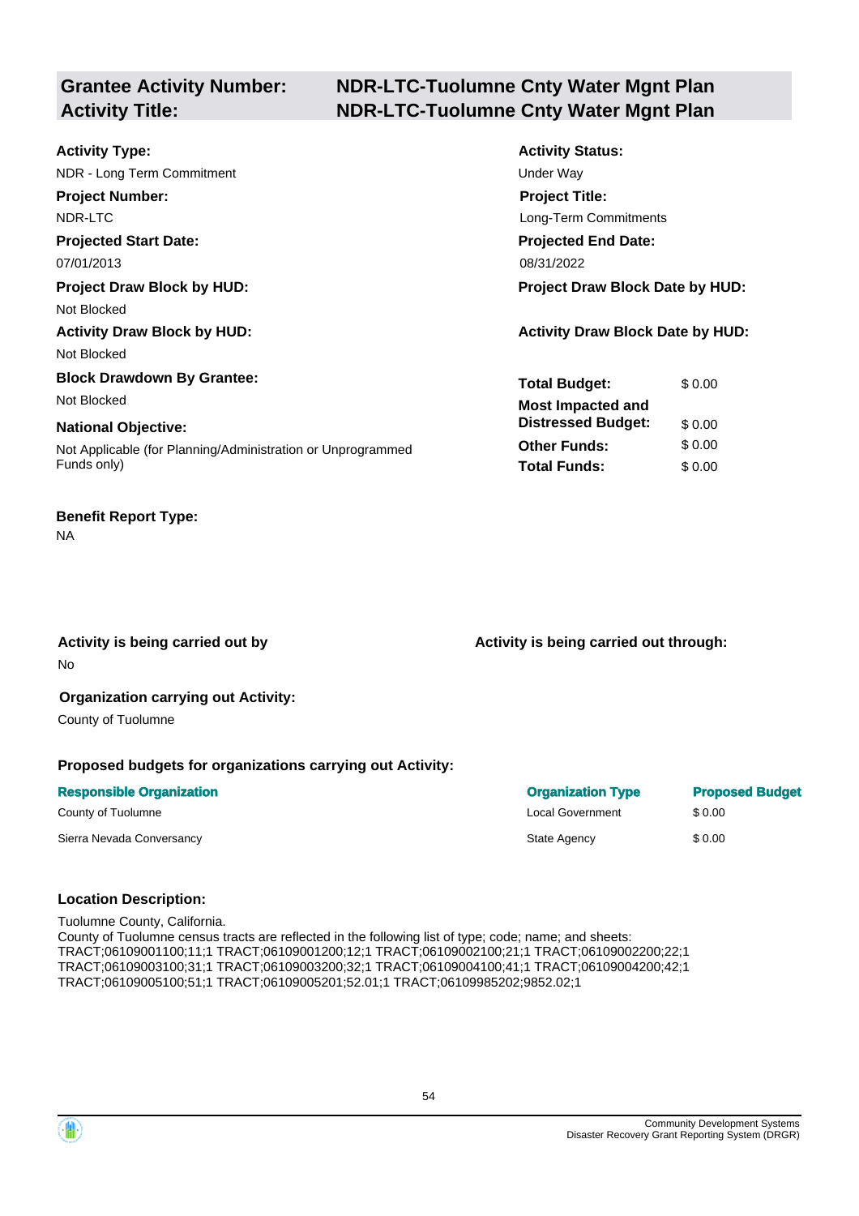## Grantee Activity Number: NDR-LTC-Tuolumne Cnty Water Mgnt Plan
## Activity Title: NDR-LTC-Tuolumne Cnty Water Mgnt Plan

**Activity Type:**
NDR - Long Term Commitment

**Activity Status:**
Under Way

**Project Number:**
NDR-LTC

**Project Title:**
Long-Term Commitments

**Projected Start Date:**
07/01/2013

**Projected End Date:**
08/31/2022

**Project Draw Block by HUD:**
Not Blocked

**Project Draw Block Date by HUD:**

**Activity Draw Block by HUD:**
Not Blocked

**Activity Draw Block Date by HUD:**

**Block Drawdown By Grantee:**
Not Blocked

**National Objective:**
Not Applicable (for Planning/Administration or Unprogrammed Funds only)

| | |
|---|---|
| **Total Budget:** | $ 0.00 |
| **Most Impacted and Distressed Budget:** | $ 0.00 |
| **Other Funds:** | $ 0.00 |
| **Total Funds:** | $ 0.00 |

**Benefit Report Type:**
NA

**Activity is being carried out by**
No

**Activity is being carried out through:**

**Organization carrying out Activity:**
County of Tuolumne

**Proposed budgets for organizations carrying out Activity:**

| Responsible Organization | Organization Type | Proposed Budget |
|---|---|---|
| County of Tuolumne | Local Government | $ 0.00 |
| Sierra Nevada Conversancy | State Agency | $ 0.00 |

**Location Description:**

Tuolumne County, California.
County of Tuolumne census tracts are reflected in the following list of type; code; name; and sheets: TRACT;06109001100;11;1 TRACT;06109001200;12;1 TRACT;06109002100;21;1 TRACT;06109002200;22;1 TRACT;06109003100;31;1 TRACT;06109003200;32;1 TRACT;06109004100;41;1 TRACT;06109004200;42;1 TRACT;06109005100;51;1 TRACT;06109005201;52.01;1 TRACT;06109985202;9852.02;1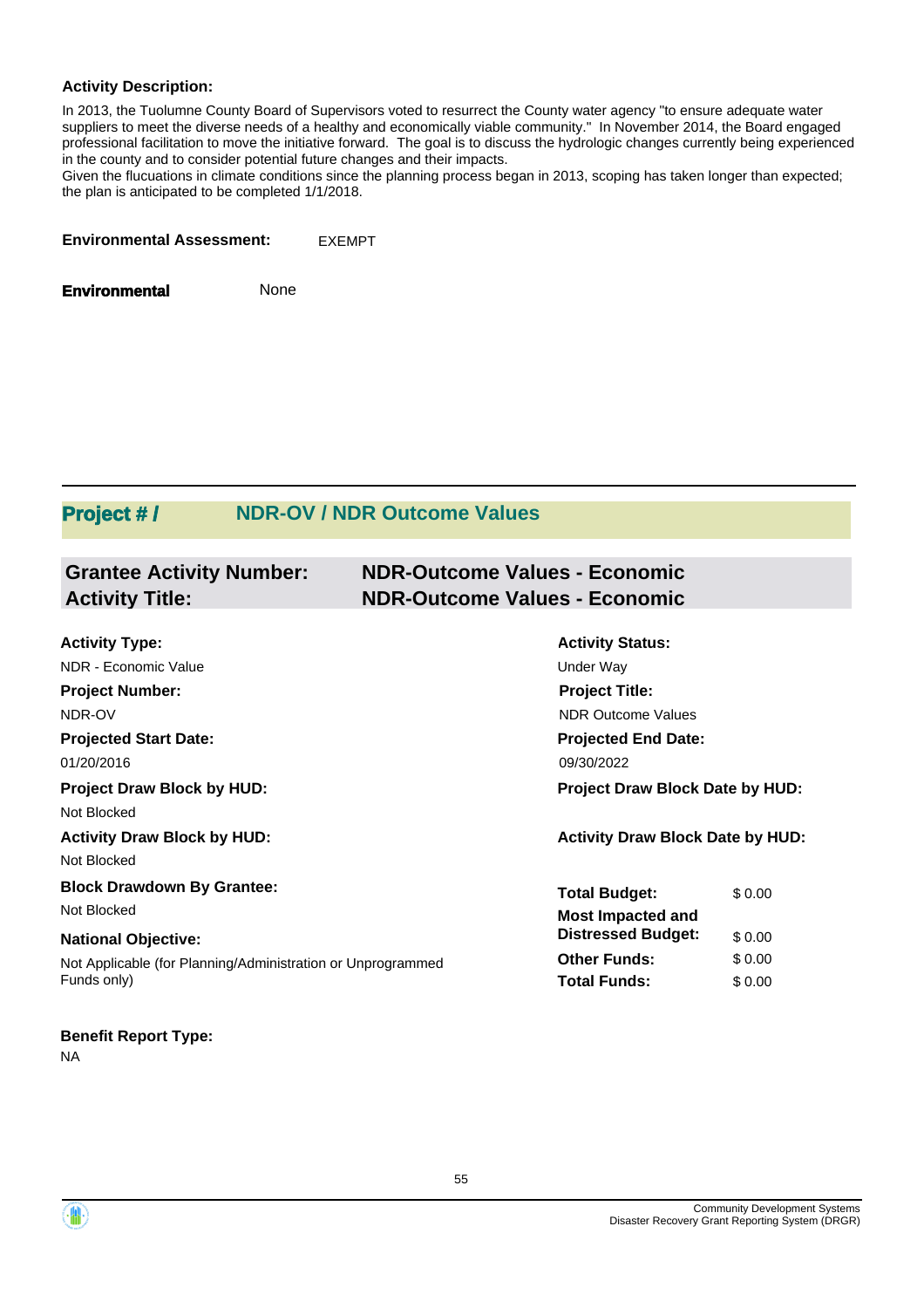**Activity Description:**

In 2013, the Tuolumne County Board of Supervisors voted to resurrect the County water agency "to ensure adequate water suppliers to meet the diverse needs of a healthy and economically viable community." In November 2014, the Board engaged professional facilitation to move the initiative forward. The goal is to discuss the hydrologic changes currently being experienced in the county and to consider potential future changes and their impacts.
Given the flucuations in climate conditions since the planning process began in 2013, scoping has taken longer than expected; the plan is anticipated to be completed 1/1/2018.

**Environmental Assessment:** EXEMPT

**Environmental** None

## Project # / NDR-OV / NDR Outcome Values

### Grantee Activity Number: NDR-Outcome Values - Economic
### Activity Title: NDR-Outcome Values - Economic

**Activity Type:**
NDR - Economic Value

**Activity Status:**
Under Way

**Project Number:**
NDR-OV

**Project Title:**
NDR Outcome Values

**Projected Start Date:**
01/20/2016

**Projected End Date:**
09/30/2022

**Project Draw Block by HUD:**
Not Blocked

**Project Draw Block Date by HUD:**

**Activity Draw Block by HUD:**
Not Blocked

**Activity Draw Block Date by HUD:**

**Block Drawdown By Grantee:**
Not Blocked

**National Objective:**
Not Applicable (for Planning/Administration or Unprogrammed Funds only)

| | |
|---|---|
| **Total Budget:** | $ 0.00 |
| **Most Impacted and Distressed Budget:** | $ 0.00 |
| **Other Funds:** | $ 0.00 |
| **Total Funds:** | $ 0.00 |

**Benefit Report Type:**
NA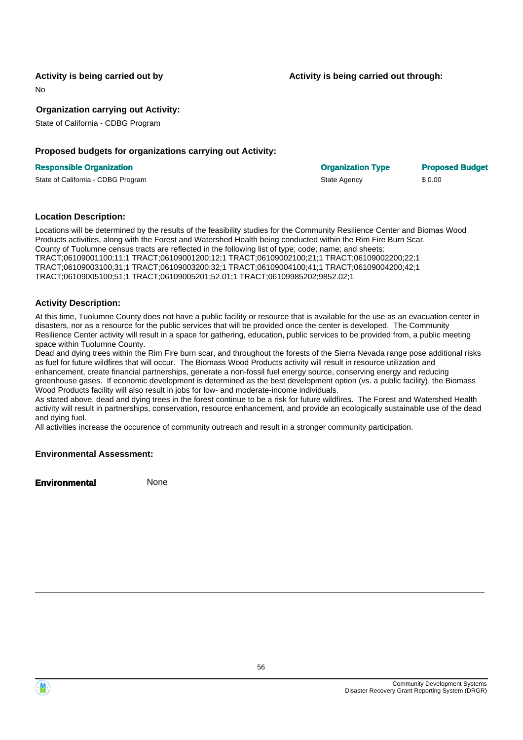**Activity is being carried out by**

No

**Activity is being carried out through:**

**Organization carrying out Activity:**

State of California - CDBG Program

**Proposed budgets for organizations carrying out Activity:**

| Responsible Organization | Organization Type | Proposed Budget |
| --- | --- | --- |
| State of California - CDBG Program | State Agency | $ 0.00 |

**Location Description:**

Locations will be determined by the results of the feasibility studies for the Community Resilience Center and Biomas Wood Products activities, along with the Forest and Watershed Health being conducted within the Rim Fire Burn Scar.
County of Tuolumne census tracts are reflected in the following list of type; code; name; and sheets:
TRACT;06109001100;11;1 TRACT;06109001200;12;1 TRACT;06109002100;21;1 TRACT;06109002200;22;1 TRACT;06109003100;31;1 TRACT;06109003200;32;1 TRACT;06109004100;41;1 TRACT;06109004200;42;1 TRACT;06109005100;51;1 TRACT;06109005201;52.01;1 TRACT;06109985202;9852.02;1

**Activity Description:**

At this time, Tuolumne County does not have a public facility or resource that is available for the use as an evacuation center in disasters, nor as a resource for the public services that will be provided once the center is developed.  The Community Resilience Center activity will result in a space for gathering, education, public services to be provided from, a public meeting space within Tuolumne County.
Dead and dying trees within the Rim Fire burn scar, and throughout the forests of the Sierra Nevada range pose additional risks as fuel for future wildfires that will occur.  The Biomass Wood Products activity will result in resource utilization and enhancement, create financial partnerships, generate a non-fossil fuel energy source, conserving energy and reducing greenhouse gases.  If economic development is determined as the best development option (vs. a public facility), the Biomass Wood Products facility will also result in jobs for low- and moderate-income individuals.
As stated above, dead and dying trees in the forest continue to be a risk for future wildfires.  The Forest and Watershed Health activity will result in partnerships, conservation, resource enhancement, and provide an ecologically sustainable use of the dead and dying fuel.
All activities increase the occurence of community outreach and result in a stronger community participation.

**Environmental Assessment:**

**Environmental** None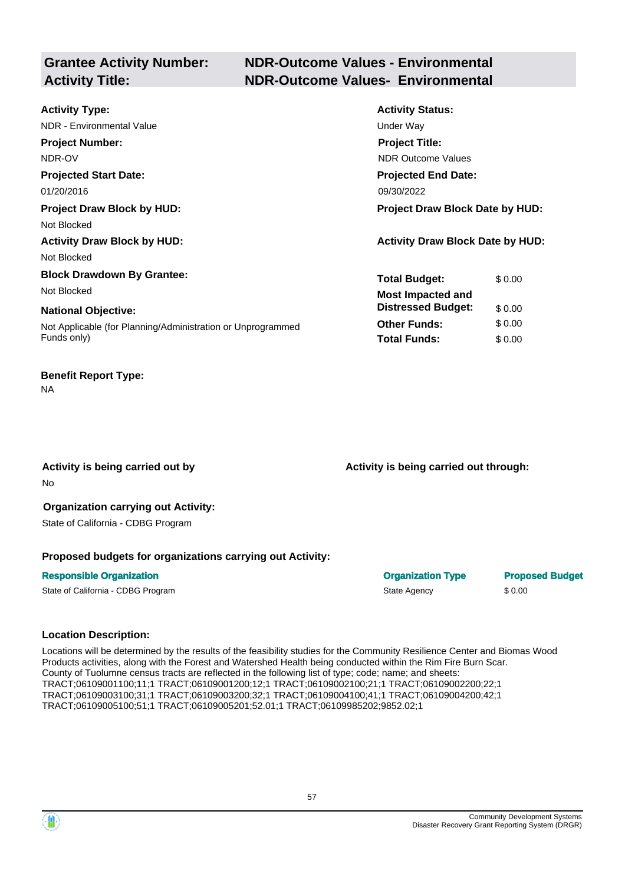## Grantee Activity Number: NDR-Outcome Values - Environmental
## Activity Title: NDR-Outcome Values- Environmental

**Activity Type:**
NDR - Environmental Value

**Activity Status:**
Under Way

**Project Number:**
NDR-OV

**Project Title:**
NDR Outcome Values

**Projected Start Date:**
01/20/2016

**Projected End Date:**
09/30/2022

**Project Draw Block by HUD:**
Not Blocked

**Project Draw Block Date by HUD:**

**Activity Draw Block by HUD:**
Not Blocked

**Activity Draw Block Date by HUD:**

**Block Drawdown By Grantee:**
Not Blocked

**National Objective:**
Not Applicable (for Planning/Administration or Unprogrammed Funds only)

| | |
|---|---|
| **Total Budget:** | $ 0.00 |
| **Most Impacted and Distressed Budget:** | $ 0.00 |
| **Other Funds:** | $ 0.00 |
| **Total Funds:** | $ 0.00 |

**Benefit Report Type:**
NA

**Activity is being carried out by**
No

**Activity is being carried out through:**

**Organization carrying out Activity:**
State of California - CDBG Program

**Proposed budgets for organizations carrying out Activity:**

| Responsible Organization | Organization Type | Proposed Budget |
|---|---|---|
| State of California - CDBG Program | State Agency | $ 0.00 |

**Location Description:**

Locations will be determined by the results of the feasibility studies for the Community Resilience Center and Biomas Wood Products activities, along with the Forest and Watershed Health being conducted within the Rim Fire Burn Scar.
County of Tuolumne census tracts are reflected in the following list of type; code; name; and sheets:
TRACT;06109001100;11;1 TRACT;06109001200;12;1 TRACT;06109002100;21;1 TRACT;06109002200;22;1 TRACT;06109003100;31;1 TRACT;06109003200;32;1 TRACT;06109004100;41;1 TRACT;06109004200;42;1 TRACT;06109005100;51;1 TRACT;06109005201;52.01;1 TRACT;06109985202;9852.02;1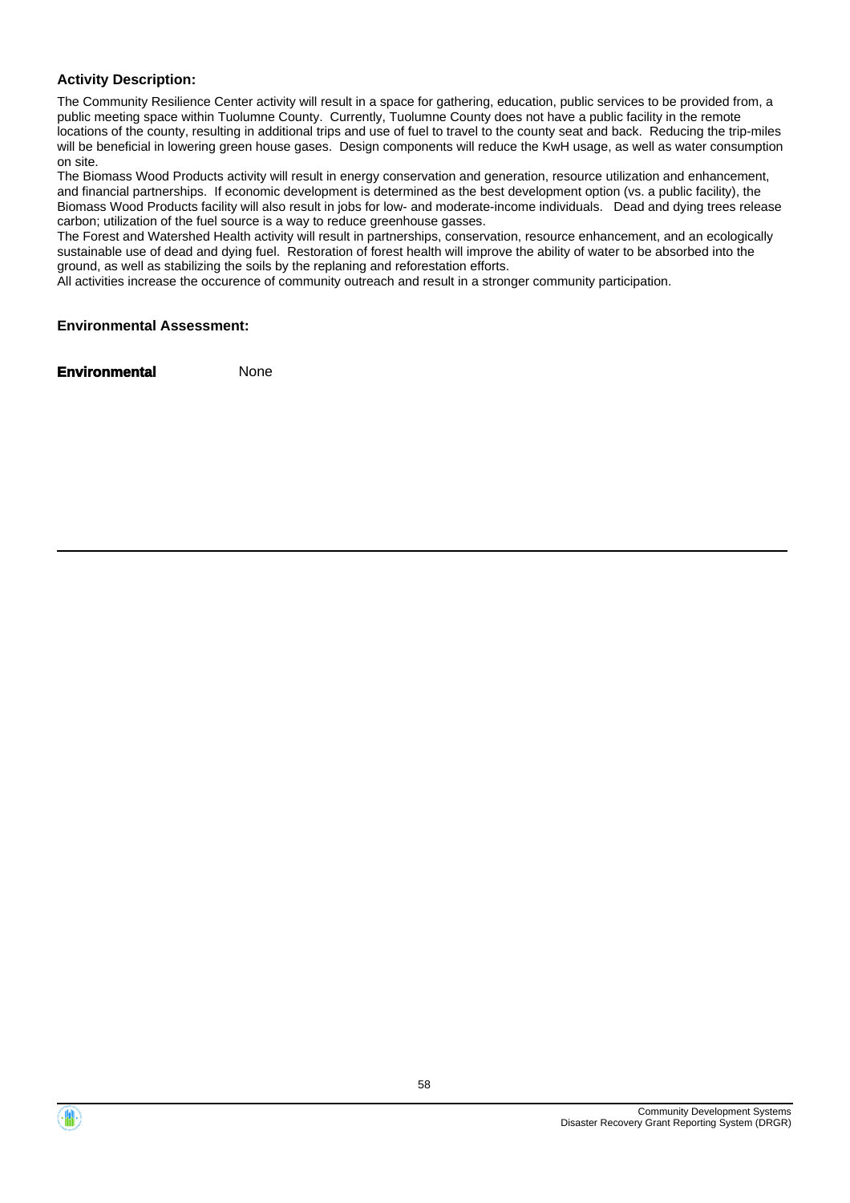**Activity Description:**

The Community Resilience Center activity will result in a space for gathering, education, public services to be provided from, a public meeting space within Tuolumne County. Currently, Tuolumne County does not have a public facility in the remote locations of the county, resulting in additional trips and use of fuel to travel to the county seat and back. Reducing the trip-miles will be beneficial in lowering green house gases. Design components will reduce the KwH usage, as well as water consumption on site.

The Biomass Wood Products activity will result in energy conservation and generation, resource utilization and enhancement, and financial partnerships. If economic development is determined as the best development option (vs. a public facility), the Biomass Wood Products facility will also result in jobs for low- and moderate-income individuals. Dead and dying trees release carbon; utilization of the fuel source is a way to reduce greenhouse gasses.

The Forest and Watershed Health activity will result in partnerships, conservation, resource enhancement, and an ecologically sustainable use of dead and dying fuel. Restoration of forest health will improve the ability of water to be absorbed into the ground, as well as stabilizing the soils by the replaning and reforestation efforts.

All activities increase the occurence of community outreach and result in a stronger community participation.

**Environmental Assessment:**

**Environmental** None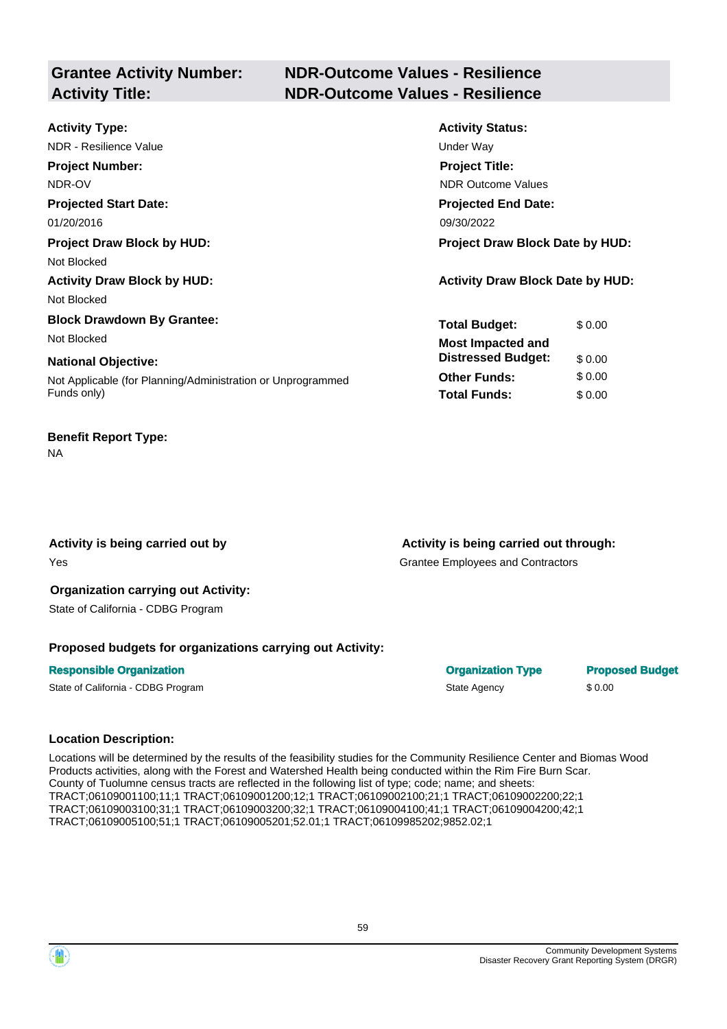| **Grantee Activity Number:** | **NDR-Outcome Values - Resilience** |
|---|---|
| **Activity Title:** | **NDR-Outcome Values - Resilience** |

**Activity Type:**
NDR - Resilience Value

**Activity Status:**
Under Way

**Project Number:**
NDR-OV

**Project Title:**
NDR Outcome Values

**Projected Start Date:**
01/20/2016

**Projected End Date:**
09/30/2022

**Project Draw Block by HUD:**
Not Blocked

**Project Draw Block Date by HUD:**

**Activity Draw Block by HUD:**
Not Blocked

**Activity Draw Block Date by HUD:**

**Block Drawdown By Grantee:**
Not Blocked

**National Objective:**
Not Applicable (for Planning/Administration or Unprogrammed Funds only)

| | |
|---|---|
| **Total Budget:** | $ 0.00 |
| **Most Impacted and Distressed Budget:** | $ 0.00 |
| **Other Funds:** | $ 0.00 |
| **Total Funds:** | $ 0.00 |

**Benefit Report Type:**
NA

**Activity is being carried out by**
Yes

**Activity is being carried out through:**
Grantee Employees and Contractors

**Organization carrying out Activity:**
State of California - CDBG Program

**Proposed budgets for organizations carrying out Activity:**

| Responsible Organization | Organization Type | Proposed Budget |
|---|---|---|
| State of California - CDBG Program | State Agency | $ 0.00 |

**Location Description:**

Locations will be determined by the results of the feasibility studies for the Community Resilience Center and Biomas Wood Products activities, along with the Forest and Watershed Health being conducted within the Rim Fire Burn Scar.
County of Tuolumne census tracts are reflected in the following list of type; code; name; and sheets:
TRACT;06109001100;11;1 TRACT;06109001200;12;1 TRACT;06109002100;21;1 TRACT;06109002200;22;1 TRACT;06109003100;31;1 TRACT;06109003200;32;1 TRACT;06109004100;41;1 TRACT;06109004200;42;1 TRACT;06109005100;51;1 TRACT;06109005201;52.01;1 TRACT;06109985202;9852.02;1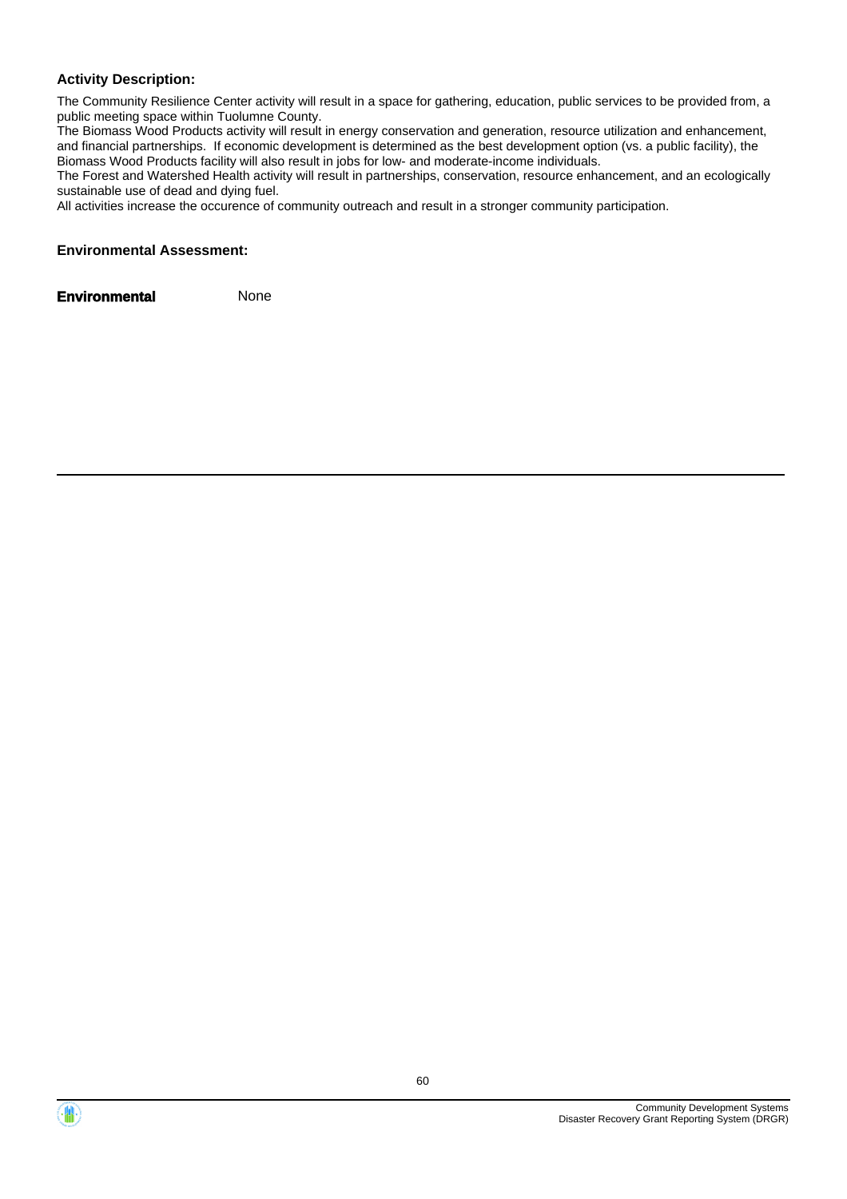**Activity Description:**

The Community Resilience Center activity will result in a space for gathering, education, public services to be provided from, a public meeting space within Tuolumne County.
The Biomass Wood Products activity will result in energy conservation and generation, resource utilization and enhancement, and financial partnerships. If economic development is determined as the best development option (vs. a public facility), the Biomass Wood Products facility will also result in jobs for low- and moderate-income individuals.
The Forest and Watershed Health activity will result in partnerships, conservation, resource enhancement, and an ecologically sustainable use of dead and dying fuel.
All activities increase the occurence of community outreach and result in a stronger community participation.

**Environmental Assessment:**

**Environmental** None

---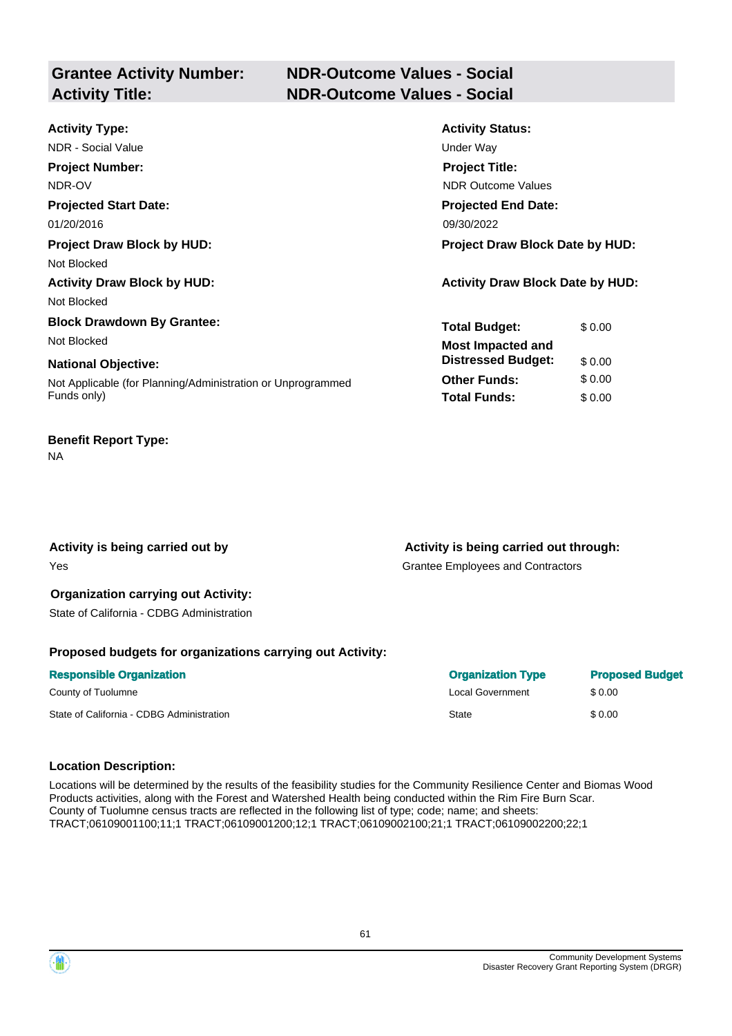## Grantee Activity Number: NDR-Outcome Values - Social
## Activity Title: NDR-Outcome Values - Social

**Activity Type:**
NDR - Social Value

**Activity Status:**
Under Way

**Project Number:**
NDR-OV

**Project Title:**
NDR Outcome Values

**Projected Start Date:**
01/20/2016

**Projected End Date:**
09/30/2022

**Project Draw Block by HUD:**
Not Blocked

**Project Draw Block Date by HUD:**

**Activity Draw Block by HUD:**
Not Blocked

**Activity Draw Block Date by HUD:**

**Block Drawdown By Grantee:**
Not Blocked

**National Objective:**
Not Applicable (for Planning/Administration or Unprogrammed Funds only)

| | |
|---|---|
| **Total Budget:** | $ 0.00 |
| **Most Impacted and Distressed Budget:** | $ 0.00 |
| **Other Funds:** | $ 0.00 |
| **Total Funds:** | $ 0.00 |

**Benefit Report Type:**
NA

**Activity is being carried out by**
Yes

**Activity is being carried out through:**
Grantee Employees and Contractors

**Organization carrying out Activity:**
State of California - CDBG Administration

### Proposed budgets for organizations carrying out Activity:

| Responsible Organization | Organization Type | Proposed Budget |
|---|---|---|
| County of Tuolumne | Local Government | $ 0.00 |
| State of California - CDBG Administration | State | $ 0.00 |

### Location Description:

Locations will be determined by the results of the feasibility studies for the Community Resilience Center and Biomas Wood Products activities, along with the Forest and Watershed Health being conducted within the Rim Fire Burn Scar.
County of Tuolumne census tracts are reflected in the following list of type; code; name; and sheets:
TRACT;06109001100;11;1 TRACT;06109001200;12;1 TRACT;06109002100;21;1 TRACT;06109002200;22;1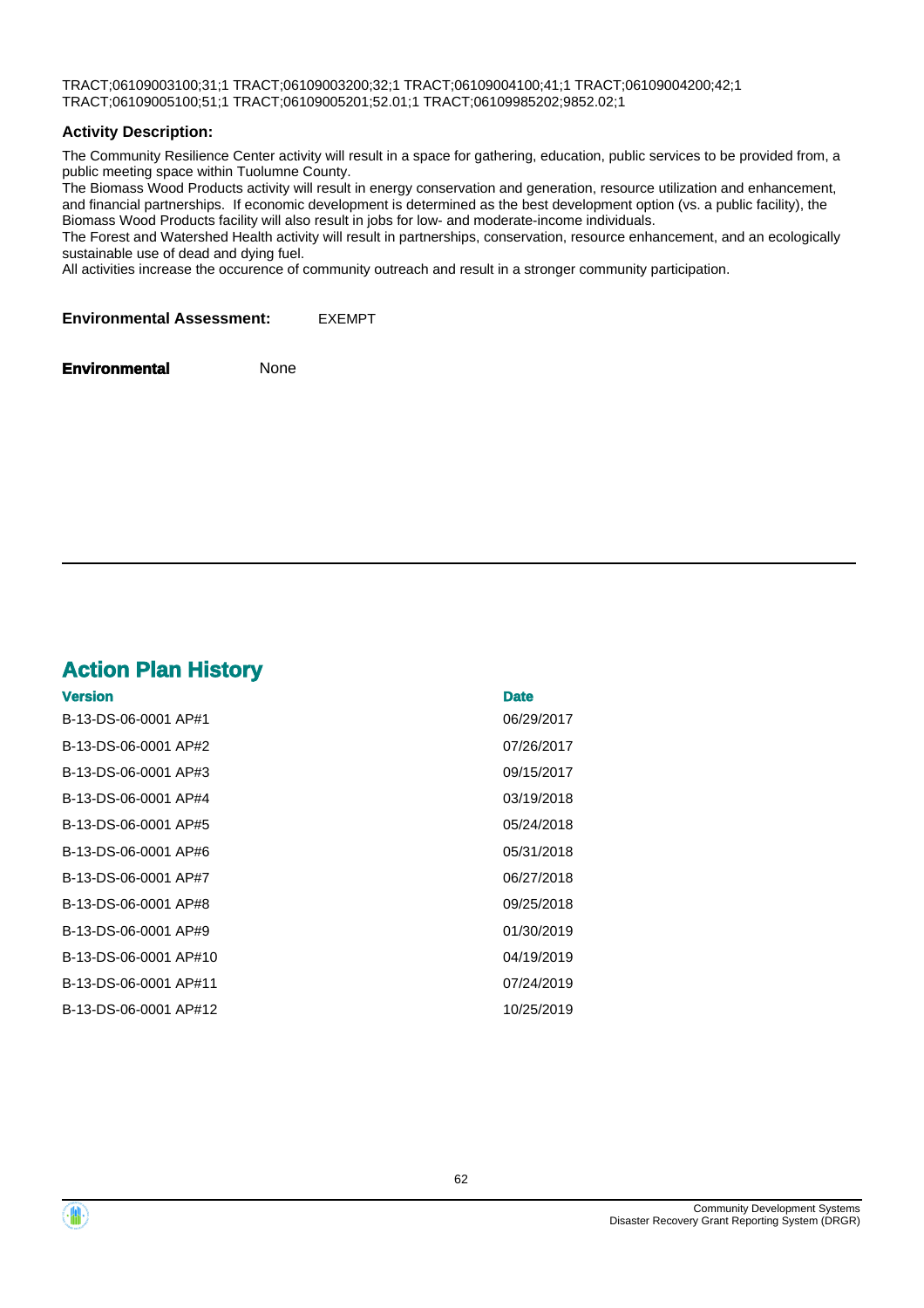TRACT;06109003100;31;1 TRACT;06109003200;32;1 TRACT;06109004100;41;1 TRACT;06109004200;42;1 TRACT;06109005100;51;1 TRACT;06109005201;52.01;1 TRACT;06109985202;9852.02;1

**Activity Description:**

The Community Resilience Center activity will result in a space for gathering, education, public services to be provided from, a public meeting space within Tuolumne County.
The Biomass Wood Products activity will result in energy conservation and generation, resource utilization and enhancement, and financial partnerships. If economic development is determined as the best development option (vs. a public facility), the Biomass Wood Products facility will also result in jobs for low- and moderate-income individuals.
The Forest and Watershed Health activity will result in partnerships, conservation, resource enhancement, and an ecologically sustainable use of dead and dying fuel.
All activities increase the occurence of community outreach and result in a stronger community participation.

**Environmental Assessment:** EXEMPT

**Environmental** None

## Action Plan History

| Version | Date |
|---|---|
| B-13-DS-06-0001 AP#1 | 06/29/2017 |
| B-13-DS-06-0001 AP#2 | 07/26/2017 |
| B-13-DS-06-0001 AP#3 | 09/15/2017 |
| B-13-DS-06-0001 AP#4 | 03/19/2018 |
| B-13-DS-06-0001 AP#5 | 05/24/2018 |
| B-13-DS-06-0001 AP#6 | 05/31/2018 |
| B-13-DS-06-0001 AP#7 | 06/27/2018 |
| B-13-DS-06-0001 AP#8 | 09/25/2018 |
| B-13-DS-06-0001 AP#9 | 01/30/2019 |
| B-13-DS-06-0001 AP#10 | 04/19/2019 |
| B-13-DS-06-0001 AP#11 | 07/24/2019 |
| B-13-DS-06-0001 AP#12 | 10/25/2019 |